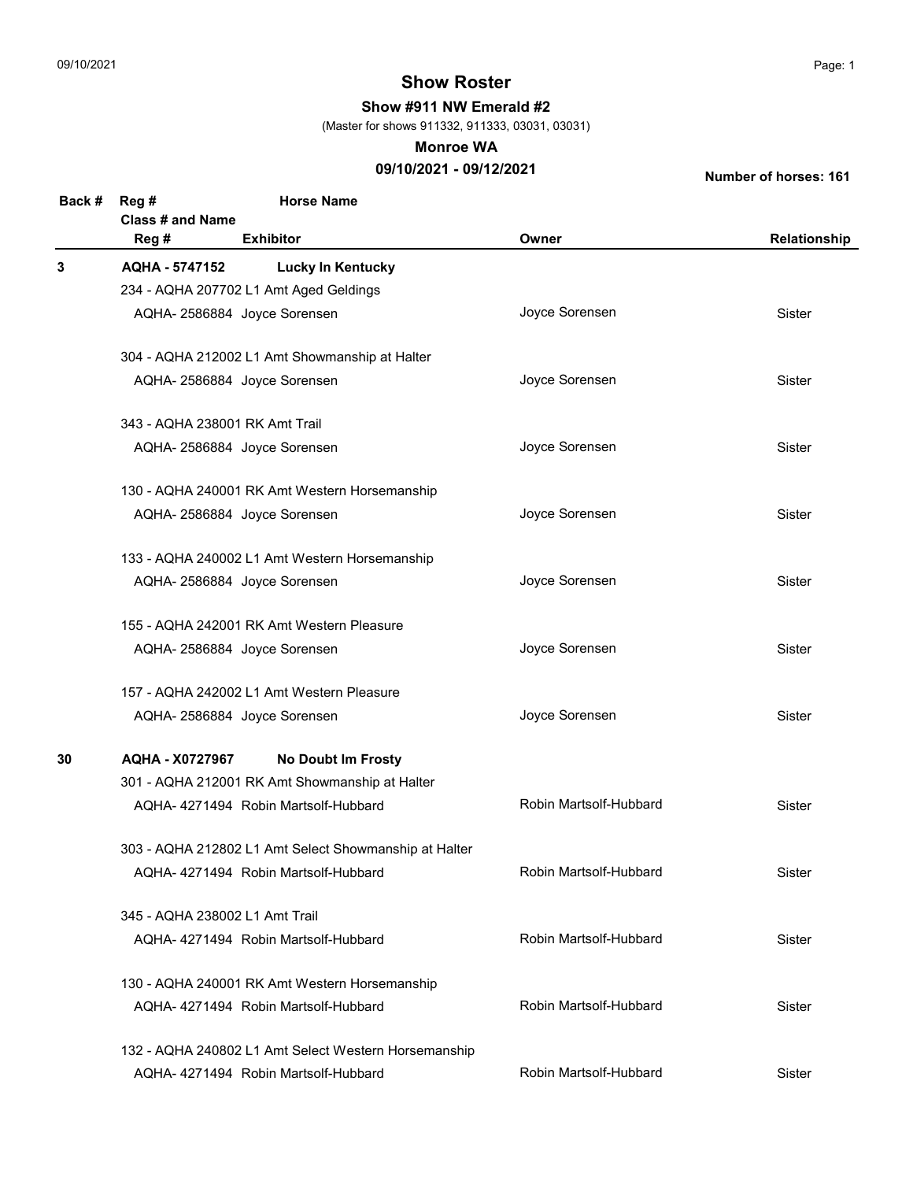# Show Roster

**Show #911 NW Emerald #2**

(Master for shows 911332, 911333, 03031, 03031)

**Monroe WA**

**09/10/2021 - 09/12/2021**

**Number of horses: 161**

| Back # | Reg # / Class # and Name / Reg # | Horse Name / Exhibitor | Owner | Relationship |
|---|---|---|---|---|
| **3** | **AQHA - 5747152** | **Lucky In Kentucky** | | |
| | 234 - AQHA 207702 L1 Amt Aged Geldings | | | |
| | AQHA- 2586884 | Joyce Sorensen | Joyce Sorensen | Sister |
| | 304 - AQHA 212002 L1 Amt Showmanship at Halter | | | |
| | AQHA- 2586884 | Joyce Sorensen | Joyce Sorensen | Sister |
| | 343 - AQHA 238001 RK Amt Trail | | | |
| | AQHA- 2586884 | Joyce Sorensen | Joyce Sorensen | Sister |
| | 130 - AQHA 240001 RK Amt Western Horsemanship | | | |
| | AQHA- 2586884 | Joyce Sorensen | Joyce Sorensen | Sister |
| | 133 - AQHA 240002 L1 Amt Western Horsemanship | | | |
| | AQHA- 2586884 | Joyce Sorensen | Joyce Sorensen | Sister |
| | 155 - AQHA 242001 RK Amt Western Pleasure | | | |
| | AQHA- 2586884 | Joyce Sorensen | Joyce Sorensen | Sister |
| | 157 - AQHA 242002 L1 Amt Western Pleasure | | | |
| | AQHA- 2586884 | Joyce Sorensen | Joyce Sorensen | Sister |
| **30** | **AQHA - X0727967** | **No Doubt Im Frosty** | | |
| | 301 - AQHA 212001 RK Amt Showmanship at Halter | | | |
| | AQHA- 4271494 | Robin Martsolf-Hubbard | Robin Martsolf-Hubbard | Sister |
| | 303 - AQHA 212802 L1 Amt Select Showmanship at Halter | | | |
| | AQHA- 4271494 | Robin Martsolf-Hubbard | Robin Martsolf-Hubbard | Sister |
| | 345 - AQHA 238002 L1 Amt Trail | | | |
| | AQHA- 4271494 | Robin Martsolf-Hubbard | Robin Martsolf-Hubbard | Sister |
| | 130 - AQHA 240001 RK Amt Western Horsemanship | | | |
| | AQHA- 4271494 | Robin Martsolf-Hubbard | Robin Martsolf-Hubbard | Sister |
| | 132 - AQHA 240802 L1 Amt Select Western Horsemanship | | | |
| | AQHA- 4271494 | Robin Martsolf-Hubbard | Robin Martsolf-Hubbard | Sister |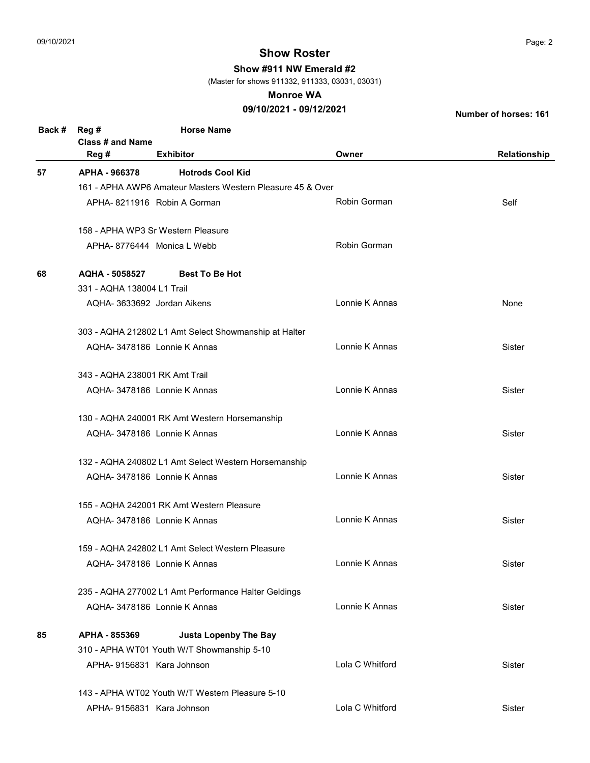# Show Roster

**Show #911 NW Emerald #2**

(Master for shows 911332, 911333, 03031, 03031)

**Monroe WA**

**09/10/2021 - 09/12/2021**

**Number of horses: 161**

| Back # | Reg # / Class # and Name / Reg # | Horse Name / Exhibitor | Owner | Relationship |
|---|---|---|---|---|
| **57** | **APHA - 966378** | **Hotrods Cool Kid** | | |
| | 161 - APHA AWP6 Amateur Masters Western Pleasure 45 & Over | | | |
| | APHA- 8211916 | Robin A Gorman | Robin Gorman | Self |
| | 158 - APHA WP3 Sr Western Pleasure | | | |
| | APHA- 8776444 | Monica L Webb | Robin Gorman | |
| **68** | **AQHA - 5058527** | **Best To Be Hot** | | |
| | 331 - AQHA 138004 L1 Trail | | | |
| | AQHA- 3633692 | Jordan Aikens | Lonnie K Annas | None |
| | 303 - AQHA 212802 L1 Amt Select Showmanship at Halter | | | |
| | AQHA- 3478186 | Lonnie K Annas | Lonnie K Annas | Sister |
| | 343 - AQHA 238001 RK Amt Trail | | | |
| | AQHA- 3478186 | Lonnie K Annas | Lonnie K Annas | Sister |
| | 130 - AQHA 240001 RK Amt Western Horsemanship | | | |
| | AQHA- 3478186 | Lonnie K Annas | Lonnie K Annas | Sister |
| | 132 - AQHA 240802 L1 Amt Select Western Horsemanship | | | |
| | AQHA- 3478186 | Lonnie K Annas | Lonnie K Annas | Sister |
| | 155 - AQHA 242001 RK Amt Western Pleasure | | | |
| | AQHA- 3478186 | Lonnie K Annas | Lonnie K Annas | Sister |
| | 159 - AQHA 242802 L1 Amt Select Western Pleasure | | | |
| | AQHA- 3478186 | Lonnie K Annas | Lonnie K Annas | Sister |
| | 235 - AQHA 277002 L1 Amt Performance Halter Geldings | | | |
| | AQHA- 3478186 | Lonnie K Annas | Lonnie K Annas | Sister |
| **85** | **APHA - 855369** | **Justa Lopenby The Bay** | | |
| | 310 - APHA WT01 Youth W/T Showmanship 5-10 | | | |
| | APHA- 9156831 | Kara Johnson | Lola C Whitford | Sister |
| | 143 - APHA WT02 Youth W/T Western Pleasure 5-10 | | | |
| | APHA- 9156831 | Kara Johnson | Lola C Whitford | Sister |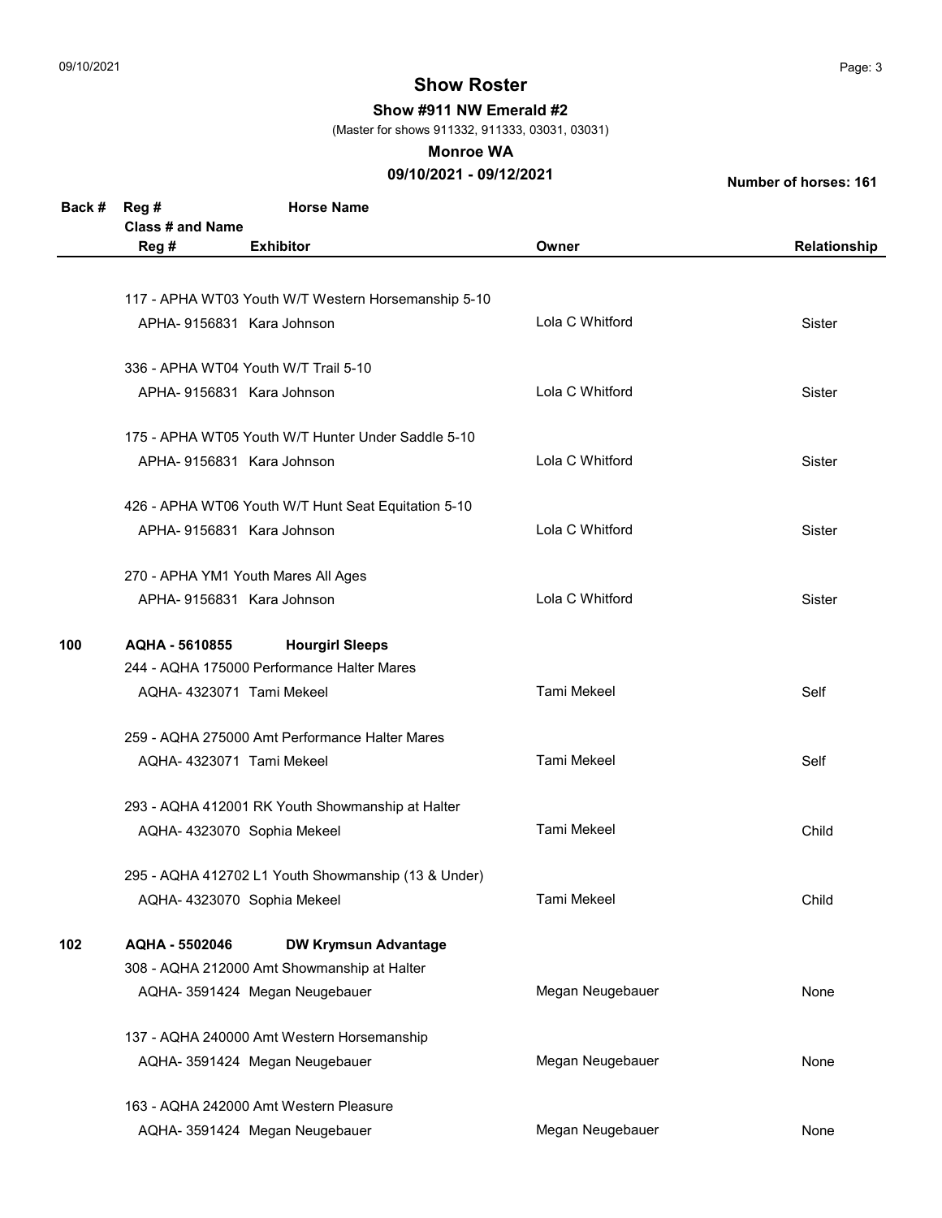# Show Roster

**Show #911 NW Emerald #2**

(Master for shows 911332, 911333, 03031, 03031)

**Monroe WA**

**09/10/2021 - 09/12/2021**

**Number of horses: 161**

| Back # | Reg # / Class # and Name / Reg # | Horse Name / Exhibitor | Owner | Relationship |
|---|---|---|---|---|
| | 117 - APHA WT03 Youth W/T Western Horsemanship 5-10 | | | |
| | APHA- 9156831 | Kara Johnson | Lola C Whitford | Sister |
| | 336 - APHA WT04 Youth W/T Trail 5-10 | | | |
| | APHA- 9156831 | Kara Johnson | Lola C Whitford | Sister |
| | 175 - APHA WT05 Youth W/T Hunter Under Saddle 5-10 | | | |
| | APHA- 9156831 | Kara Johnson | Lola C Whitford | Sister |
| | 426 - APHA WT06 Youth W/T Hunt Seat Equitation 5-10 | | | |
| | APHA- 9156831 | Kara Johnson | Lola C Whitford | Sister |
| | 270 - APHA YM1 Youth Mares All Ages | | | |
| | APHA- 9156831 | Kara Johnson | Lola C Whitford | Sister |
| **100** | **AQHA - 5610855** | **Hourgirl Sleeps** | | |
| | 244 - AQHA 175000 Performance Halter Mares | | | |
| | AQHA- 4323071 | Tami Mekeel | Tami Mekeel | Self |
| | 259 - AQHA 275000 Amt Performance Halter Mares | | | |
| | AQHA- 4323071 | Tami Mekeel | Tami Mekeel | Self |
| | 293 - AQHA 412001 RK Youth Showmanship at Halter | | | |
| | AQHA- 4323070 | Sophia Mekeel | Tami Mekeel | Child |
| | 295 - AQHA 412702 L1 Youth Showmanship (13 & Under) | | | |
| | AQHA- 4323070 | Sophia Mekeel | Tami Mekeel | Child |
| **102** | **AQHA - 5502046** | **DW Krymsun Advantage** | | |
| | 308 - AQHA 212000 Amt Showmanship at Halter | | | |
| | AQHA- 3591424 | Megan Neugebauer | Megan Neugebauer | None |
| | 137 - AQHA 240000 Amt Western Horsemanship | | | |
| | AQHA- 3591424 | Megan Neugebauer | Megan Neugebauer | None |
| | 163 - AQHA 242000 Amt Western Pleasure | | | |
| | AQHA- 3591424 | Megan Neugebauer | Megan Neugebauer | None |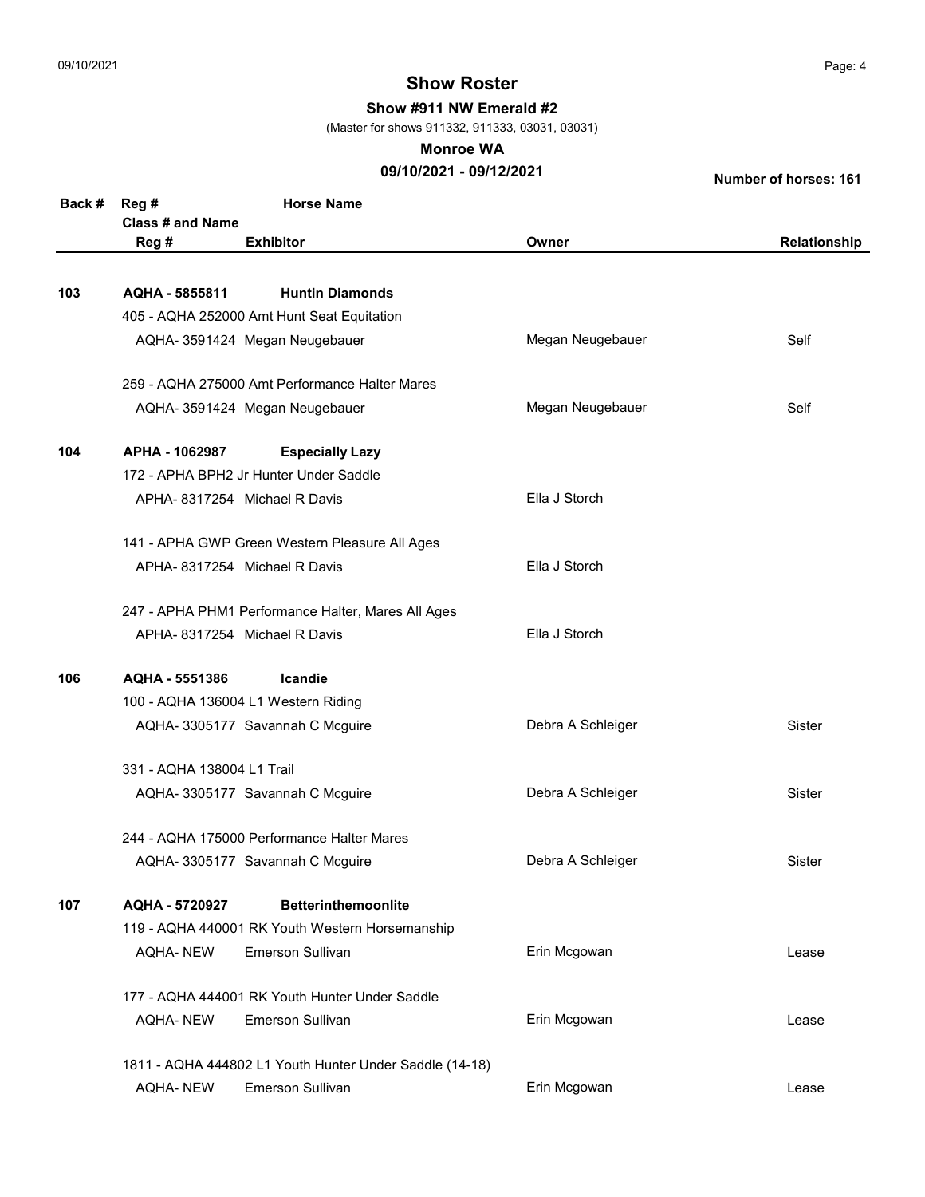# Show Roster

**Show #911 NW Emerald #2**

(Master for shows 911332, 911333, 03031, 03031)

**Monroe WA**

**09/10/2021 - 09/12/2021**

**Number of horses: 161**

| Back # | Reg # / Class # and Name / Reg # | Horse Name / Exhibitor | Owner | Relationship |
|---|---|---|---|---|
| **103** | **AQHA - 5855811** | **Huntin Diamonds** | | |
| | 405 - AQHA 252000 Amt Hunt Seat Equitation | | | |
| | AQHA- 3591424 | Megan Neugebauer | Megan Neugebauer | Self |
| | 259 - AQHA 275000 Amt Performance Halter Mares | | | |
| | AQHA- 3591424 | Megan Neugebauer | Megan Neugebauer | Self |
| **104** | **APHA - 1062987** | **Especially Lazy** | | |
| | 172 - APHA BPH2 Jr Hunter Under Saddle | | | |
| | APHA- 8317254 | Michael R Davis | Ella J Storch | |
| | 141 - APHA GWP Green Western Pleasure All Ages | | | |
| | APHA- 8317254 | Michael R Davis | Ella J Storch | |
| | 247 - APHA PHM1 Performance Halter, Mares All Ages | | | |
| | APHA- 8317254 | Michael R Davis | Ella J Storch | |
| **106** | **AQHA - 5551386** | **Icandie** | | |
| | 100 - AQHA 136004 L1 Western Riding | | | |
| | AQHA- 3305177 | Savannah C Mcguire | Debra A Schleiger | Sister |
| | 331 - AQHA 138004 L1 Trail | | | |
| | AQHA- 3305177 | Savannah C Mcguire | Debra A Schleiger | Sister |
| | 244 - AQHA 175000 Performance Halter Mares | | | |
| | AQHA- 3305177 | Savannah C Mcguire | Debra A Schleiger | Sister |
| **107** | **AQHA - 5720927** | **Betterinthemoonlite** | | |
| | 119 - AQHA 440001 RK Youth Western Horsemanship | | | |
| | AQHA- NEW | Emerson Sullivan | Erin Mcgowan | Lease |
| | 177 - AQHA 444001 RK Youth Hunter Under Saddle | | | |
| | AQHA- NEW | Emerson Sullivan | Erin Mcgowan | Lease |
| | 1811 - AQHA 444802 L1 Youth Hunter Under Saddle (14-18) | | | |
| | AQHA- NEW | Emerson Sullivan | Erin Mcgowan | Lease |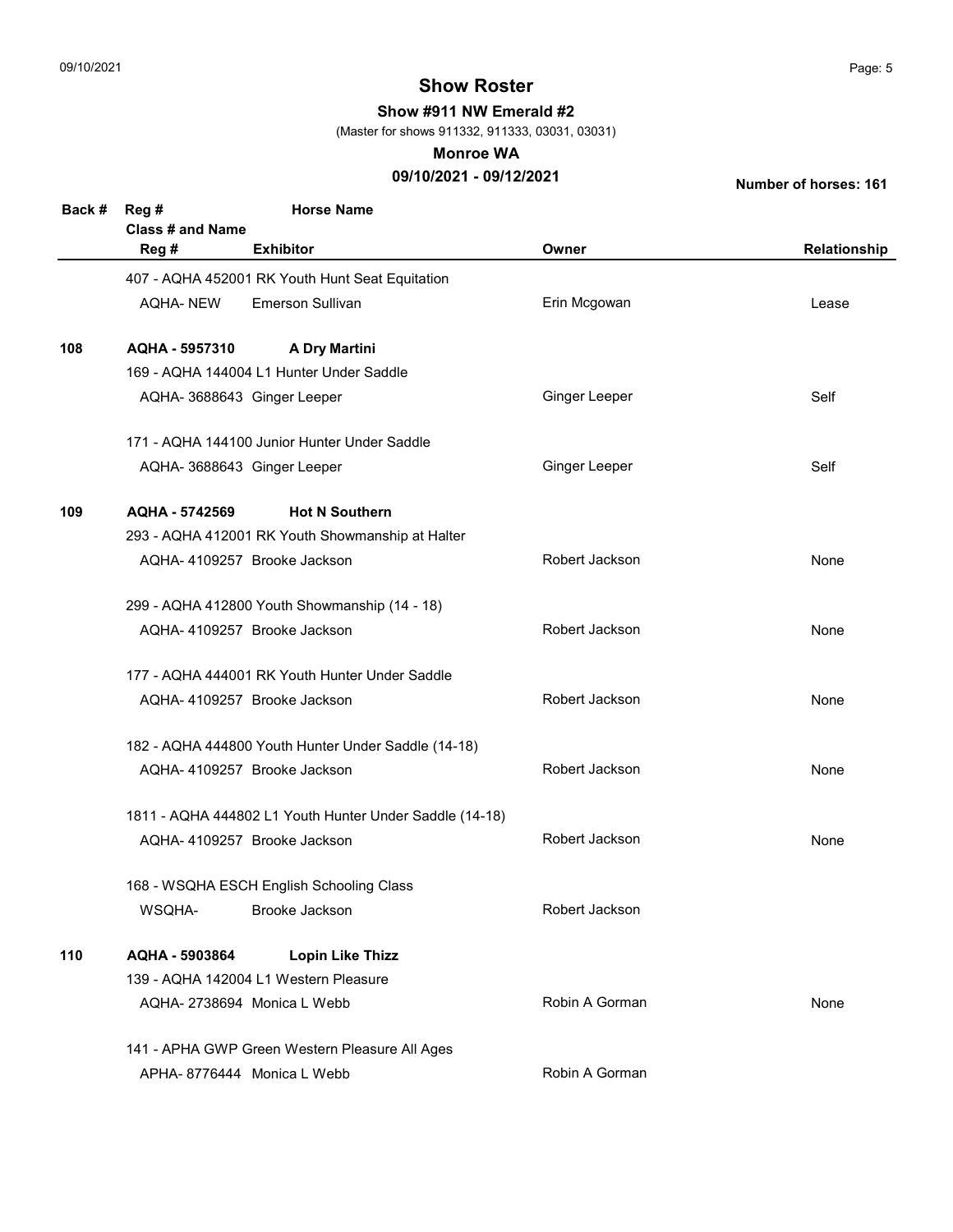## Show Roster

**Show #911 NW Emerald #2**

(Master for shows 911332, 911333, 03031, 03031)

**Monroe WA**

**09/10/2021 - 09/12/2021**

**Number of horses: 161**

| Back # | Reg # / Class # and Name / Reg # | Horse Name / Exhibitor | Owner | Relationship |
|---|---|---|---|---|
| | 407 - AQHA 452001 RK Youth Hunt Seat Equitation | | | |
| | AQHA- NEW | Emerson Sullivan | Erin Mcgowan | Lease |
| **108** | **AQHA - 5957310** | **A Dry Martini** | | |
| | 169 - AQHA 144004 L1 Hunter Under Saddle | | | |
| | AQHA- 3688643 | Ginger Leeper | Ginger Leeper | Self |
| | 171 - AQHA 144100 Junior Hunter Under Saddle | | | |
| | AQHA- 3688643 | Ginger Leeper | Ginger Leeper | Self |
| **109** | **AQHA - 5742569** | **Hot N Southern** | | |
| | 293 - AQHA 412001 RK Youth Showmanship at Halter | | | |
| | AQHA- 4109257 | Brooke Jackson | Robert Jackson | None |
| | 299 - AQHA 412800 Youth Showmanship (14 - 18) | | | |
| | AQHA- 4109257 | Brooke Jackson | Robert Jackson | None |
| | 177 - AQHA 444001 RK Youth Hunter Under Saddle | | | |
| | AQHA- 4109257 | Brooke Jackson | Robert Jackson | None |
| | 182 - AQHA 444800 Youth Hunter Under Saddle (14-18) | | | |
| | AQHA- 4109257 | Brooke Jackson | Robert Jackson | None |
| | 1811 - AQHA 444802 L1 Youth Hunter Under Saddle (14-18) | | | |
| | AQHA- 4109257 | Brooke Jackson | Robert Jackson | None |
| | 168 - WSQHA ESCH English Schooling Class | | | |
| | WSQHA- | Brooke Jackson | Robert Jackson | |
| **110** | **AQHA - 5903864** | **Lopin Like Thizz** | | |
| | 139 - AQHA 142004 L1 Western Pleasure | | | |
| | AQHA- 2738694 | Monica L Webb | Robin A Gorman | None |
| | 141 - APHA GWP Green Western Pleasure All Ages | | | |
| | APHA- 8776444 | Monica L Webb | Robin A Gorman | |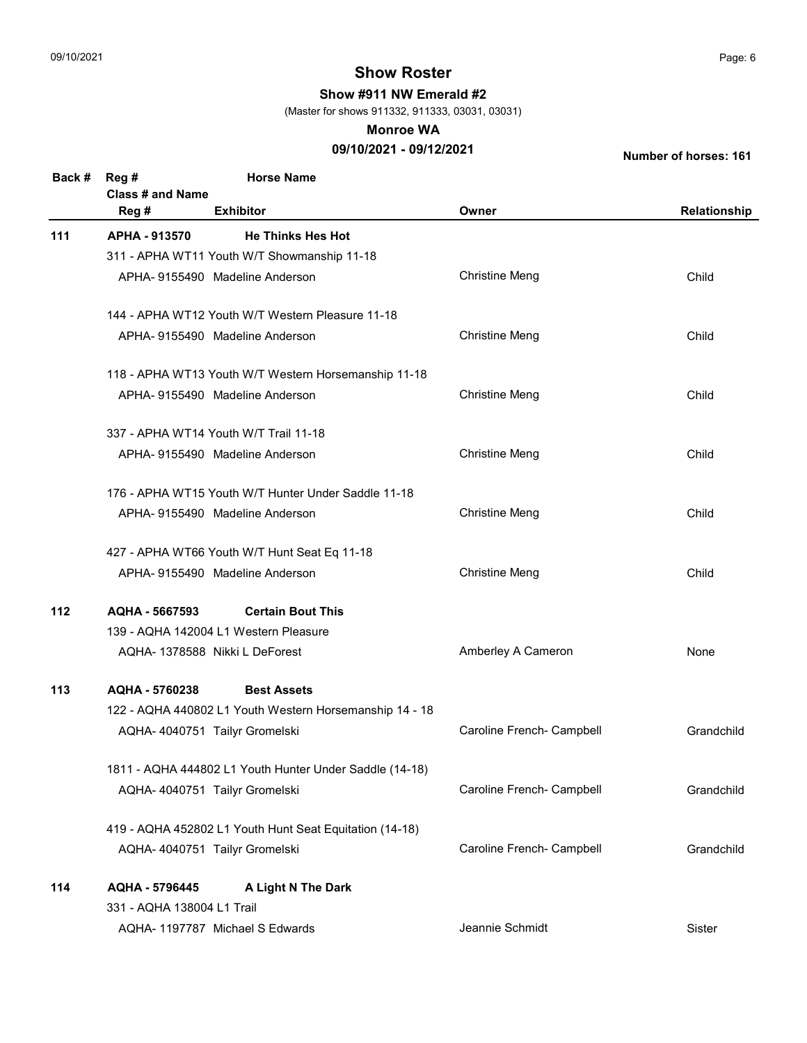# Show Roster

**Show #911 NW Emerald #2**

(Master for shows 911332, 911333, 03031, 03031)

**Monroe WA**

**09/10/2021 - 09/12/2021**

**Number of horses: 161**

| Back # | Reg # / Class # and Name / Reg # | Horse Name / Exhibitor | Owner | Relationship |
|---|---|---|---|---|
| **111** | **APHA - 913570** | **He Thinks Hes Hot** | | |
| | 311 - APHA WT11 Youth W/T Showmanship 11-18 | | | |
| | APHA- 9155490 | Madeline Anderson | Christine Meng | Child |
| | 144 - APHA WT12 Youth W/T Western Pleasure 11-18 | | | |
| | APHA- 9155490 | Madeline Anderson | Christine Meng | Child |
| | 118 - APHA WT13 Youth W/T Western Horsemanship 11-18 | | | |
| | APHA- 9155490 | Madeline Anderson | Christine Meng | Child |
| | 337 - APHA WT14 Youth W/T Trail 11-18 | | | |
| | APHA- 9155490 | Madeline Anderson | Christine Meng | Child |
| | 176 - APHA WT15 Youth W/T Hunter Under Saddle 11-18 | | | |
| | APHA- 9155490 | Madeline Anderson | Christine Meng | Child |
| | 427 - APHA WT66 Youth W/T Hunt Seat Eq 11-18 | | | |
| | APHA- 9155490 | Madeline Anderson | Christine Meng | Child |
| **112** | **AQHA - 5667593** | **Certain Bout This** | | |
| | 139 - AQHA 142004 L1 Western Pleasure | | | |
| | AQHA- 1378588 | Nikki L DeForest | Amberley A Cameron | None |
| **113** | **AQHA - 5760238** | **Best Assets** | | |
| | 122 - AQHA 440802 L1 Youth Western Horsemanship 14 - 18 | | | |
| | AQHA- 4040751 | Tailyr Gromelski | Caroline French- Campbell | Grandchild |
| | 1811 - AQHA 444802 L1 Youth Hunter Under Saddle (14-18) | | | |
| | AQHA- 4040751 | Tailyr Gromelski | Caroline French- Campbell | Grandchild |
| | 419 - AQHA 452802 L1 Youth Hunt Seat Equitation (14-18) | | | |
| | AQHA- 4040751 | Tailyr Gromelski | Caroline French- Campbell | Grandchild |
| **114** | **AQHA - 5796445** | **A Light N The Dark** | | |
| | 331 - AQHA 138004 L1 Trail | | | |
| | AQHA- 1197787 | Michael S Edwards | Jeannie Schmidt | Sister |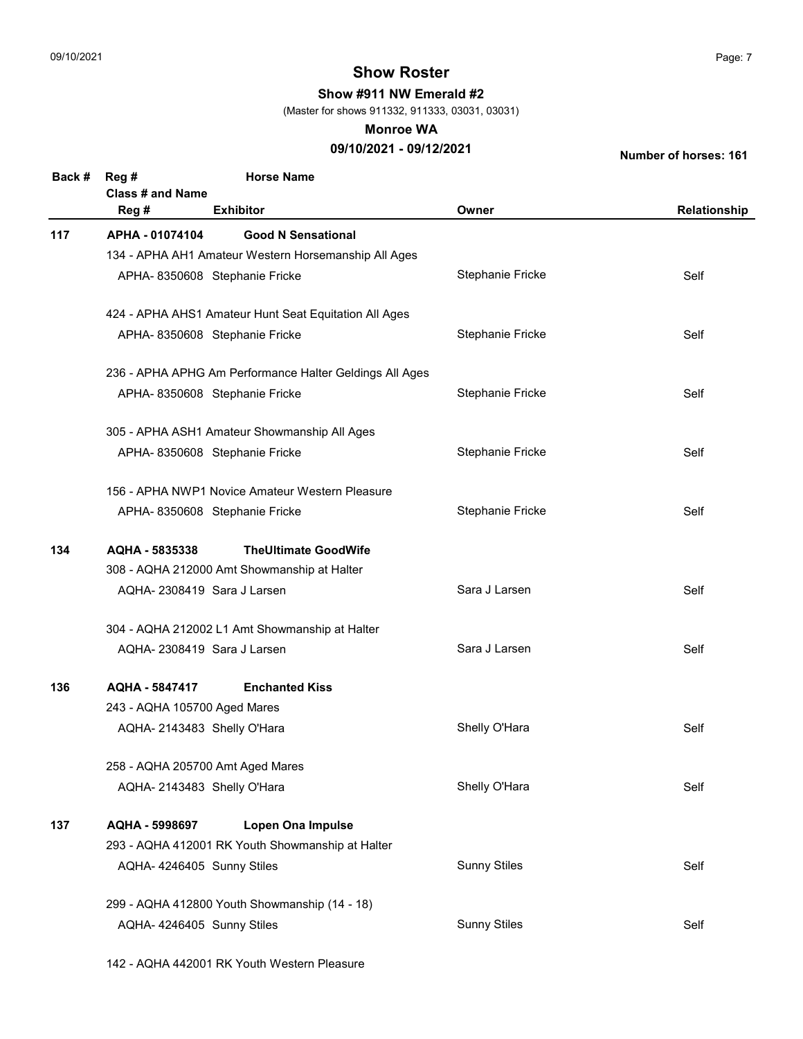# Show Roster

**Show #911 NW Emerald #2**

(Master for shows 911332, 911333, 03031, 03031)

**Monroe WA**

**09/10/2021 - 09/12/2021**

**Number of horses: 161**

| Back # | Reg # / Class # and Name / Reg # | Horse Name / Exhibitor | Owner | Relationship |
|---|---|---|---|---|
| **117** | **APHA - 01074104** | **Good N Sensational** | | |
| | 134 - APHA AH1 Amateur Western Horsemanship All Ages | | | |
| | APHA- 8350608 | Stephanie Fricke | Stephanie Fricke | Self |
| | 424 - APHA AHS1 Amateur Hunt Seat Equitation All Ages | | | |
| | APHA- 8350608 | Stephanie Fricke | Stephanie Fricke | Self |
| | 236 - APHA APHG Am Performance Halter Geldings All Ages | | | |
| | APHA- 8350608 | Stephanie Fricke | Stephanie Fricke | Self |
| | 305 - APHA ASH1 Amateur Showmanship All Ages | | | |
| | APHA- 8350608 | Stephanie Fricke | Stephanie Fricke | Self |
| | 156 - APHA NWP1 Novice Amateur Western Pleasure | | | |
| | APHA- 8350608 | Stephanie Fricke | Stephanie Fricke | Self |
| **134** | **AQHA - 5835338** | **TheUltimate GoodWife** | | |
| | 308 - AQHA 212000 Amt Showmanship at Halter | | | |
| | AQHA- 2308419 | Sara J Larsen | Sara J Larsen | Self |
| | 304 - AQHA 212002 L1 Amt Showmanship at Halter | | | |
| | AQHA- 2308419 | Sara J Larsen | Sara J Larsen | Self |
| **136** | **AQHA - 5847417** | **Enchanted Kiss** | | |
| | 243 - AQHA 105700 Aged Mares | | | |
| | AQHA- 2143483 | Shelly O'Hara | Shelly O'Hara | Self |
| | 258 - AQHA 205700 Amt Aged Mares | | | |
| | AQHA- 2143483 | Shelly O'Hara | Shelly O'Hara | Self |
| **137** | **AQHA - 5998697** | **Lopen Ona Impulse** | | |
| | 293 - AQHA 412001 RK Youth Showmanship at Halter | | | |
| | AQHA- 4246405 | Sunny Stiles | Sunny Stiles | Self |
| | 299 - AQHA 412800 Youth Showmanship (14 - 18) | | | |
| | AQHA- 4246405 | Sunny Stiles | Sunny Stiles | Self |
| | 142 - AQHA 442001 RK Youth Western Pleasure | | | |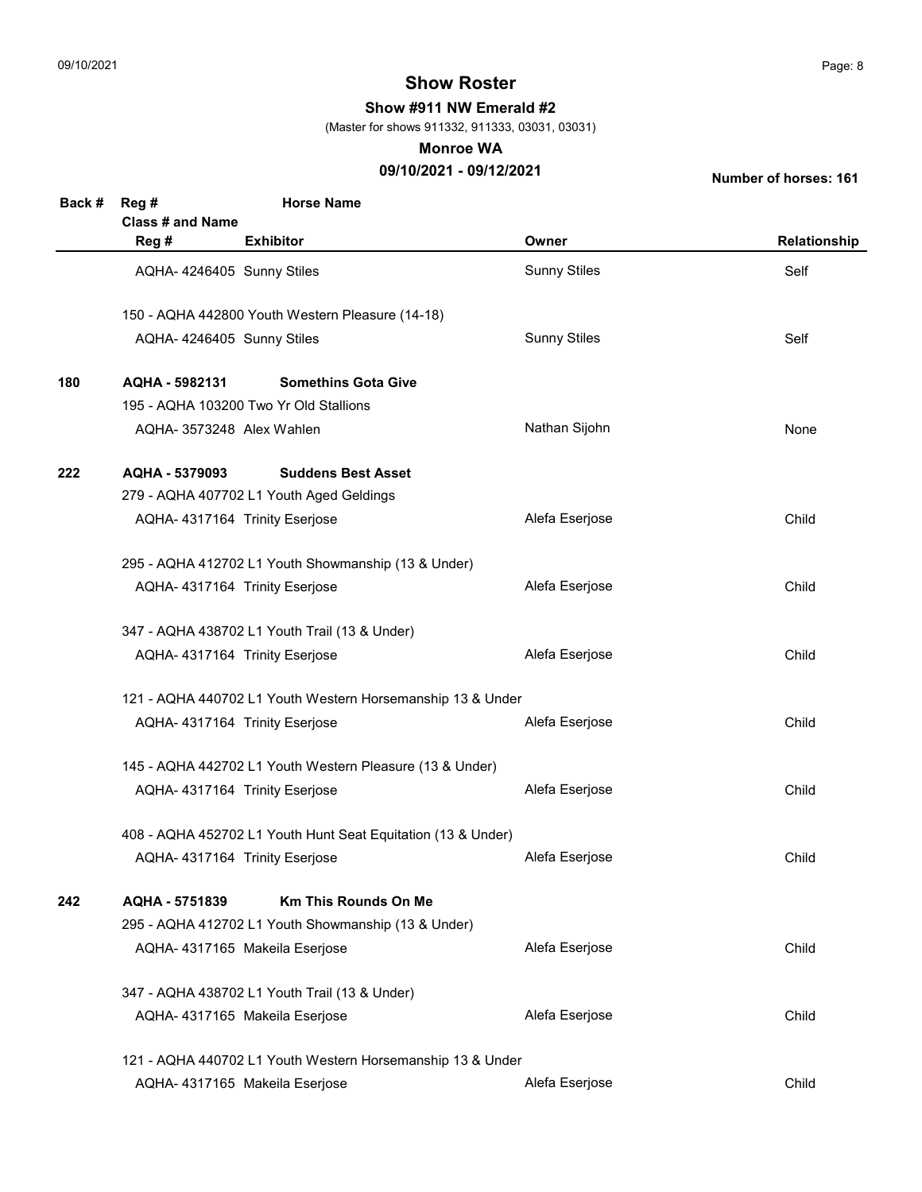# Show Roster

**Show #911 NW Emerald #2**

(Master for shows 911332, 911333, 03031, 03031)

**Monroe WA**

**09/10/2021 - 09/12/2021**

**Number of horses: 161**

| Back # | Reg # / Class # and Name / Reg # | Horse Name / Exhibitor | Owner | Relationship |
|---|---|---|---|---|
| | AQHA- 4246405 | Sunny Stiles | Sunny Stiles | Self |
| | 150 - AQHA 442800 Youth Western Pleasure (14-18) | | | |
| | AQHA- 4246405 | Sunny Stiles | Sunny Stiles | Self |
| **180** | **AQHA - 5982131** | **Somethins Gota Give** | | |
| | 195 - AQHA 103200 Two Yr Old Stallions | | | |
| | AQHA- 3573248 | Alex Wahlen | Nathan Sijohn | None |
| **222** | **AQHA - 5379093** | **Suddens Best Asset** | | |
| | 279 - AQHA 407702 L1 Youth Aged Geldings | | | |
| | AQHA- 4317164 | Trinity Eserjose | Alefa Eserjose | Child |
| | 295 - AQHA 412702 L1 Youth Showmanship (13 & Under) | | | |
| | AQHA- 4317164 | Trinity Eserjose | Alefa Eserjose | Child |
| | 347 - AQHA 438702 L1 Youth Trail (13 & Under) | | | |
| | AQHA- 4317164 | Trinity Eserjose | Alefa Eserjose | Child |
| | 121 - AQHA 440702 L1 Youth Western Horsemanship 13 & Under | | | |
| | AQHA- 4317164 | Trinity Eserjose | Alefa Eserjose | Child |
| | 145 - AQHA 442702 L1 Youth Western Pleasure (13 & Under) | | | |
| | AQHA- 4317164 | Trinity Eserjose | Alefa Eserjose | Child |
| | 408 - AQHA 452702 L1 Youth Hunt Seat Equitation (13 & Under) | | | |
| | AQHA- 4317164 | Trinity Eserjose | Alefa Eserjose | Child |
| **242** | **AQHA - 5751839** | **Km This Rounds On Me** | | |
| | 295 - AQHA 412702 L1 Youth Showmanship (13 & Under) | | | |
| | AQHA- 4317165 | Makeila Eserjose | Alefa Eserjose | Child |
| | 347 - AQHA 438702 L1 Youth Trail (13 & Under) | | | |
| | AQHA- 4317165 | Makeila Eserjose | Alefa Eserjose | Child |
| | 121 - AQHA 440702 L1 Youth Western Horsemanship 13 & Under | | | |
| | AQHA- 4317165 | Makeila Eserjose | Alefa Eserjose | Child |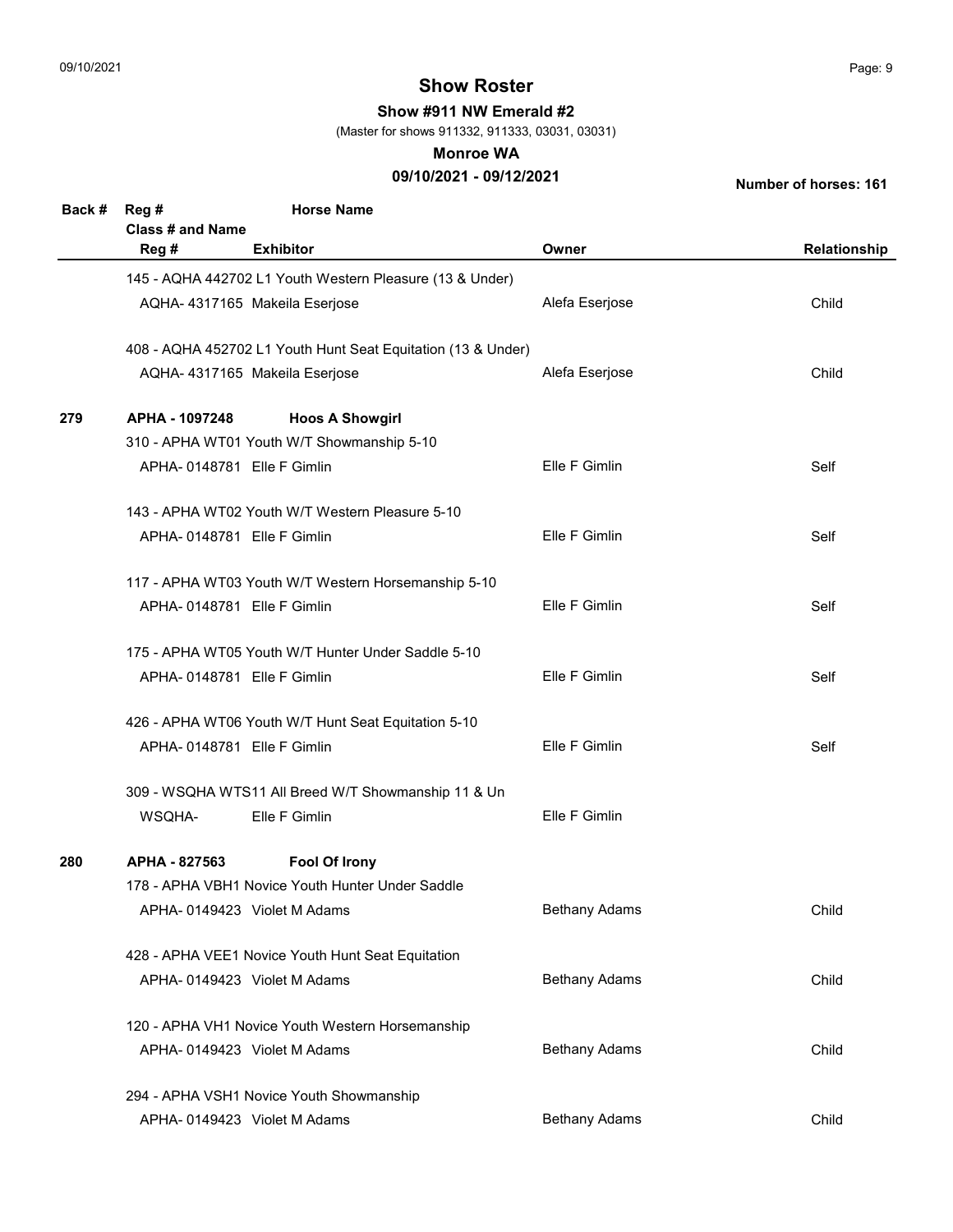# Show Roster

**Show #911 NW Emerald #2**

(Master for shows 911332, 911333, 03031, 03031)

**Monroe WA**

**09/10/2021 - 09/12/2021**

**Number of horses: 161**

| Back # | Reg # / Class # and Name / Reg # | Horse Name / Exhibitor | Owner | Relationship |
|---|---|---|---|---|
| | 145 - AQHA 442702 L1 Youth Western Pleasure (13 & Under) | | | |
| | AQHA- 4317165 | Makeila Eserjose | Alefa Eserjose | Child |
| | 408 - AQHA 452702 L1 Youth Hunt Seat Equitation (13 & Under) | | | |
| | AQHA- 4317165 | Makeila Eserjose | Alefa Eserjose | Child |
| **279** | **APHA - 1097248** | **Hoos A Showgirl** | | |
| | 310 - APHA WT01 Youth W/T Showmanship 5-10 | | | |
| | APHA- 0148781 | Elle F Gimlin | Elle F Gimlin | Self |
| | 143 - APHA WT02 Youth W/T Western Pleasure 5-10 | | | |
| | APHA- 0148781 | Elle F Gimlin | Elle F Gimlin | Self |
| | 117 - APHA WT03 Youth W/T Western Horsemanship 5-10 | | | |
| | APHA- 0148781 | Elle F Gimlin | Elle F Gimlin | Self |
| | 175 - APHA WT05 Youth W/T Hunter Under Saddle 5-10 | | | |
| | APHA- 0148781 | Elle F Gimlin | Elle F Gimlin | Self |
| | 426 - APHA WT06 Youth W/T Hunt Seat Equitation 5-10 | | | |
| | APHA- 0148781 | Elle F Gimlin | Elle F Gimlin | Self |
| | 309 - WSQHA WTS11 All Breed W/T Showmanship 11 & Un | | | |
| | WSQHA- | Elle F Gimlin | Elle F Gimlin | |
| **280** | **APHA - 827563** | **Fool Of Irony** | | |
| | 178 - APHA VBH1 Novice Youth Hunter Under Saddle | | | |
| | APHA- 0149423 | Violet M Adams | Bethany Adams | Child |
| | 428 - APHA VEE1 Novice Youth Hunt Seat Equitation | | | |
| | APHA- 0149423 | Violet M Adams | Bethany Adams | Child |
| | 120 - APHA VH1 Novice Youth Western Horsemanship | | | |
| | APHA- 0149423 | Violet M Adams | Bethany Adams | Child |
| | 294 - APHA VSH1 Novice Youth Showmanship | | | |
| | APHA- 0149423 | Violet M Adams | Bethany Adams | Child |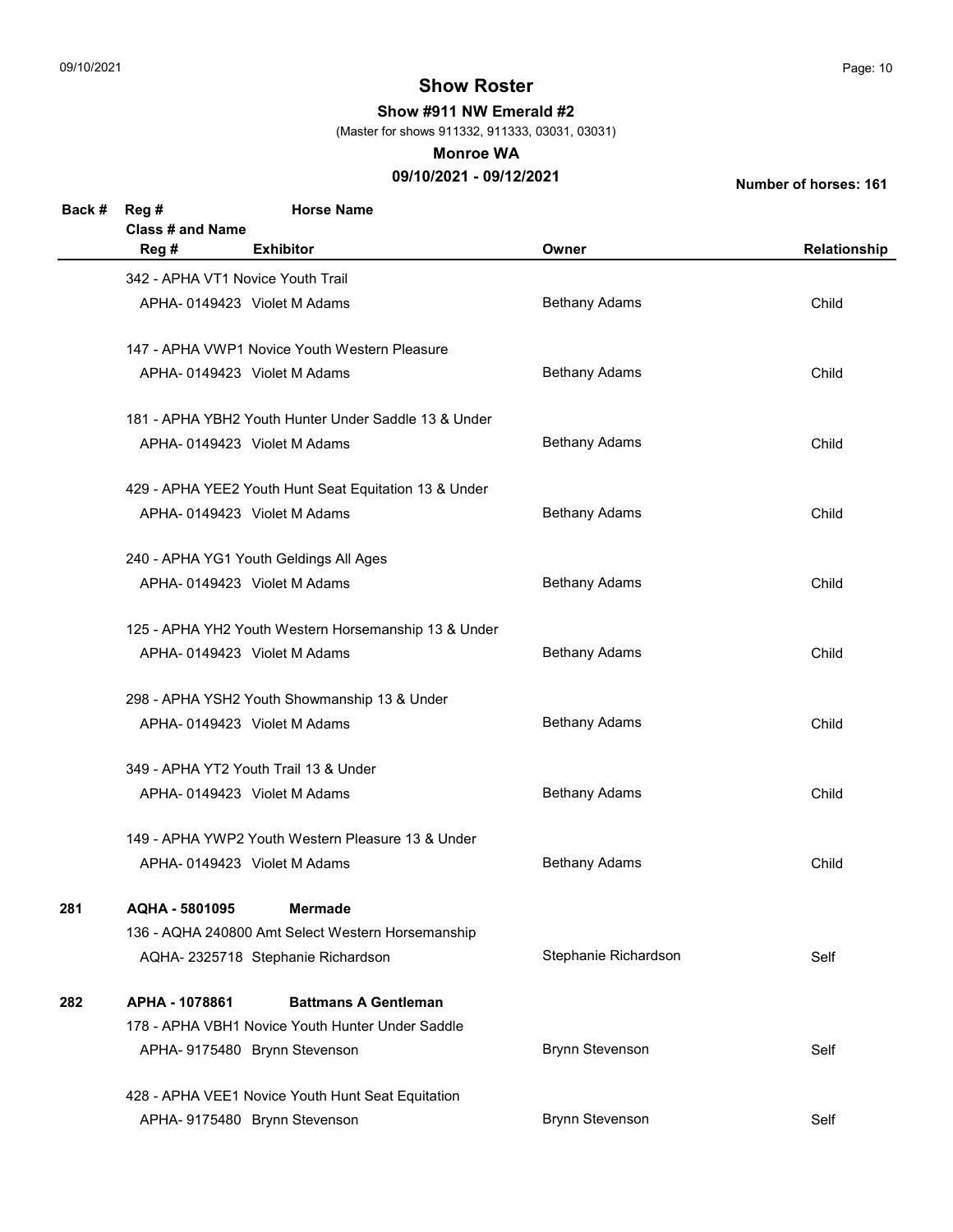# Show Roster

**Show #911 NW Emerald #2**

(Master for shows 911332, 911333, 03031, 03031)

**Monroe WA**

**09/10/2021 - 09/12/2021**

**Number of horses: 161**

| Back # | Reg # / Class # and Name / Reg # | Horse Name / Exhibitor | Owner | Relationship |
|---|---|---|---|---|
| | 342 - APHA VT1 Novice Youth Trail | | | |
| | APHA- 0149423 | Violet M Adams | Bethany Adams | Child |
| | 147 - APHA VWP1 Novice Youth Western Pleasure | | | |
| | APHA- 0149423 | Violet M Adams | Bethany Adams | Child |
| | 181 - APHA YBH2 Youth Hunter Under Saddle 13 & Under | | | |
| | APHA- 0149423 | Violet M Adams | Bethany Adams | Child |
| | 429 - APHA YEE2 Youth Hunt Seat Equitation 13 & Under | | | |
| | APHA- 0149423 | Violet M Adams | Bethany Adams | Child |
| | 240 - APHA YG1 Youth Geldings All Ages | | | |
| | APHA- 0149423 | Violet M Adams | Bethany Adams | Child |
| | 125 - APHA YH2 Youth Western Horsemanship 13 & Under | | | |
| | APHA- 0149423 | Violet M Adams | Bethany Adams | Child |
| | 298 - APHA YSH2 Youth Showmanship 13 & Under | | | |
| | APHA- 0149423 | Violet M Adams | Bethany Adams | Child |
| | 349 - APHA YT2 Youth Trail 13 & Under | | | |
| | APHA- 0149423 | Violet M Adams | Bethany Adams | Child |
| | 149 - APHA YWP2 Youth Western Pleasure 13 & Under | | | |
| | APHA- 0149423 | Violet M Adams | Bethany Adams | Child |
| **281** | **AQHA - 5801095** | **Mermade** | | |
| | 136 - AQHA 240800 Amt Select Western Horsemanship | | | |
| | AQHA- 2325718 | Stephanie Richardson | Stephanie Richardson | Self |
| **282** | **APHA - 1078861** | **Battmans A Gentleman** | | |
| | 178 - APHA VBH1 Novice Youth Hunter Under Saddle | | | |
| | APHA- 9175480 | Brynn Stevenson | Brynn Stevenson | Self |
| | 428 - APHA VEE1 Novice Youth Hunt Seat Equitation | | | |
| | APHA- 9175480 | Brynn Stevenson | Brynn Stevenson | Self |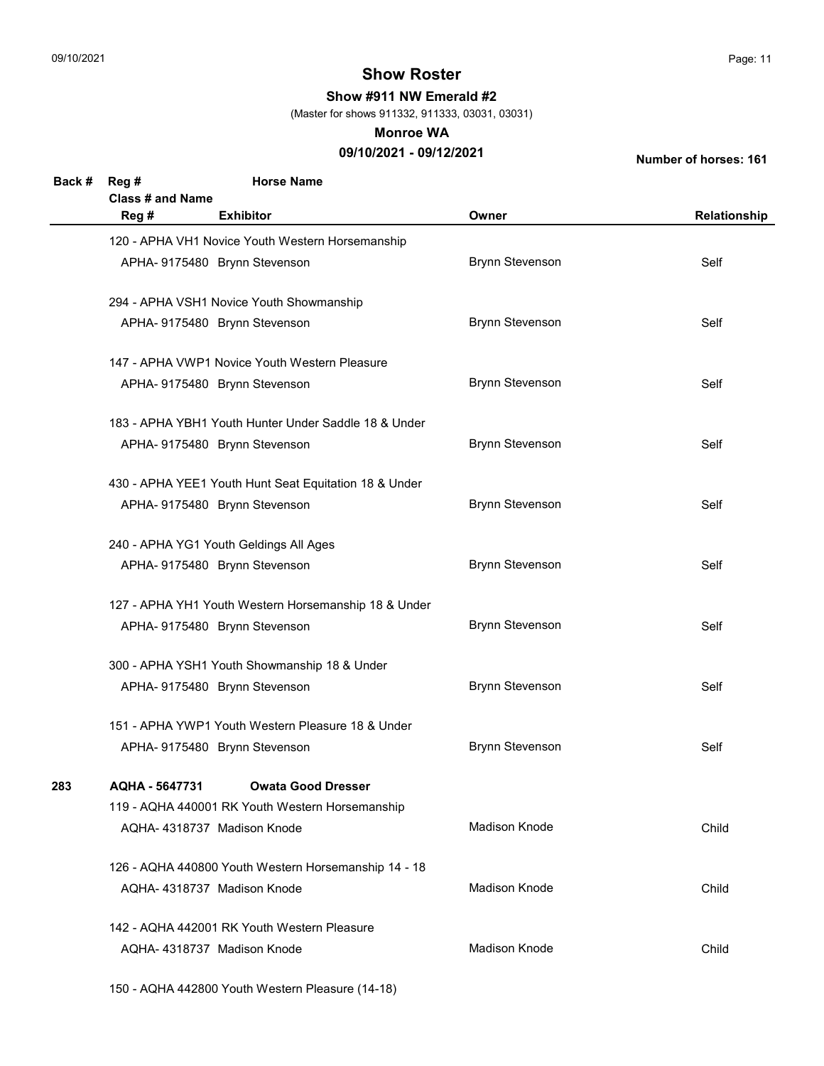## Show Roster

**Show #911 NW Emerald #2**

(Master for shows 911332, 911333, 03031, 03031)

**Monroe WA**

**09/10/2021 - 09/12/2021**

**Number of horses: 161**

| Back # | Reg # / Class # and Name / Reg # | Horse Name / Exhibitor | Owner | Relationship |
|---|---|---|---|---|
| | 120 - APHA VH1 Novice Youth Western Horsemanship | | | |
| | APHA- 9175480 | Brynn Stevenson | Brynn Stevenson | Self |
| | 294 - APHA VSH1 Novice Youth Showmanship | | | |
| | APHA- 9175480 | Brynn Stevenson | Brynn Stevenson | Self |
| | 147 - APHA VWP1 Novice Youth Western Pleasure | | | |
| | APHA- 9175480 | Brynn Stevenson | Brynn Stevenson | Self |
| | 183 - APHA YBH1 Youth Hunter Under Saddle 18 & Under | | | |
| | APHA- 9175480 | Brynn Stevenson | Brynn Stevenson | Self |
| | 430 - APHA YEE1 Youth Hunt Seat Equitation 18 & Under | | | |
| | APHA- 9175480 | Brynn Stevenson | Brynn Stevenson | Self |
| | 240 - APHA YG1 Youth Geldings All Ages | | | |
| | APHA- 9175480 | Brynn Stevenson | Brynn Stevenson | Self |
| | 127 - APHA YH1 Youth Western Horsemanship 18 & Under | | | |
| | APHA- 9175480 | Brynn Stevenson | Brynn Stevenson | Self |
| | 300 - APHA YSH1 Youth Showmanship 18 & Under | | | |
| | APHA- 9175480 | Brynn Stevenson | Brynn Stevenson | Self |
| | 151 - APHA YWP1 Youth Western Pleasure 18 & Under | | | |
| | APHA- 9175480 | Brynn Stevenson | Brynn Stevenson | Self |
| **283** | **AQHA - 5647731** | **Owata Good Dresser** | | |
| | 119 - AQHA 440001 RK Youth Western Horsemanship | | | |
| | AQHA- 4318737 | Madison Knode | Madison Knode | Child |
| | 126 - AQHA 440800 Youth Western Horsemanship 14 - 18 | | | |
| | AQHA- 4318737 | Madison Knode | Madison Knode | Child |
| | 142 - AQHA 442001 RK Youth Western Pleasure | | | |
| | AQHA- 4318737 | Madison Knode | Madison Knode | Child |
| | 150 - AQHA 442800 Youth Western Pleasure (14-18) | | | |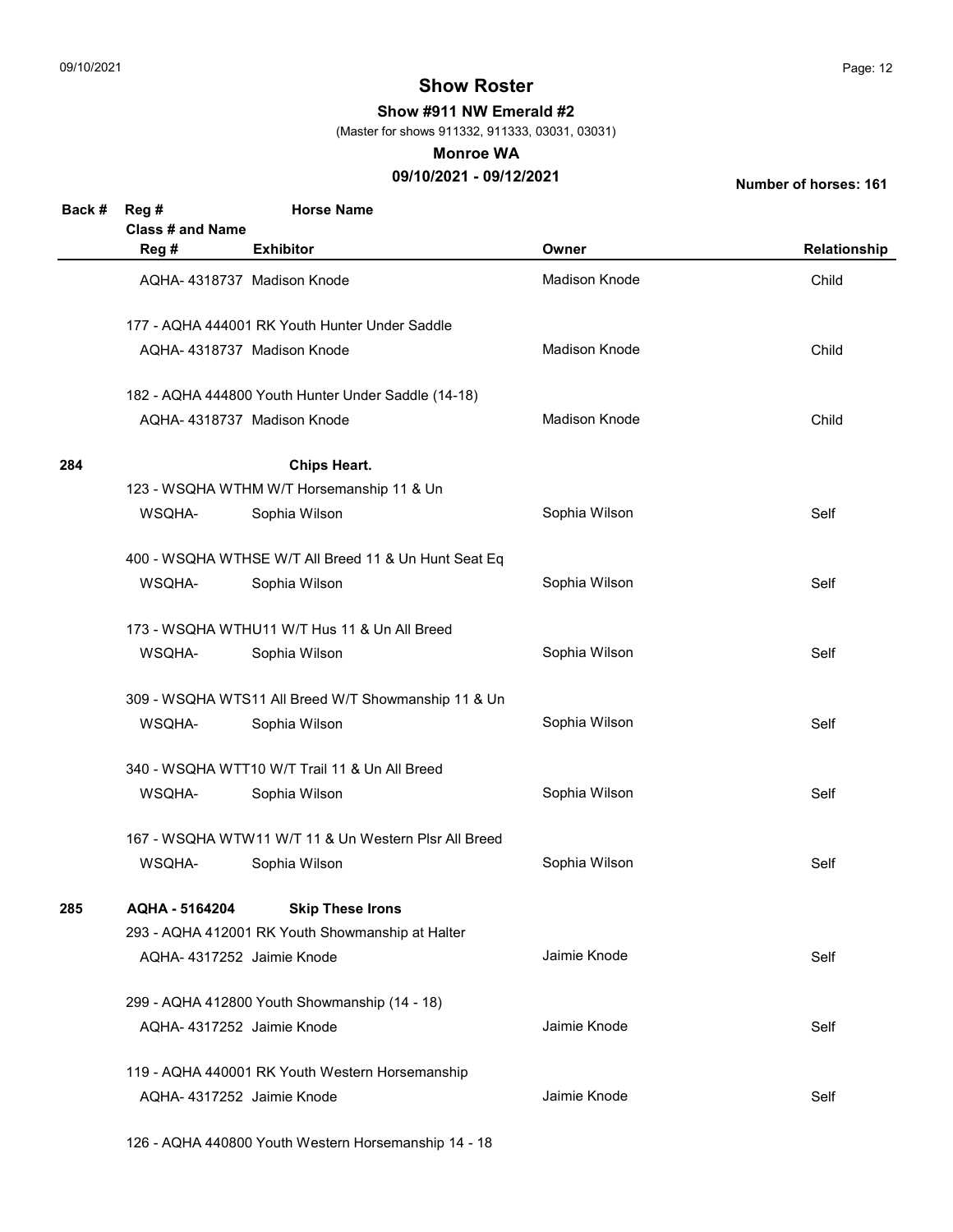## Show Roster

**Show #911 NW Emerald #2**

(Master for shows 911332, 911333, 03031, 03031)

**Monroe WA**

**09/10/2021 - 09/12/2021**

**Number of horses: 161**

| Back # | Reg # / Class # and Name / Reg # | Horse Name / Exhibitor | Owner | Relationship |
|---|---|---|---|---|
| | AQHA- 4318737 | Madison Knode | Madison Knode | Child |
| | 177 - AQHA 444001 RK Youth Hunter Under Saddle | | | |
| | AQHA- 4318737 | Madison Knode | Madison Knode | Child |
| | 182 - AQHA 444800 Youth Hunter Under Saddle (14-18) | | | |
| | AQHA- 4318737 | Madison Knode | Madison Knode | Child |
| **284** | | **Chips Heart.** | | |
| | 123 - WSQHA WTHM W/T Horsemanship 11 & Un | | | |
| | WSQHA- | Sophia Wilson | Sophia Wilson | Self |
| | 400 - WSQHA WTHSE W/T All Breed 11 & Un Hunt Seat Eq | | | |
| | WSQHA- | Sophia Wilson | Sophia Wilson | Self |
| | 173 - WSQHA WTHU11 W/T Hus 11 & Un All Breed | | | |
| | WSQHA- | Sophia Wilson | Sophia Wilson | Self |
| | 309 - WSQHA WTS11 All Breed W/T Showmanship 11 & Un | | | |
| | WSQHA- | Sophia Wilson | Sophia Wilson | Self |
| | 340 - WSQHA WTT10 W/T Trail 11 & Un All Breed | | | |
| | WSQHA- | Sophia Wilson | Sophia Wilson | Self |
| | 167 - WSQHA WTW11 W/T 11 & Un Western Plsr All Breed | | | |
| | WSQHA- | Sophia Wilson | Sophia Wilson | Self |
| **285** | **AQHA - 5164204** | **Skip These Irons** | | |
| | 293 - AQHA 412001 RK Youth Showmanship at Halter | | | |
| | AQHA- 4317252 | Jaimie Knode | Jaimie Knode | Self |
| | 299 - AQHA 412800 Youth Showmanship (14 - 18) | | | |
| | AQHA- 4317252 | Jaimie Knode | Jaimie Knode | Self |
| | 119 - AQHA 440001 RK Youth Western Horsemanship | | | |
| | AQHA- 4317252 | Jaimie Knode | Jaimie Knode | Self |
| | 126 - AQHA 440800 Youth Western Horsemanship 14 - 18 | | | |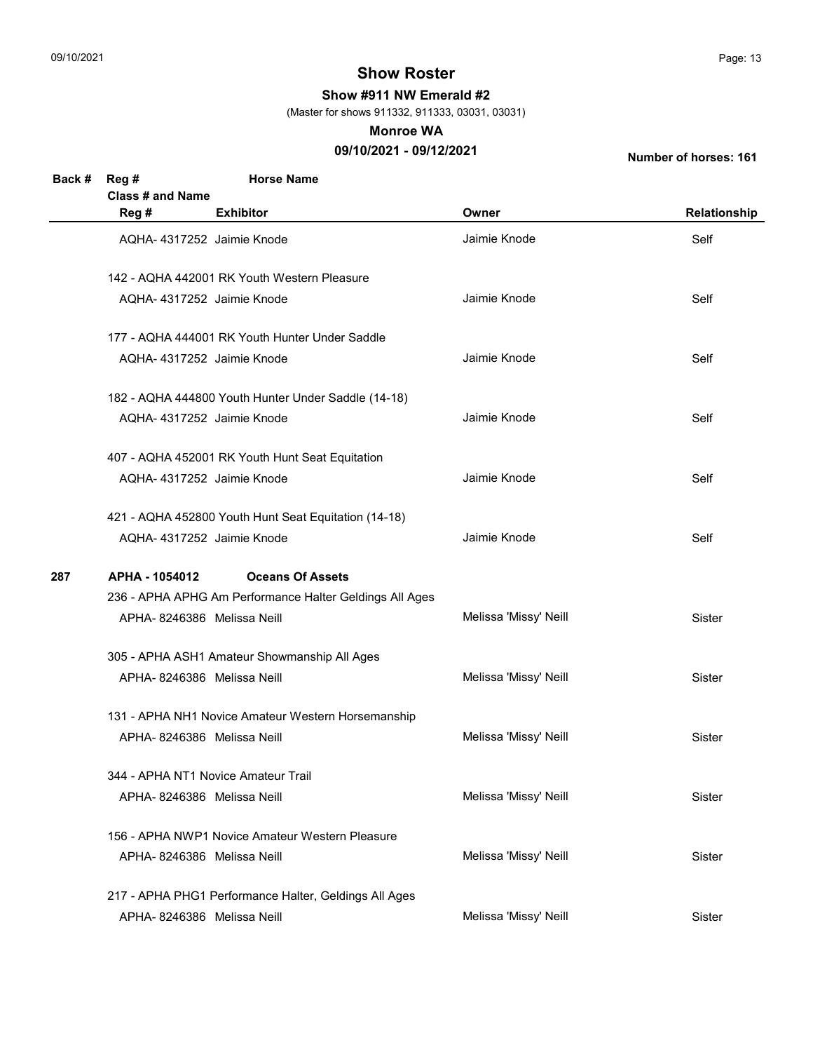# Show Roster

**Show #911 NW Emerald #2**

(Master for shows 911332, 911333, 03031, 03031)

**Monroe WA**

**09/10/2021 - 09/12/2021**

**Number of horses: 161**

| Back # | Reg # / Class # and Name / Reg # | Horse Name / Exhibitor | Owner | Relationship |
|---|---|---|---|---|
| | AQHA- 4317252 | Jaimie Knode | Jaimie Knode | Self |
| | 142 - AQHA 442001 RK Youth Western Pleasure | | | |
| | AQHA- 4317252 | Jaimie Knode | Jaimie Knode | Self |
| | 177 - AQHA 444001 RK Youth Hunter Under Saddle | | | |
| | AQHA- 4317252 | Jaimie Knode | Jaimie Knode | Self |
| | 182 - AQHA 444800 Youth Hunter Under Saddle (14-18) | | | |
| | AQHA- 4317252 | Jaimie Knode | Jaimie Knode | Self |
| | 407 - AQHA 452001 RK Youth Hunt Seat Equitation | | | |
| | AQHA- 4317252 | Jaimie Knode | Jaimie Knode | Self |
| | 421 - AQHA 452800 Youth Hunt Seat Equitation (14-18) | | | |
| | AQHA- 4317252 | Jaimie Knode | Jaimie Knode | Self |
| **287** | **APHA - 1054012** | **Oceans Of Assets** | | |
| | 236 - APHA APHG Am Performance Halter Geldings All Ages | | | |
| | APHA- 8246386 | Melissa Neill | Melissa 'Missy' Neill | Sister |
| | 305 - APHA ASH1 Amateur Showmanship All Ages | | | |
| | APHA- 8246386 | Melissa Neill | Melissa 'Missy' Neill | Sister |
| | 131 - APHA NH1 Novice Amateur Western Horsemanship | | | |
| | APHA- 8246386 | Melissa Neill | Melissa 'Missy' Neill | Sister |
| | 344 - APHA NT1 Novice Amateur Trail | | | |
| | APHA- 8246386 | Melissa Neill | Melissa 'Missy' Neill | Sister |
| | 156 - APHA NWP1 Novice Amateur Western Pleasure | | | |
| | APHA- 8246386 | Melissa Neill | Melissa 'Missy' Neill | Sister |
| | 217 - APHA PHG1 Performance Halter, Geldings All Ages | | | |
| | APHA- 8246386 | Melissa Neill | Melissa 'Missy' Neill | Sister |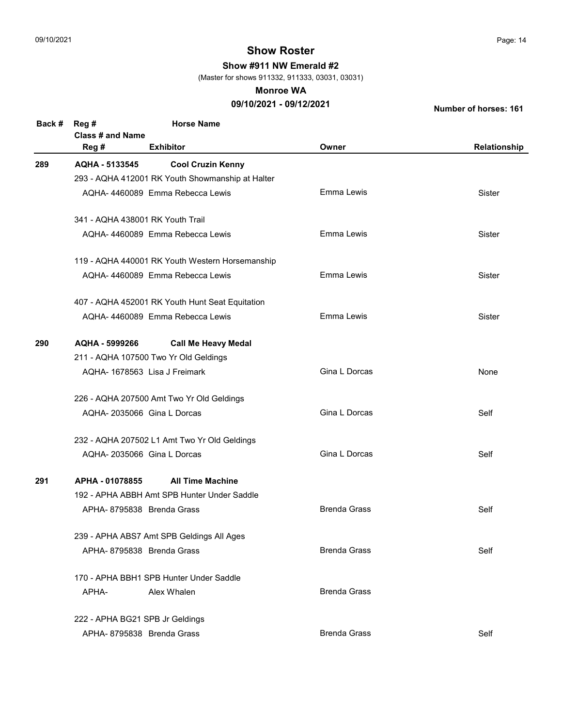# Show Roster

**Show #911 NW Emerald #2**

(Master for shows 911332, 911333, 03031, 03031)

**Monroe WA**

**09/10/2021 - 09/12/2021**

**Number of horses: 161**

| Back # | Reg # / Class # and Name / Reg # | Horse Name / Exhibitor | Owner | Relationship |
|---|---|---|---|---|
| **289** | **AQHA - 5133545** | **Cool Cruzin Kenny** | | |
| | 293 - AQHA 412001 RK Youth Showmanship at Halter | | | |
| | AQHA- 4460089 | Emma Rebecca Lewis | Emma Lewis | Sister |
| | 341 - AQHA 438001 RK Youth Trail | | | |
| | AQHA- 4460089 | Emma Rebecca Lewis | Emma Lewis | Sister |
| | 119 - AQHA 440001 RK Youth Western Horsemanship | | | |
| | AQHA- 4460089 | Emma Rebecca Lewis | Emma Lewis | Sister |
| | 407 - AQHA 452001 RK Youth Hunt Seat Equitation | | | |
| | AQHA- 4460089 | Emma Rebecca Lewis | Emma Lewis | Sister |
| **290** | **AQHA - 5999266** | **Call Me Heavy Medal** | | |
| | 211 - AQHA 107500 Two Yr Old Geldings | | | |
| | AQHA- 1678563 | Lisa J Freimark | Gina L Dorcas | None |
| | 226 - AQHA 207500 Amt Two Yr Old Geldings | | | |
| | AQHA- 2035066 | Gina L Dorcas | Gina L Dorcas | Self |
| | 232 - AQHA 207502 L1 Amt Two Yr Old Geldings | | | |
| | AQHA- 2035066 | Gina L Dorcas | Gina L Dorcas | Self |
| **291** | **APHA - 01078855** | **All Time Machine** | | |
| | 192 - APHA ABBH Amt SPB Hunter Under Saddle | | | |
| | APHA- 8795838 | Brenda Grass | Brenda Grass | Self |
| | 239 - APHA ABS7 Amt SPB Geldings All Ages | | | |
| | APHA- 8795838 | Brenda Grass | Brenda Grass | Self |
| | 170 - APHA BBH1 SPB Hunter Under Saddle | | | |
| | APHA- | Alex Whalen | Brenda Grass | |
| | 222 - APHA BG21 SPB Jr Geldings | | | |
| | APHA- 8795838 | Brenda Grass | Brenda Grass | Self |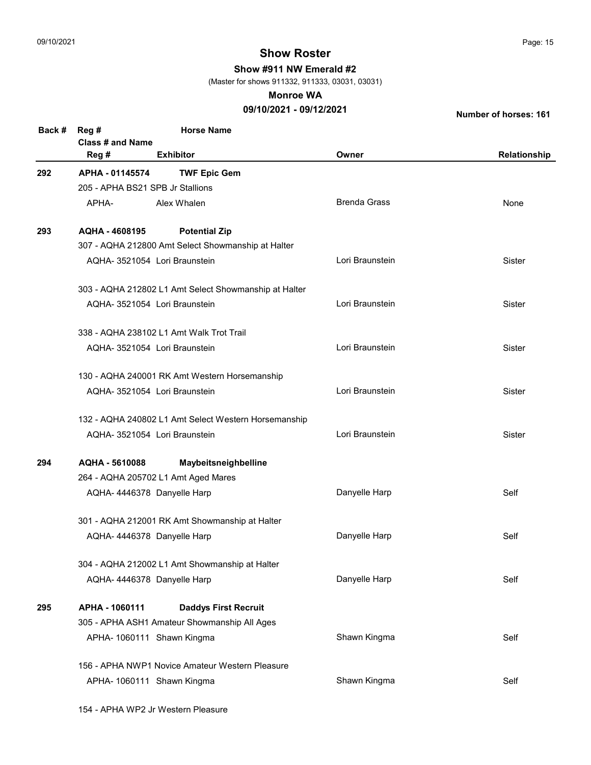# Show Roster

**Show #911 NW Emerald #2**

(Master for shows 911332, 911333, 03031, 03031)

**Monroe WA**

**09/10/2021 - 09/12/2021**

**Number of horses: 161**

| Back # | Reg # / Class # and Name / Reg # | Horse Name / Exhibitor | Owner | Relationship |
|---|---|---|---|---|
| **292** | **APHA - 01145574** | **TWF Epic Gem** | | |
| | 205 - APHA BS21 SPB Jr Stallions | | | |
| | APHA- | Alex Whalen | Brenda Grass | None |
| **293** | **AQHA - 4608195** | **Potential Zip** | | |
| | 307 - AQHA 212800 Amt Select Showmanship at Halter | | | |
| | AQHA- 3521054 | Lori Braunstein | Lori Braunstein | Sister |
| | 303 - AQHA 212802 L1 Amt Select Showmanship at Halter | | | |
| | AQHA- 3521054 | Lori Braunstein | Lori Braunstein | Sister |
| | 338 - AQHA 238102 L1 Amt Walk Trot Trail | | | |
| | AQHA- 3521054 | Lori Braunstein | Lori Braunstein | Sister |
| | 130 - AQHA 240001 RK Amt Western Horsemanship | | | |
| | AQHA- 3521054 | Lori Braunstein | Lori Braunstein | Sister |
| | 132 - AQHA 240802 L1 Amt Select Western Horsemanship | | | |
| | AQHA- 3521054 | Lori Braunstein | Lori Braunstein | Sister |
| **294** | **AQHA - 5610088** | **Maybeitsneighbelline** | | |
| | 264 - AQHA 205702 L1 Amt Aged Mares | | | |
| | AQHA- 4446378 | Danyelle Harp | Danyelle Harp | Self |
| | 301 - AQHA 212001 RK Amt Showmanship at Halter | | | |
| | AQHA- 4446378 | Danyelle Harp | Danyelle Harp | Self |
| | 304 - AQHA 212002 L1 Amt Showmanship at Halter | | | |
| | AQHA- 4446378 | Danyelle Harp | Danyelle Harp | Self |
| **295** | **APHA - 1060111** | **Daddys First Recruit** | | |
| | 305 - APHA ASH1 Amateur Showmanship All Ages | | | |
| | APHA- 1060111 | Shawn Kingma | Shawn Kingma | Self |
| | 156 - APHA NWP1 Novice Amateur Western Pleasure | | | |
| | APHA- 1060111 | Shawn Kingma | Shawn Kingma | Self |
| | 154 - APHA WP2 Jr Western Pleasure | | | |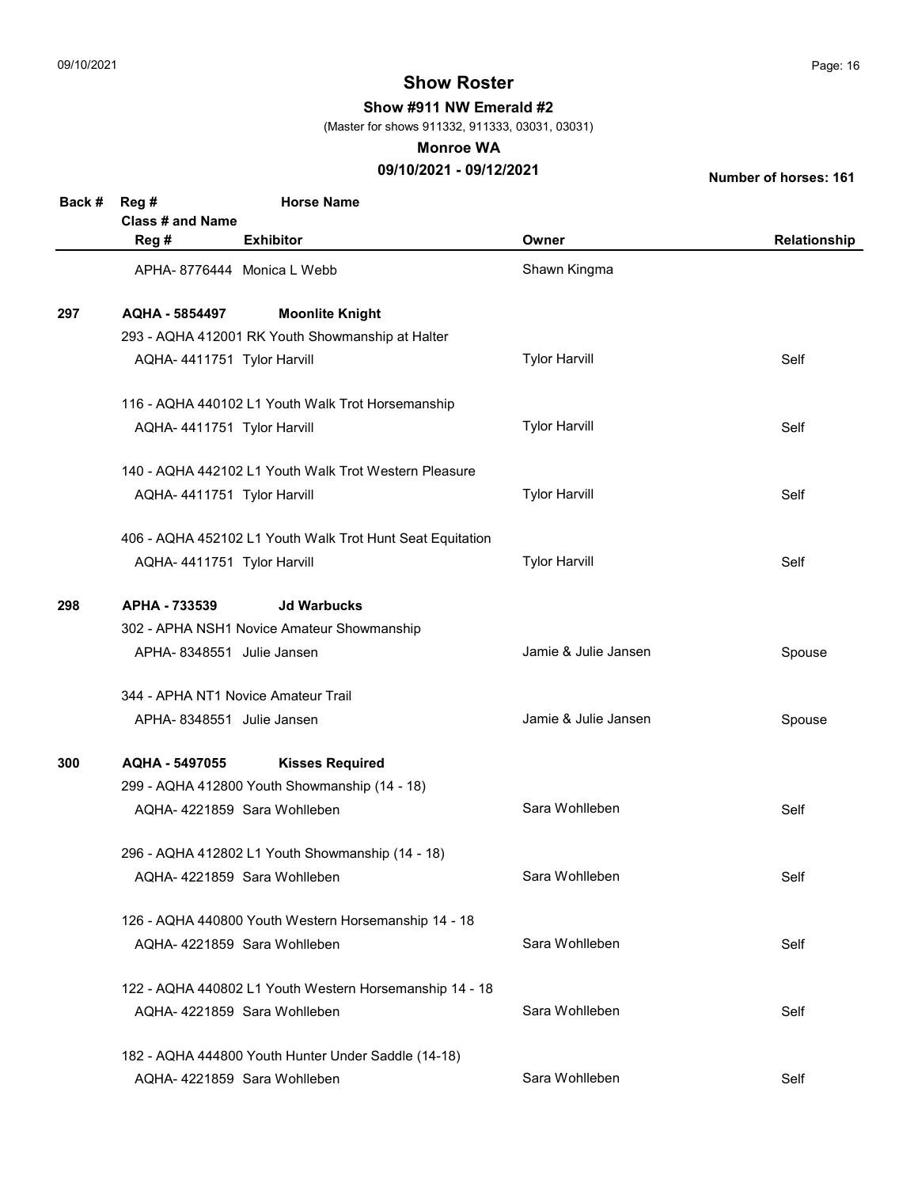## Show Roster

**Show #911 NW Emerald #2**

(Master for shows 911332, 911333, 03031, 03031)

**Monroe WA**

**09/10/2021 - 09/12/2021**

**Number of horses: 161**

| Back # | Reg # / Class # and Name / Reg # | Horse Name / Exhibitor | Owner | Relationship |
|---|---|---|---|---|
| | APHA- 8776444 | Monica L Webb | Shawn Kingma | |
| **297** | **AQHA - 5854497** | **Moonlite Knight** | | |
| | 293 - AQHA 412001 RK Youth Showmanship at Halter | | | |
| | AQHA- 4411751 | Tylor Harvill | Tylor Harvill | Self |
| | 116 - AQHA 440102 L1 Youth Walk Trot Horsemanship | | | |
| | AQHA- 4411751 | Tylor Harvill | Tylor Harvill | Self |
| | 140 - AQHA 442102 L1 Youth Walk Trot Western Pleasure | | | |
| | AQHA- 4411751 | Tylor Harvill | Tylor Harvill | Self |
| | 406 - AQHA 452102 L1 Youth Walk Trot Hunt Seat Equitation | | | |
| | AQHA- 4411751 | Tylor Harvill | Tylor Harvill | Self |
| **298** | **APHA - 733539** | **Jd Warbucks** | | |
| | 302 - APHA NSH1 Novice Amateur Showmanship | | | |
| | APHA- 8348551 | Julie Jansen | Jamie & Julie Jansen | Spouse |
| | 344 - APHA NT1 Novice Amateur Trail | | | |
| | APHA- 8348551 | Julie Jansen | Jamie & Julie Jansen | Spouse |
| **300** | **AQHA - 5497055** | **Kisses Required** | | |
| | 299 - AQHA 412800 Youth Showmanship (14 - 18) | | | |
| | AQHA- 4221859 | Sara Wohlleben | Sara Wohlleben | Self |
| | 296 - AQHA 412802 L1 Youth Showmanship (14 - 18) | | | |
| | AQHA- 4221859 | Sara Wohlleben | Sara Wohlleben | Self |
| | 126 - AQHA 440800 Youth Western Horsemanship 14 - 18 | | | |
| | AQHA- 4221859 | Sara Wohlleben | Sara Wohlleben | Self |
| | 122 - AQHA 440802 L1 Youth Western Horsemanship 14 - 18 | | | |
| | AQHA- 4221859 | Sara Wohlleben | Sara Wohlleben | Self |
| | 182 - AQHA 444800 Youth Hunter Under Saddle (14-18) | | | |
| | AQHA- 4221859 | Sara Wohlleben | Sara Wohlleben | Self |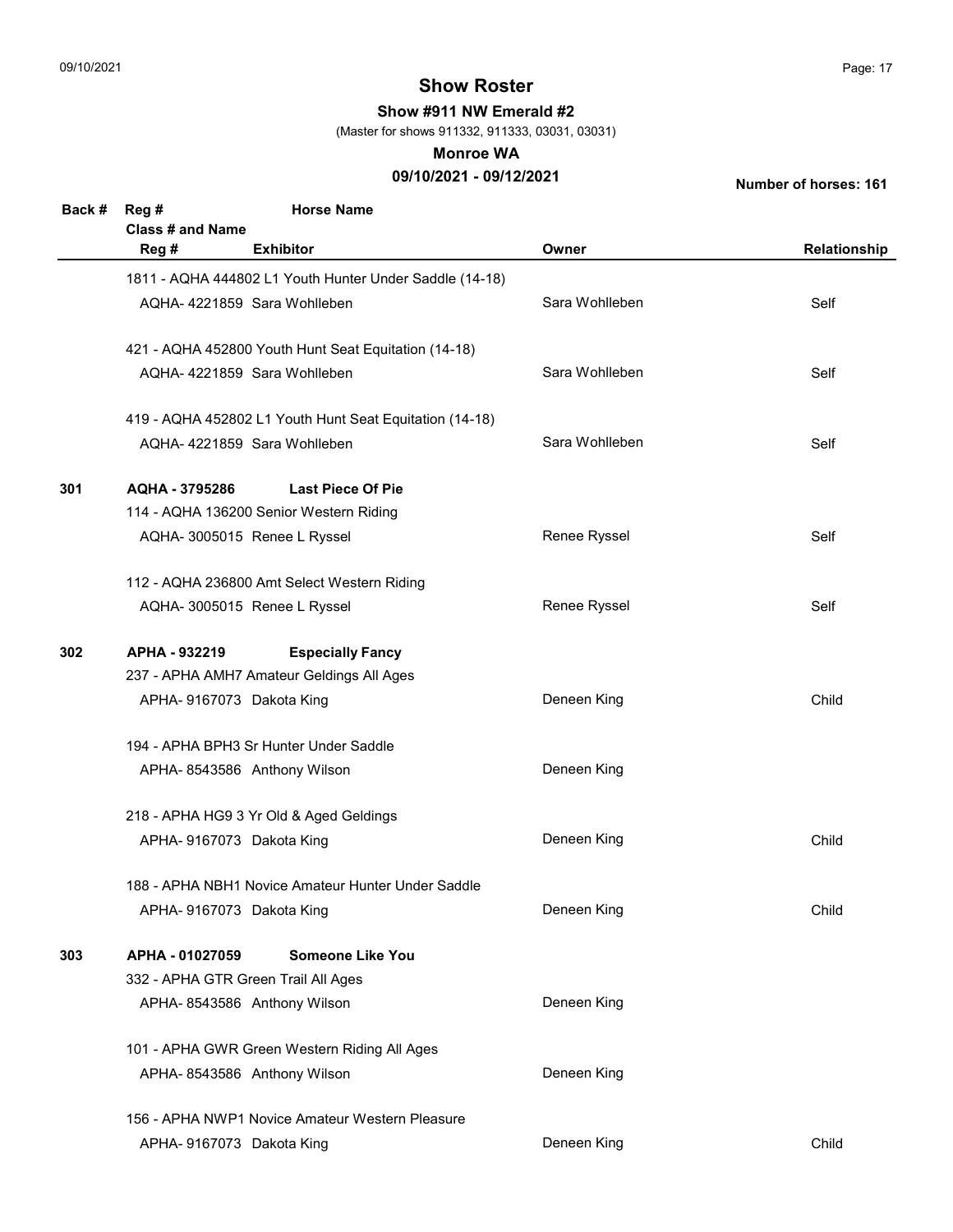# Show Roster

**Show #911 NW Emerald #2**

(Master for shows 911332, 911333, 03031, 03031)

**Monroe WA**

**09/10/2021 - 09/12/2021**

**Number of horses: 161**

| Back # | Reg # / Class # and Name / Reg # | Horse Name / Exhibitor | Owner | Relationship |
|---|---|---|---|---|
| | 1811 - AQHA 444802 L1 Youth Hunter Under Saddle (14-18) | | | |
| | AQHA- 4221859 | Sara Wohlleben | Sara Wohlleben | Self |
| | 421 - AQHA 452800 Youth Hunt Seat Equitation (14-18) | | | |
| | AQHA- 4221859 | Sara Wohlleben | Sara Wohlleben | Self |
| | 419 - AQHA 452802 L1 Youth Hunt Seat Equitation (14-18) | | | |
| | AQHA- 4221859 | Sara Wohlleben | Sara Wohlleben | Self |
| **301** | **AQHA - 3795286** | **Last Piece Of Pie** | | |
| | 114 - AQHA 136200 Senior Western Riding | | | |
| | AQHA- 3005015 | Renee L Ryssel | Renee Ryssel | Self |
| | 112 - AQHA 236800 Amt Select Western Riding | | | |
| | AQHA- 3005015 | Renee L Ryssel | Renee Ryssel | Self |
| **302** | **APHA - 932219** | **Especially Fancy** | | |
| | 237 - APHA AMH7 Amateur Geldings All Ages | | | |
| | APHA- 9167073 | Dakota King | Deneen King | Child |
| | 194 - APHA BPH3 Sr Hunter Under Saddle | | | |
| | APHA- 8543586 | Anthony Wilson | Deneen King | |
| | 218 - APHA HG9 3 Yr Old & Aged Geldings | | | |
| | APHA- 9167073 | Dakota King | Deneen King | Child |
| | 188 - APHA NBH1 Novice Amateur Hunter Under Saddle | | | |
| | APHA- 9167073 | Dakota King | Deneen King | Child |
| **303** | **APHA - 01027059** | **Someone Like You** | | |
| | 332 - APHA GTR Green Trail All Ages | | | |
| | APHA- 8543586 | Anthony Wilson | Deneen King | |
| | 101 - APHA GWR Green Western Riding All Ages | | | |
| | APHA- 8543586 | Anthony Wilson | Deneen King | |
| | 156 - APHA NWP1 Novice Amateur Western Pleasure | | | |
| | APHA- 9167073 | Dakota King | Deneen King | Child |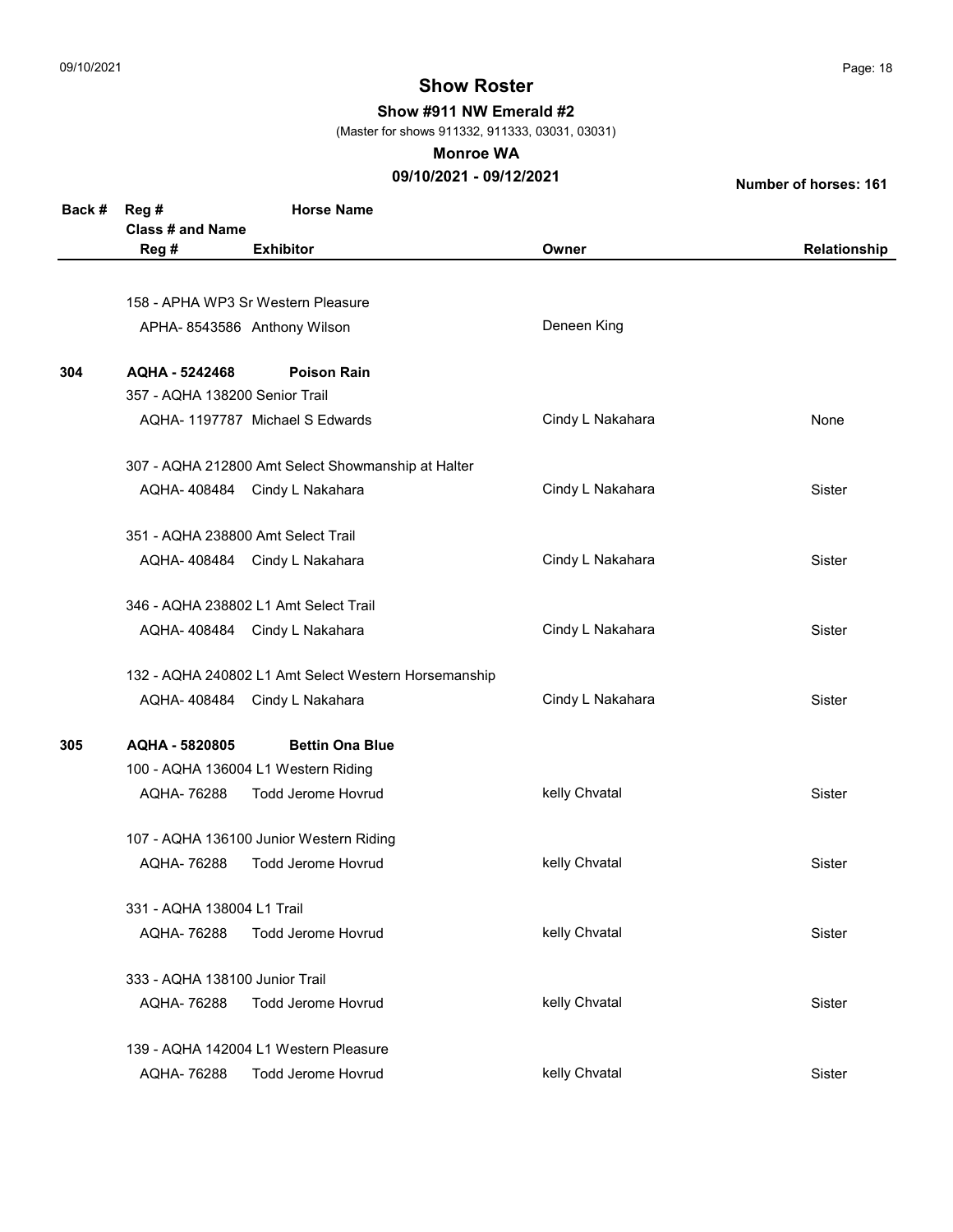# Show Roster

**Show #911 NW Emerald #2**

(Master for shows 911332, 911333, 03031, 03031)

**Monroe WA**

**09/10/2021 - 09/12/2021**

**Number of horses: 161**

| Back # | Reg # / Class # and Name / Reg # | Horse Name / Exhibitor | Owner | Relationship |
|---|---|---|---|---|
| | 158 - APHA WP3 Sr Western Pleasure | | | |
| | APHA- 8543586 | Anthony Wilson | Deneen King | |
| **304** | **AQHA - 5242468** | **Poison Rain** | | |
| | 357 - AQHA 138200 Senior Trail | | | |
| | AQHA- 1197787 | Michael S Edwards | Cindy L Nakahara | None |
| | 307 - AQHA 212800 Amt Select Showmanship at Halter | | | |
| | AQHA- 408484 | Cindy L Nakahara | Cindy L Nakahara | Sister |
| | 351 - AQHA 238800 Amt Select Trail | | | |
| | AQHA- 408484 | Cindy L Nakahara | Cindy L Nakahara | Sister |
| | 346 - AQHA 238802 L1 Amt Select Trail | | | |
| | AQHA- 408484 | Cindy L Nakahara | Cindy L Nakahara | Sister |
| | 132 - AQHA 240802 L1 Amt Select Western Horsemanship | | | |
| | AQHA- 408484 | Cindy L Nakahara | Cindy L Nakahara | Sister |
| **305** | **AQHA - 5820805** | **Bettin Ona Blue** | | |
| | 100 - AQHA 136004 L1 Western Riding | | | |
| | AQHA- 76288 | Todd Jerome Hovrud | kelly Chvatal | Sister |
| | 107 - AQHA 136100 Junior Western Riding | | | |
| | AQHA- 76288 | Todd Jerome Hovrud | kelly Chvatal | Sister |
| | 331 - AQHA 138004 L1 Trail | | | |
| | AQHA- 76288 | Todd Jerome Hovrud | kelly Chvatal | Sister |
| | 333 - AQHA 138100 Junior Trail | | | |
| | AQHA- 76288 | Todd Jerome Hovrud | kelly Chvatal | Sister |
| | 139 - AQHA 142004 L1 Western Pleasure | | | |
| | AQHA- 76288 | Todd Jerome Hovrud | kelly Chvatal | Sister |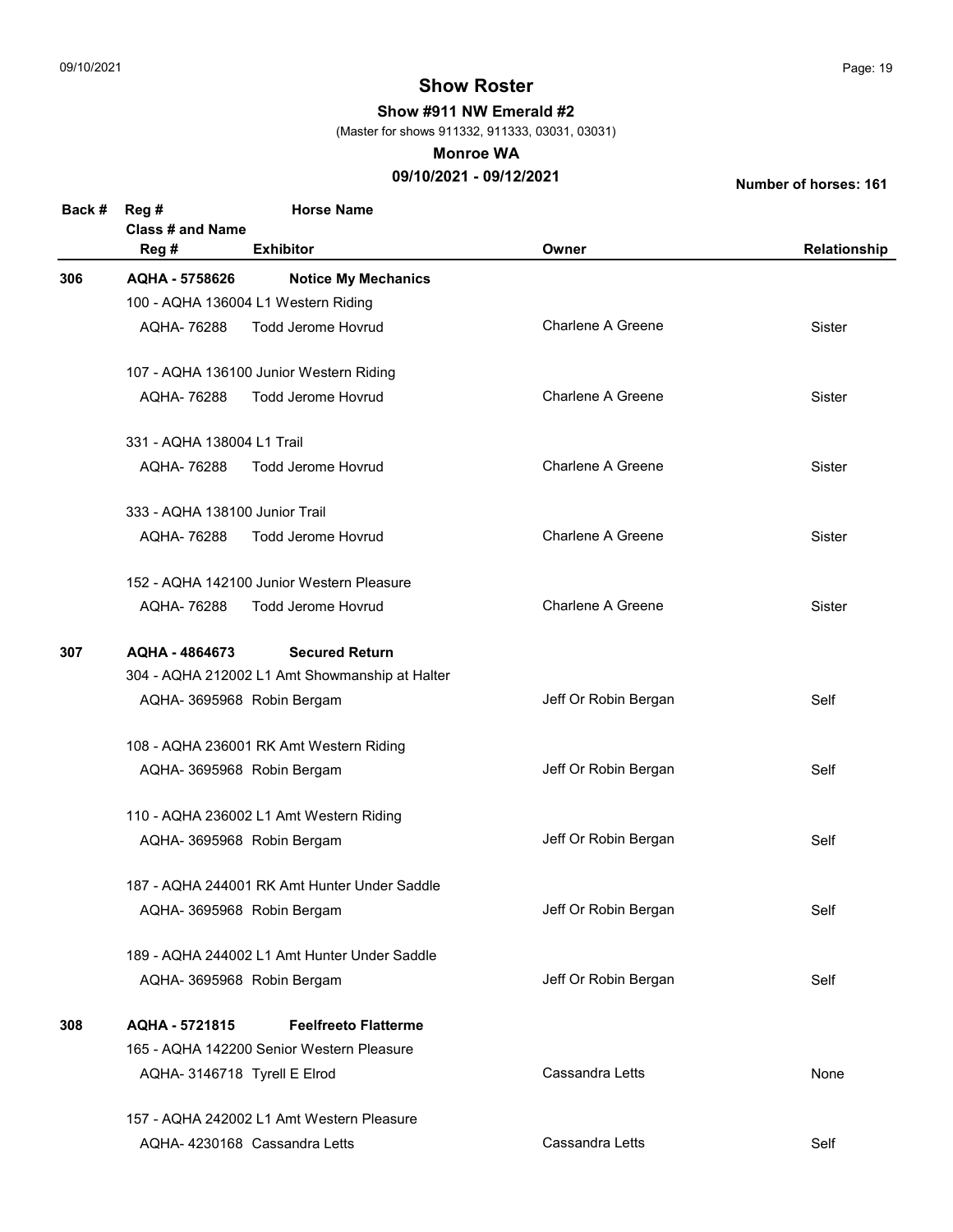# Show Roster

**Show #911 NW Emerald #2**

(Master for shows 911332, 911333, 03031, 03031)

**Monroe WA**

**09/10/2021 - 09/12/2021**

**Number of horses: 161**

| Back # | Reg # / Class # and Name / Reg # | Horse Name / Exhibitor | Owner | Relationship |
|---|---|---|---|---|
| **306** | **AQHA - 5758626** | **Notice My Mechanics** | | |
| | 100 - AQHA 136004 L1 Western Riding | | | |
| | AQHA- 76288 | Todd Jerome Hovrud | Charlene A Greene | Sister |
| | 107 - AQHA 136100 Junior Western Riding | | | |
| | AQHA- 76288 | Todd Jerome Hovrud | Charlene A Greene | Sister |
| | 331 - AQHA 138004 L1 Trail | | | |
| | AQHA- 76288 | Todd Jerome Hovrud | Charlene A Greene | Sister |
| | 333 - AQHA 138100 Junior Trail | | | |
| | AQHA- 76288 | Todd Jerome Hovrud | Charlene A Greene | Sister |
| | 152 - AQHA 142100 Junior Western Pleasure | | | |
| | AQHA- 76288 | Todd Jerome Hovrud | Charlene A Greene | Sister |
| **307** | **AQHA - 4864673** | **Secured Return** | | |
| | 304 - AQHA 212002 L1 Amt Showmanship at Halter | | | |
| | AQHA- 3695968 | Robin Bergam | Jeff Or Robin Bergan | Self |
| | 108 - AQHA 236001 RK Amt Western Riding | | | |
| | AQHA- 3695968 | Robin Bergam | Jeff Or Robin Bergan | Self |
| | 110 - AQHA 236002 L1 Amt Western Riding | | | |
| | AQHA- 3695968 | Robin Bergam | Jeff Or Robin Bergan | Self |
| | 187 - AQHA 244001 RK Amt Hunter Under Saddle | | | |
| | AQHA- 3695968 | Robin Bergam | Jeff Or Robin Bergan | Self |
| | 189 - AQHA 244002 L1 Amt Hunter Under Saddle | | | |
| | AQHA- 3695968 | Robin Bergam | Jeff Or Robin Bergan | Self |
| **308** | **AQHA - 5721815** | **Feelfreeto Flatterme** | | |
| | 165 - AQHA 142200 Senior Western Pleasure | | | |
| | AQHA- 3146718 | Tyrell E Elrod | Cassandra Letts | None |
| | 157 - AQHA 242002 L1 Amt Western Pleasure | | | |
| | AQHA- 4230168 | Cassandra Letts | Cassandra Letts | Self |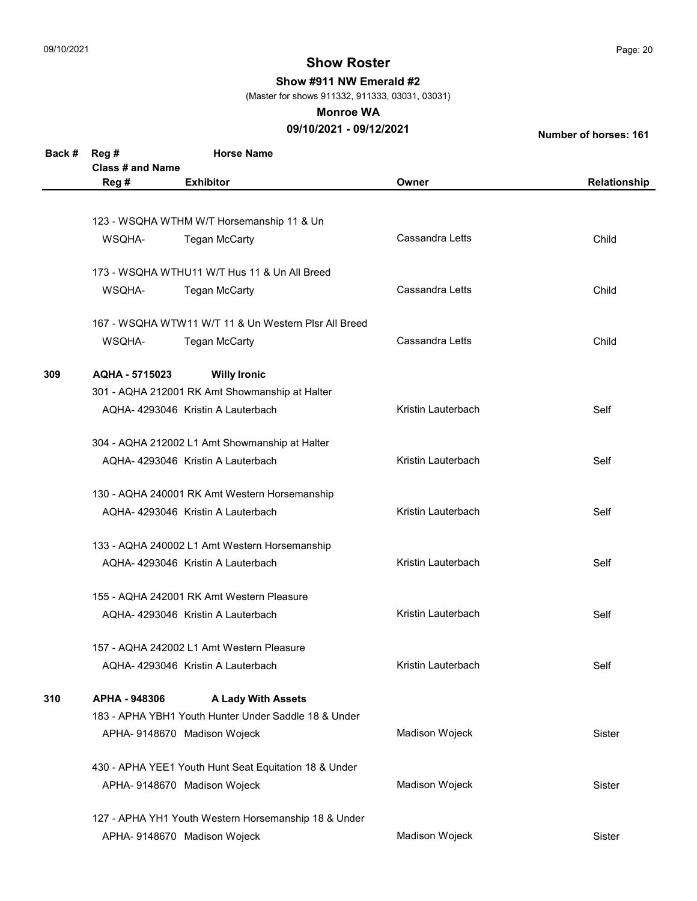# Show Roster

**Show #911 NW Emerald #2**

(Master for shows 911332, 911333, 03031, 03031)

**Monroe WA**

**09/10/2021 - 09/12/2021**

**Number of horses: 161**

| Back # | Reg # / Class # and Name / Reg # | Horse Name / Exhibitor | Owner | Relationship |
|---|---|---|---|---|
| | 123 - WSQHA WTHM W/T Horsemanship 11 & Un | | | |
| | WSQHA- | Tegan McCarty | Cassandra Letts | Child |
| | 173 - WSQHA WTHU11 W/T Hus 11 & Un All Breed | | | |
| | WSQHA- | Tegan McCarty | Cassandra Letts | Child |
| | 167 - WSQHA WTW11 W/T 11 & Un Western Plsr All Breed | | | |
| | WSQHA- | Tegan McCarty | Cassandra Letts | Child |
| **309** | **AQHA - 5715023** | **Willy Ironic** | | |
| | 301 - AQHA 212001 RK Amt Showmanship at Halter | | | |
| | AQHA- 4293046 | Kristin A Lauterbach | Kristin Lauterbach | Self |
| | 304 - AQHA 212002 L1 Amt Showmanship at Halter | | | |
| | AQHA- 4293046 | Kristin A Lauterbach | Kristin Lauterbach | Self |
| | 130 - AQHA 240001 RK Amt Western Horsemanship | | | |
| | AQHA- 4293046 | Kristin A Lauterbach | Kristin Lauterbach | Self |
| | 133 - AQHA 240002 L1 Amt Western Horsemanship | | | |
| | AQHA- 4293046 | Kristin A Lauterbach | Kristin Lauterbach | Self |
| | 155 - AQHA 242001 RK Amt Western Pleasure | | | |
| | AQHA- 4293046 | Kristin A Lauterbach | Kristin Lauterbach | Self |
| | 157 - AQHA 242002 L1 Amt Western Pleasure | | | |
| | AQHA- 4293046 | Kristin A Lauterbach | Kristin Lauterbach | Self |
| **310** | **APHA - 948306** | **A Lady With Assets** | | |
| | 183 - APHA YBH1 Youth Hunter Under Saddle 18 & Under | | | |
| | APHA- 9148670 | Madison Wojeck | Madison Wojeck | Sister |
| | 430 - APHA YEE1 Youth Hunt Seat Equitation 18 & Under | | | |
| | APHA- 9148670 | Madison Wojeck | Madison Wojeck | Sister |
| | 127 - APHA YH1 Youth Western Horsemanship 18 & Under | | | |
| | APHA- 9148670 | Madison Wojeck | Madison Wojeck | Sister |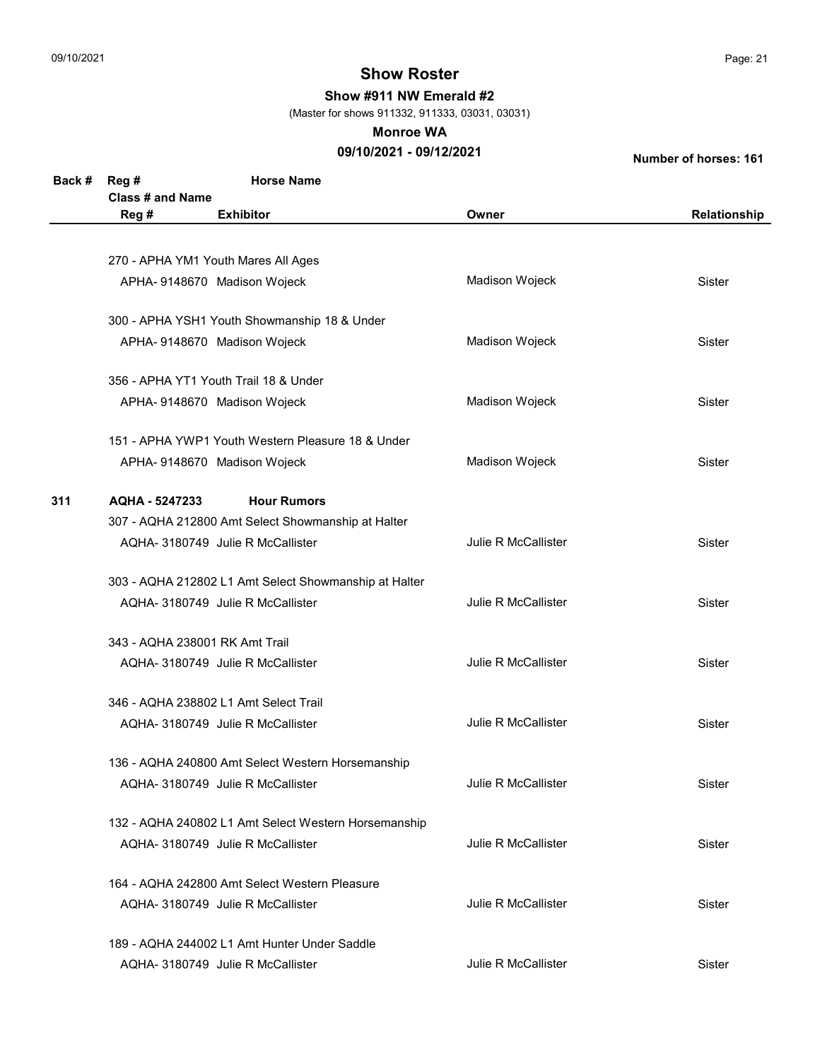## Show Roster

**Show #911 NW Emerald #2**

(Master for shows 911332, 911333, 03031, 03031)

**Monroe WA**

**09/10/2021 - 09/12/2021**

**Number of horses: 161**

| Back # | Reg # / Class # and Name / Reg # | Horse Name / Exhibitor | Owner | Relationship |
|---|---|---|---|---|
| | 270 - APHA YM1 Youth Mares All Ages | | | |
| | APHA- 9148670 | Madison Wojeck | Madison Wojeck | Sister |
| | 300 - APHA YSH1 Youth Showmanship 18 & Under | | | |
| | APHA- 9148670 | Madison Wojeck | Madison Wojeck | Sister |
| | 356 - APHA YT1 Youth Trail 18 & Under | | | |
| | APHA- 9148670 | Madison Wojeck | Madison Wojeck | Sister |
| | 151 - APHA YWP1 Youth Western Pleasure 18 & Under | | | |
| | APHA- 9148670 | Madison Wojeck | Madison Wojeck | Sister |
| **311** | **AQHA - 5247233** | **Hour Rumors** | | |
| | 307 - AQHA 212800 Amt Select Showmanship at Halter | | | |
| | AQHA- 3180749 | Julie R McCallister | Julie R McCallister | Sister |
| | 303 - AQHA 212802 L1 Amt Select Showmanship at Halter | | | |
| | AQHA- 3180749 | Julie R McCallister | Julie R McCallister | Sister |
| | 343 - AQHA 238001 RK Amt Trail | | | |
| | AQHA- 3180749 | Julie R McCallister | Julie R McCallister | Sister |
| | 346 - AQHA 238802 L1 Amt Select Trail | | | |
| | AQHA- 3180749 | Julie R McCallister | Julie R McCallister | Sister |
| | 136 - AQHA 240800 Amt Select Western Horsemanship | | | |
| | AQHA- 3180749 | Julie R McCallister | Julie R McCallister | Sister |
| | 132 - AQHA 240802 L1 Amt Select Western Horsemanship | | | |
| | AQHA- 3180749 | Julie R McCallister | Julie R McCallister | Sister |
| | 164 - AQHA 242800 Amt Select Western Pleasure | | | |
| | AQHA- 3180749 | Julie R McCallister | Julie R McCallister | Sister |
| | 189 - AQHA 244002 L1 Amt Hunter Under Saddle | | | |
| | AQHA- 3180749 | Julie R McCallister | Julie R McCallister | Sister |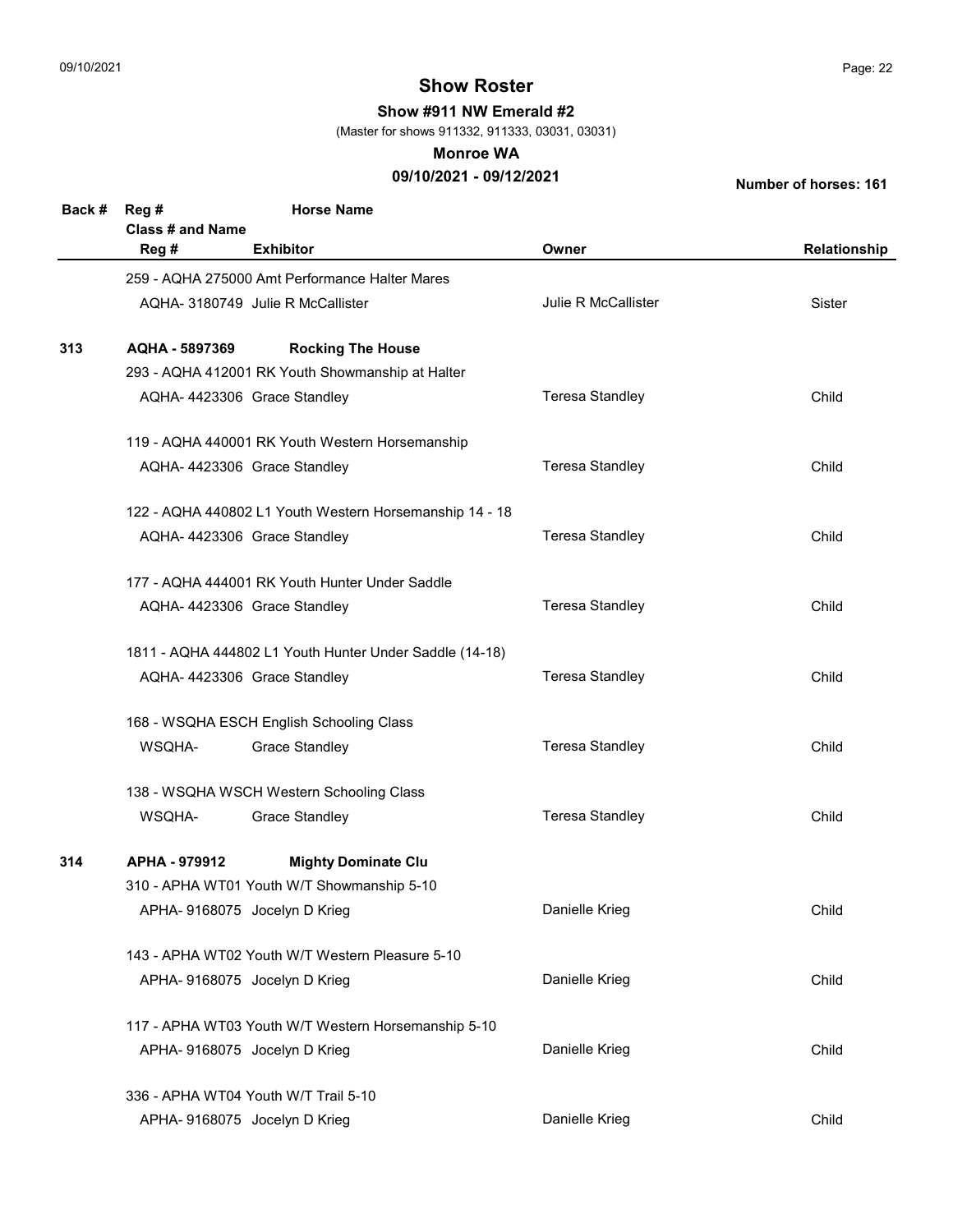# Show Roster

**Show #911 NW Emerald #2**

(Master for shows 911332, 911333, 03031, 03031)

**Monroe WA**

**09/10/2021 - 09/12/2021**

**Number of horses: 161**

| Back # | Reg # / Class # and Name / Reg # | Horse Name / Exhibitor | Owner | Relationship |
|---|---|---|---|---|
| | 259 - AQHA 275000 Amt Performance Halter Mares | | | |
| | AQHA- 3180749 | Julie R McCallister | Julie R McCallister | Sister |
| **313** | **AQHA - 5897369** | **Rocking The House** | | |
| | 293 - AQHA 412001 RK Youth Showmanship at Halter | | | |
| | AQHA- 4423306 | Grace Standley | Teresa Standley | Child |
| | 119 - AQHA 440001 RK Youth Western Horsemanship | | | |
| | AQHA- 4423306 | Grace Standley | Teresa Standley | Child |
| | 122 - AQHA 440802 L1 Youth Western Horsemanship 14 - 18 | | | |
| | AQHA- 4423306 | Grace Standley | Teresa Standley | Child |
| | 177 - AQHA 444001 RK Youth Hunter Under Saddle | | | |
| | AQHA- 4423306 | Grace Standley | Teresa Standley | Child |
| | 1811 - AQHA 444802 L1 Youth Hunter Under Saddle (14-18) | | | |
| | AQHA- 4423306 | Grace Standley | Teresa Standley | Child |
| | 168 - WSQHA ESCH English Schooling Class | | | |
| | WSQHA- | Grace Standley | Teresa Standley | Child |
| | 138 - WSQHA WSCH Western Schooling Class | | | |
| | WSQHA- | Grace Standley | Teresa Standley | Child |
| **314** | **APHA - 979912** | **Mighty Dominate Clu** | | |
| | 310 - APHA WT01 Youth W/T Showmanship 5-10 | | | |
| | APHA- 9168075 | Jocelyn D Krieg | Danielle Krieg | Child |
| | 143 - APHA WT02 Youth W/T Western Pleasure 5-10 | | | |
| | APHA- 9168075 | Jocelyn D Krieg | Danielle Krieg | Child |
| | 117 - APHA WT03 Youth W/T Western Horsemanship 5-10 | | | |
| | APHA- 9168075 | Jocelyn D Krieg | Danielle Krieg | Child |
| | 336 - APHA WT04 Youth W/T Trail 5-10 | | | |
| | APHA- 9168075 | Jocelyn D Krieg | Danielle Krieg | Child |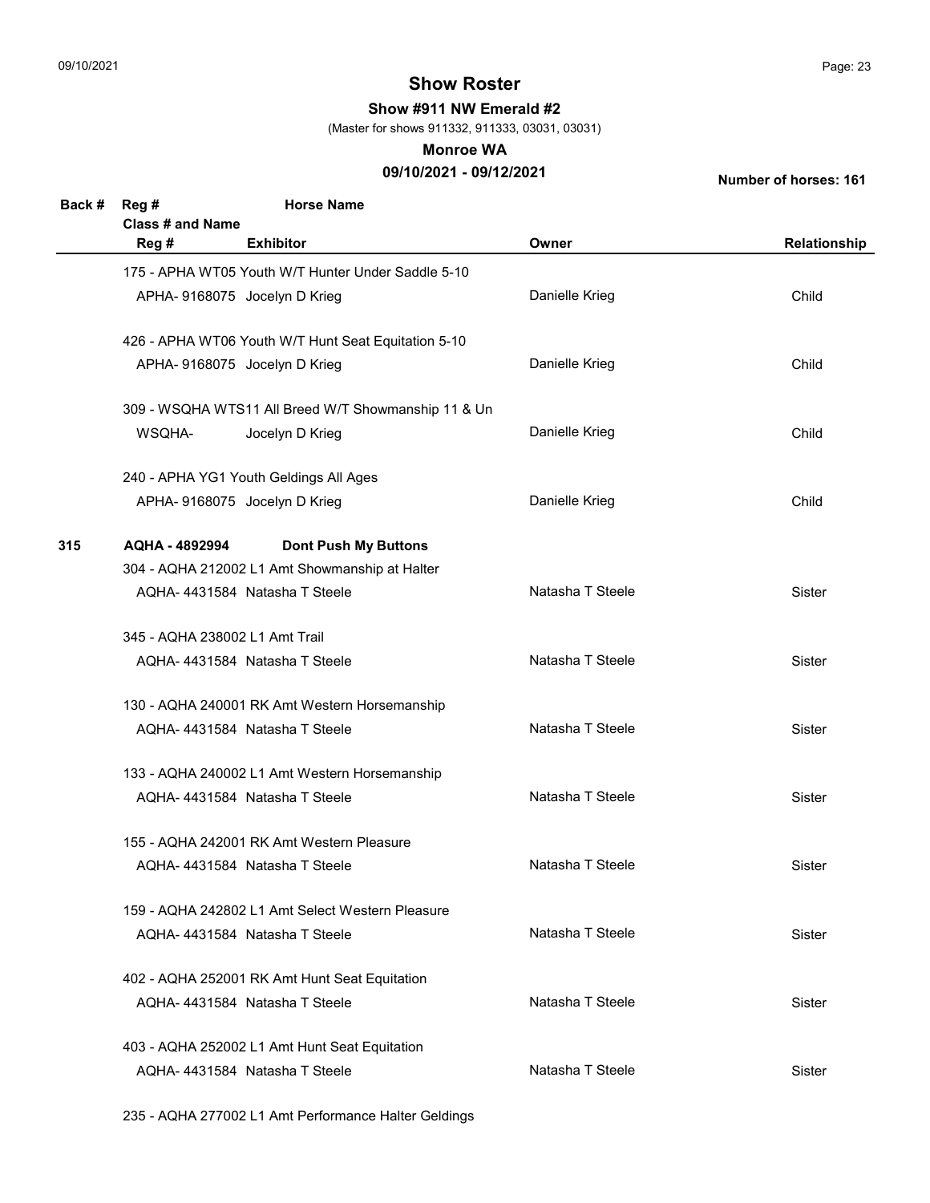# Show Roster

**Show #911 NW Emerald #2**

(Master for shows 911332, 911333, 03031, 03031)

**Monroe WA**

**09/10/2021 - 09/12/2021**

**Number of horses: 161**

| Back # | Reg # / Class # and Name / Reg # | Horse Name / Exhibitor | Owner | Relationship |
|---|---|---|---|---|
| | 175 - APHA WT05 Youth W/T Hunter Under Saddle 5-10 | | | |
| | APHA- 9168075 | Jocelyn D Krieg | Danielle Krieg | Child |
| | 426 - APHA WT06 Youth W/T Hunt Seat Equitation 5-10 | | | |
| | APHA- 9168075 | Jocelyn D Krieg | Danielle Krieg | Child |
| | 309 - WSQHA WTS11 All Breed W/T Showmanship 11 & Un | | | |
| | WSQHA- | Jocelyn D Krieg | Danielle Krieg | Child |
| | 240 - APHA YG1 Youth Geldings All Ages | | | |
| | APHA- 9168075 | Jocelyn D Krieg | Danielle Krieg | Child |
| **315** | **AQHA - 4892994** | **Dont Push My Buttons** | | |
| | 304 - AQHA 212002 L1 Amt Showmanship at Halter | | | |
| | AQHA- 4431584 | Natasha T Steele | Natasha T Steele | Sister |
| | 345 - AQHA 238002 L1 Amt Trail | | | |
| | AQHA- 4431584 | Natasha T Steele | Natasha T Steele | Sister |
| | 130 - AQHA 240001 RK Amt Western Horsemanship | | | |
| | AQHA- 4431584 | Natasha T Steele | Natasha T Steele | Sister |
| | 133 - AQHA 240002 L1 Amt Western Horsemanship | | | |
| | AQHA- 4431584 | Natasha T Steele | Natasha T Steele | Sister |
| | 155 - AQHA 242001 RK Amt Western Pleasure | | | |
| | AQHA- 4431584 | Natasha T Steele | Natasha T Steele | Sister |
| | 159 - AQHA 242802 L1 Amt Select Western Pleasure | | | |
| | AQHA- 4431584 | Natasha T Steele | Natasha T Steele | Sister |
| | 402 - AQHA 252001 RK Amt Hunt Seat Equitation | | | |
| | AQHA- 4431584 | Natasha T Steele | Natasha T Steele | Sister |
| | 403 - AQHA 252002 L1 Amt Hunt Seat Equitation | | | |
| | AQHA- 4431584 | Natasha T Steele | Natasha T Steele | Sister |
| | 235 - AQHA 277002 L1 Amt Performance Halter Geldings | | | |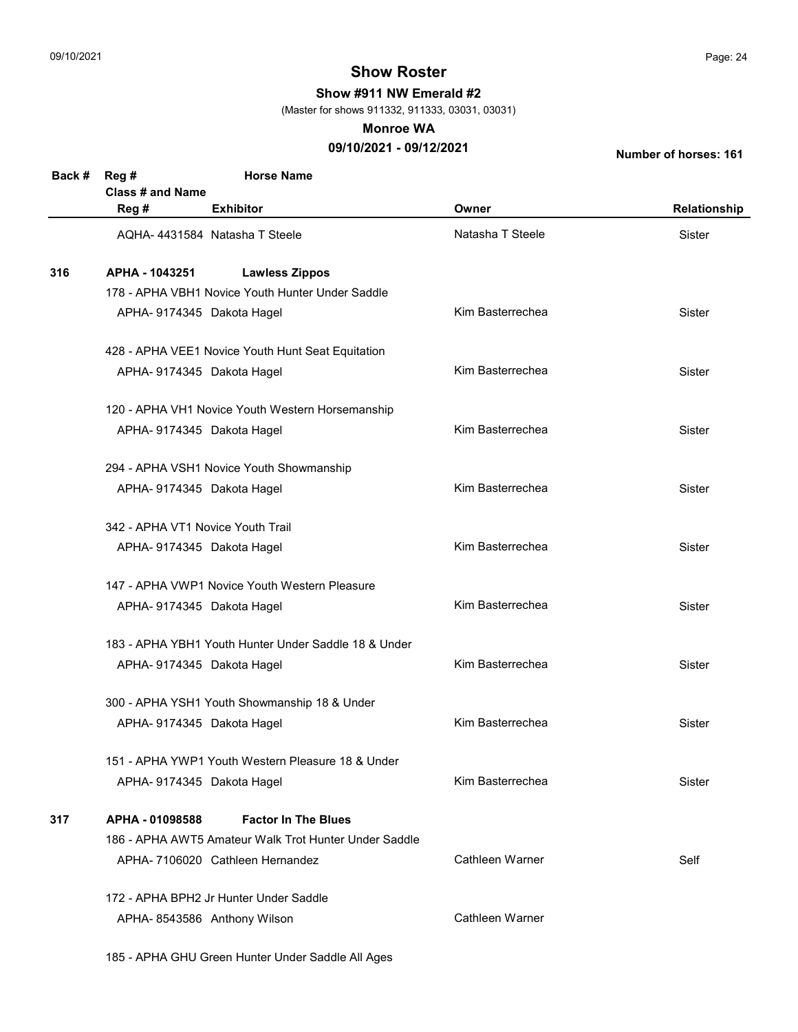# Show Roster

**Show #911 NW Emerald #2**

(Master for shows 911332, 911333, 03031, 03031)

**Monroe WA**

**09/10/2021 - 09/12/2021**

**Number of horses: 161**

| Back # | Reg # / Class # and Name / Reg # | Horse Name / Exhibitor | Owner | Relationship |
|---|---|---|---|---|
| | AQHA- 4431584 | Natasha T Steele | Natasha T Steele | Sister |
| **316** | **APHA - 1043251** | **Lawless Zippos** | | |
| | 178 - APHA VBH1 Novice Youth Hunter Under Saddle | | | |
| | APHA- 9174345 | Dakota Hagel | Kim Basterrechea | Sister |
| | 428 - APHA VEE1 Novice Youth Hunt Seat Equitation | | | |
| | APHA- 9174345 | Dakota Hagel | Kim Basterrechea | Sister |
| | 120 - APHA VH1 Novice Youth Western Horsemanship | | | |
| | APHA- 9174345 | Dakota Hagel | Kim Basterrechea | Sister |
| | 294 - APHA VSH1 Novice Youth Showmanship | | | |
| | APHA- 9174345 | Dakota Hagel | Kim Basterrechea | Sister |
| | 342 - APHA VT1 Novice Youth Trail | | | |
| | APHA- 9174345 | Dakota Hagel | Kim Basterrechea | Sister |
| | 147 - APHA VWP1 Novice Youth Western Pleasure | | | |
| | APHA- 9174345 | Dakota Hagel | Kim Basterrechea | Sister |
| | 183 - APHA YBH1 Youth Hunter Under Saddle 18 & Under | | | |
| | APHA- 9174345 | Dakota Hagel | Kim Basterrechea | Sister |
| | 300 - APHA YSH1 Youth Showmanship 18 & Under | | | |
| | APHA- 9174345 | Dakota Hagel | Kim Basterrechea | Sister |
| | 151 - APHA YWP1 Youth Western Pleasure 18 & Under | | | |
| | APHA- 9174345 | Dakota Hagel | Kim Basterrechea | Sister |
| **317** | **APHA - 01098588** | **Factor In The Blues** | | |
| | 186 - APHA AWT5 Amateur Walk Trot Hunter Under Saddle | | | |
| | APHA- 7106020 | Cathleen Hernandez | Cathleen Warner | Self |
| | 172 - APHA BPH2 Jr Hunter Under Saddle | | | |
| | APHA- 8543586 | Anthony Wilson | Cathleen Warner | |
| | 185 - APHA GHU Green Hunter Under Saddle All Ages | | | |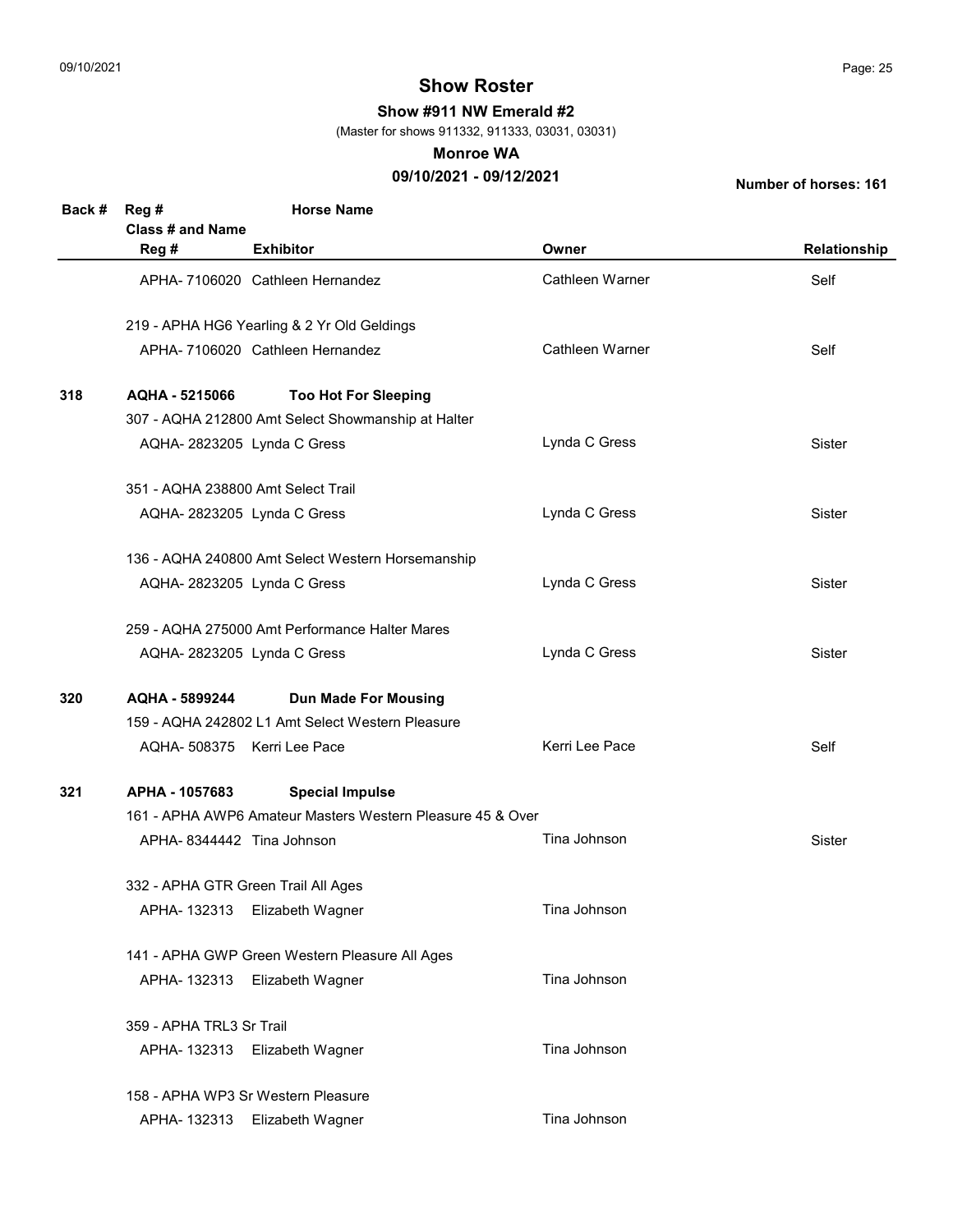# Show Roster

**Show #911 NW Emerald #2**

(Master for shows 911332, 911333, 03031, 03031)

**Monroe WA**

**09/10/2021 - 09/12/2021**

**Number of horses: 161**

| Back # | Reg # / Class # and Name / Reg # | Horse Name / Exhibitor | Owner | Relationship |
|---|---|---|---|---|
| | APHA- 7106020 | Cathleen Hernandez | Cathleen Warner | Self |
| | 219 - APHA HG6 Yearling & 2 Yr Old Geldings | | | |
| | APHA- 7106020 | Cathleen Hernandez | Cathleen Warner | Self |
| **318** | **AQHA - 5215066** | **Too Hot For Sleeping** | | |
| | 307 - AQHA 212800 Amt Select Showmanship at Halter | | | |
| | AQHA- 2823205 | Lynda C Gress | Lynda C Gress | Sister |
| | 351 - AQHA 238800 Amt Select Trail | | | |
| | AQHA- 2823205 | Lynda C Gress | Lynda C Gress | Sister |
| | 136 - AQHA 240800 Amt Select Western Horsemanship | | | |
| | AQHA- 2823205 | Lynda C Gress | Lynda C Gress | Sister |
| | 259 - AQHA 275000 Amt Performance Halter Mares | | | |
| | AQHA- 2823205 | Lynda C Gress | Lynda C Gress | Sister |
| **320** | **AQHA - 5899244** | **Dun Made For Mousing** | | |
| | 159 - AQHA 242802 L1 Amt Select Western Pleasure | | | |
| | AQHA- 508375 | Kerri Lee Pace | Kerri Lee Pace | Self |
| **321** | **APHA - 1057683** | **Special Impulse** | | |
| | 161 - APHA AWP6 Amateur Masters Western Pleasure 45 & Over | | | |
| | APHA- 8344442 | Tina Johnson | Tina Johnson | Sister |
| | 332 - APHA GTR Green Trail All Ages | | | |
| | APHA- 132313 | Elizabeth Wagner | Tina Johnson | |
| | 141 - APHA GWP Green Western Pleasure All Ages | | | |
| | APHA- 132313 | Elizabeth Wagner | Tina Johnson | |
| | 359 - APHA TRL3 Sr Trail | | | |
| | APHA- 132313 | Elizabeth Wagner | Tina Johnson | |
| | 158 - APHA WP3 Sr Western Pleasure | | | |
| | APHA- 132313 | Elizabeth Wagner | Tina Johnson | |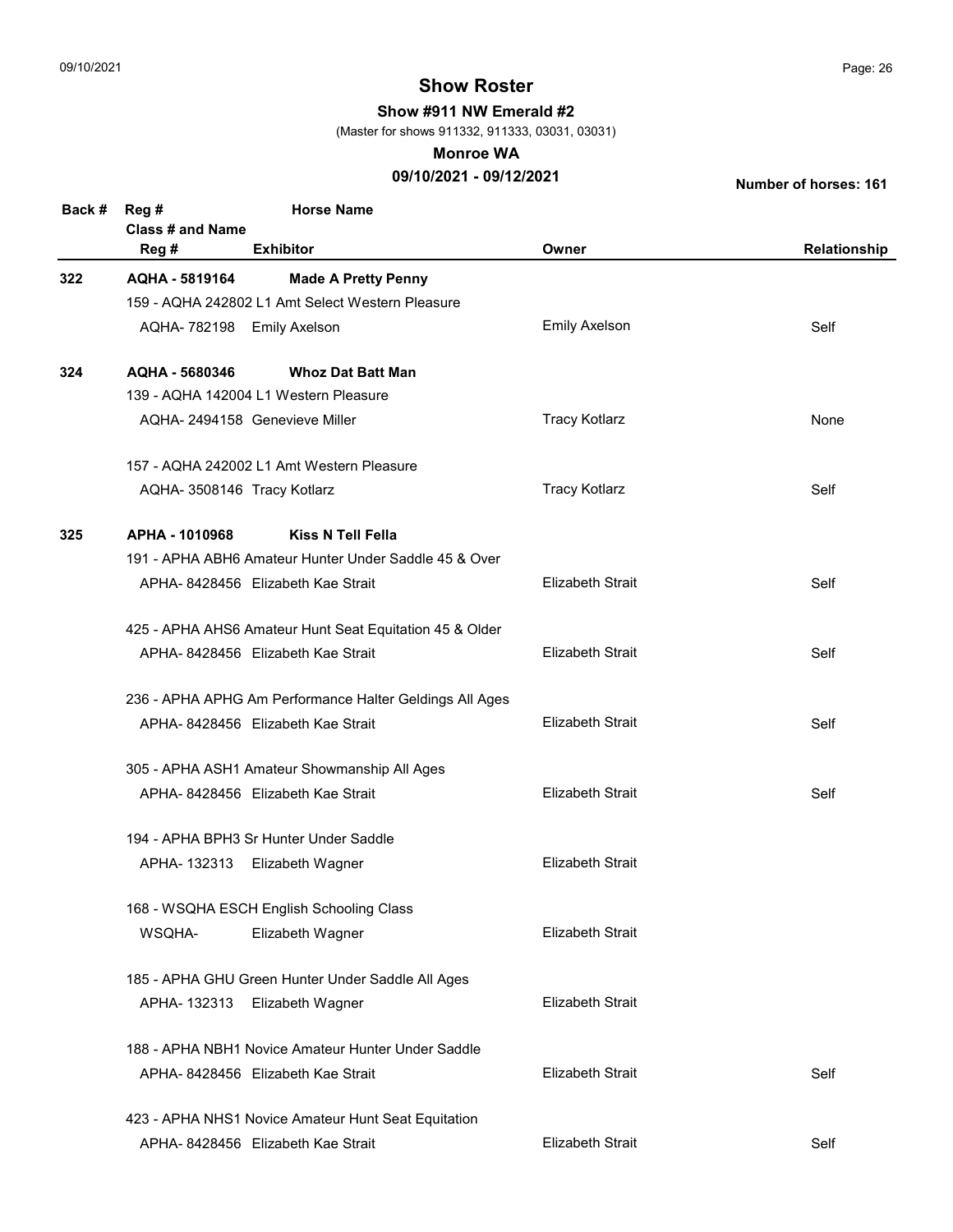# Show Roster

**Show #911 NW Emerald #2**

(Master for shows 911332, 911333, 03031, 03031)

**Monroe WA**

**09/10/2021 - 09/12/2021**

**Number of horses: 161**

| Back # | Reg # / Class # and Name / Reg # | Horse Name / Exhibitor | Owner | Relationship |
|---|---|---|---|---|
| **322** | **AQHA - 5819164** | **Made A Pretty Penny** | | |
| | 159 - AQHA 242802 L1 Amt Select Western Pleasure | | | |
| | AQHA- 782198 | Emily Axelson | Emily Axelson | Self |
| **324** | **AQHA - 5680346** | **Whoz Dat Batt Man** | | |
| | 139 - AQHA 142004 L1 Western Pleasure | | | |
| | AQHA- 2494158 | Genevieve Miller | Tracy Kotlarz | None |
| | 157 - AQHA 242002 L1 Amt Western Pleasure | | | |
| | AQHA- 3508146 | Tracy Kotlarz | Tracy Kotlarz | Self |
| **325** | **APHA - 1010968** | **Kiss N Tell Fella** | | |
| | 191 - APHA ABH6 Amateur Hunter Under Saddle 45 & Over | | | |
| | APHA- 8428456 | Elizabeth Kae Strait | Elizabeth Strait | Self |
| | 425 - APHA AHS6 Amateur Hunt Seat Equitation 45 & Older | | | |
| | APHA- 8428456 | Elizabeth Kae Strait | Elizabeth Strait | Self |
| | 236 - APHA APHG Am Performance Halter Geldings All Ages | | | |
| | APHA- 8428456 | Elizabeth Kae Strait | Elizabeth Strait | Self |
| | 305 - APHA ASH1 Amateur Showmanship All Ages | | | |
| | APHA- 8428456 | Elizabeth Kae Strait | Elizabeth Strait | Self |
| | 194 - APHA BPH3 Sr Hunter Under Saddle | | | |
| | APHA- 132313 | Elizabeth Wagner | Elizabeth Strait | |
| | 168 - WSQHA ESCH English Schooling Class | | | |
| | WSQHA- | Elizabeth Wagner | Elizabeth Strait | |
| | 185 - APHA GHU Green Hunter Under Saddle All Ages | | | |
| | APHA- 132313 | Elizabeth Wagner | Elizabeth Strait | |
| | 188 - APHA NBH1 Novice Amateur Hunter Under Saddle | | | |
| | APHA- 8428456 | Elizabeth Kae Strait | Elizabeth Strait | Self |
| | 423 - APHA NHS1 Novice Amateur Hunt Seat Equitation | | | |
| | APHA- 8428456 | Elizabeth Kae Strait | Elizabeth Strait | Self |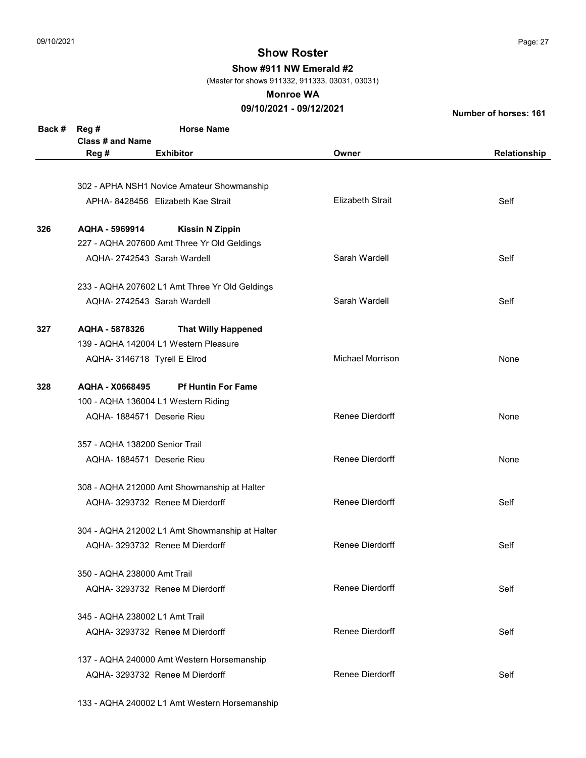# Show Roster

**Show #911 NW Emerald #2**

(Master for shows 911332, 911333, 03031, 03031)

**Monroe WA**

**09/10/2021 - 09/12/2021**

**Number of horses: 161**

| Back # | Reg # / Class # and Name / Reg # | Horse Name / Exhibitor | Owner | Relationship |
|---|---|---|---|---|
| | 302 - APHA NSH1 Novice Amateur Showmanship | | | |
| | APHA- 8428456 | Elizabeth Kae Strait | Elizabeth Strait | Self |
| **326** | **AQHA - 5969914** | **Kissin N Zippin** | | |
| | 227 - AQHA 207600 Amt Three Yr Old Geldings | | | |
| | AQHA- 2742543 | Sarah Wardell | Sarah Wardell | Self |
| | 233 - AQHA 207602 L1 Amt Three Yr Old Geldings | | | |
| | AQHA- 2742543 | Sarah Wardell | Sarah Wardell | Self |
| **327** | **AQHA - 5878326** | **That Willy Happened** | | |
| | 139 - AQHA 142004 L1 Western Pleasure | | | |
| | AQHA- 3146718 | Tyrell E Elrod | Michael Morrison | None |
| **328** | **AQHA - X0668495** | **Pf Huntin For Fame** | | |
| | 100 - AQHA 136004 L1 Western Riding | | | |
| | AQHA- 1884571 | Deserie Rieu | Renee Dierdorff | None |
| | 357 - AQHA 138200 Senior Trail | | | |
| | AQHA- 1884571 | Deserie Rieu | Renee Dierdorff | None |
| | 308 - AQHA 212000 Amt Showmanship at Halter | | | |
| | AQHA- 3293732 | Renee M Dierdorff | Renee Dierdorff | Self |
| | 304 - AQHA 212002 L1 Amt Showmanship at Halter | | | |
| | AQHA- 3293732 | Renee M Dierdorff | Renee Dierdorff | Self |
| | 350 - AQHA 238000 Amt Trail | | | |
| | AQHA- 3293732 | Renee M Dierdorff | Renee Dierdorff | Self |
| | 345 - AQHA 238002 L1 Amt Trail | | | |
| | AQHA- 3293732 | Renee M Dierdorff | Renee Dierdorff | Self |
| | 137 - AQHA 240000 Amt Western Horsemanship | | | |
| | AQHA- 3293732 | Renee M Dierdorff | Renee Dierdorff | Self |
| | 133 - AQHA 240002 L1 Amt Western Horsemanship | | | |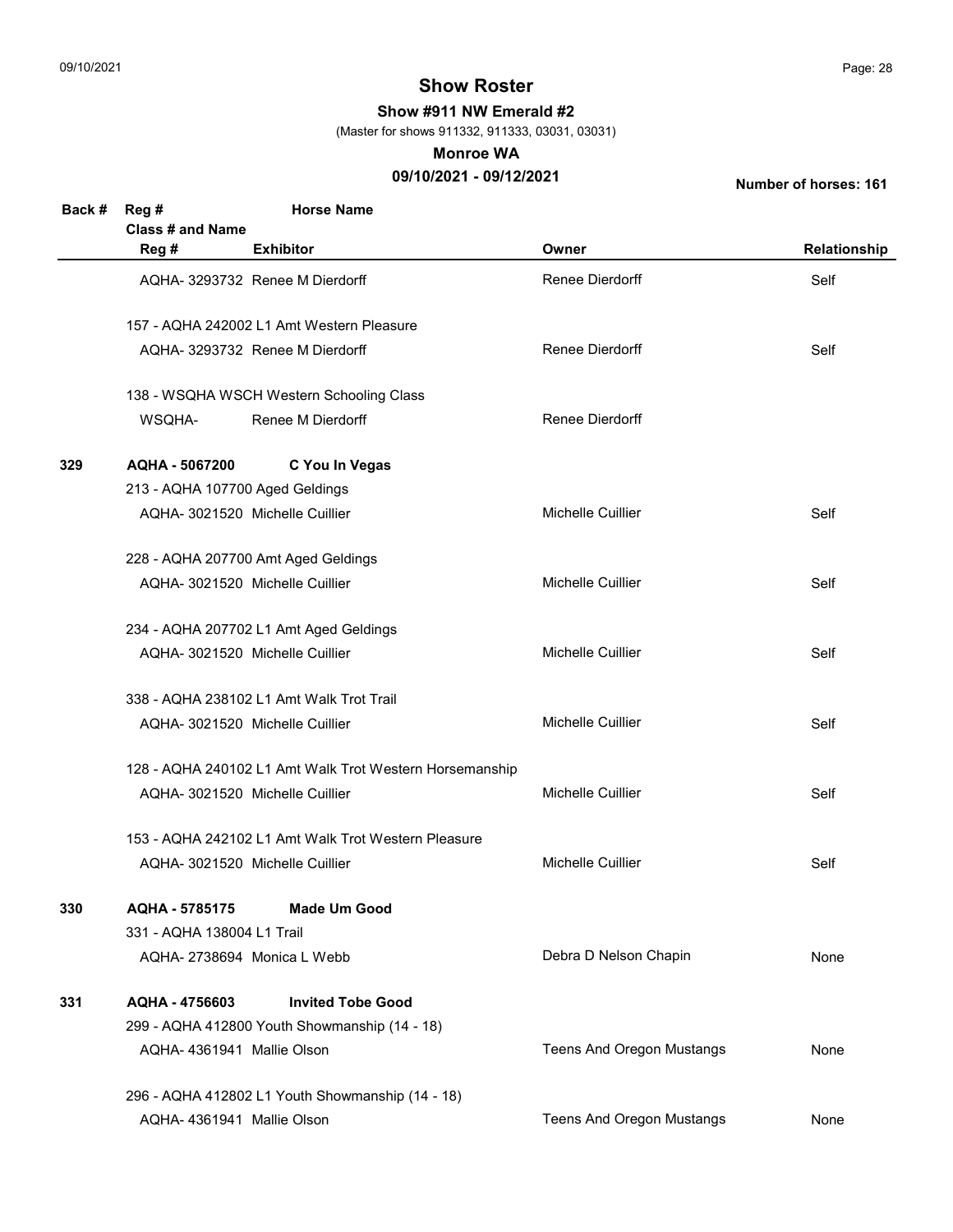# Show Roster

**Show #911 NW Emerald #2**

(Master for shows 911332, 911333, 03031, 03031)

**Monroe WA**

**09/10/2021 - 09/12/2021**

**Number of horses: 161**

| Back # | Reg # / Class # and Name / Reg # | Horse Name / Exhibitor | Owner | Relationship |
|---|---|---|---|---|
| | AQHA- 3293732 | Renee M Dierdorff | Renee Dierdorff | Self |
| | 157 - AQHA 242002 L1 Amt Western Pleasure | | | |
| | AQHA- 3293732 | Renee M Dierdorff | Renee Dierdorff | Self |
| | 138 - WSQHA WSCH Western Schooling Class | | | |
| | WSQHA- | Renee M Dierdorff | Renee Dierdorff | |
| **329** | **AQHA - 5067200** | **C You In Vegas** | | |
| | 213 - AQHA 107700 Aged Geldings | | | |
| | AQHA- 3021520 | Michelle Cuillier | Michelle Cuillier | Self |
| | 228 - AQHA 207700 Amt Aged Geldings | | | |
| | AQHA- 3021520 | Michelle Cuillier | Michelle Cuillier | Self |
| | 234 - AQHA 207702 L1 Amt Aged Geldings | | | |
| | AQHA- 3021520 | Michelle Cuillier | Michelle Cuillier | Self |
| | 338 - AQHA 238102 L1 Amt Walk Trot Trail | | | |
| | AQHA- 3021520 | Michelle Cuillier | Michelle Cuillier | Self |
| | 128 - AQHA 240102 L1 Amt Walk Trot Western Horsemanship | | | |
| | AQHA- 3021520 | Michelle Cuillier | Michelle Cuillier | Self |
| | 153 - AQHA 242102 L1 Amt Walk Trot Western Pleasure | | | |
| | AQHA- 3021520 | Michelle Cuillier | Michelle Cuillier | Self |
| **330** | **AQHA - 5785175** | **Made Um Good** | | |
| | 331 - AQHA 138004 L1 Trail | | | |
| | AQHA- 2738694 | Monica L Webb | Debra D Nelson Chapin | None |
| **331** | **AQHA - 4756603** | **Invited Tobe Good** | | |
| | 299 - AQHA 412800 Youth Showmanship (14 - 18) | | | |
| | AQHA- 4361941 | Mallie Olson | Teens And Oregon Mustangs | None |
| | 296 - AQHA 412802 L1 Youth Showmanship (14 - 18) | | | |
| | AQHA- 4361941 | Mallie Olson | Teens And Oregon Mustangs | None |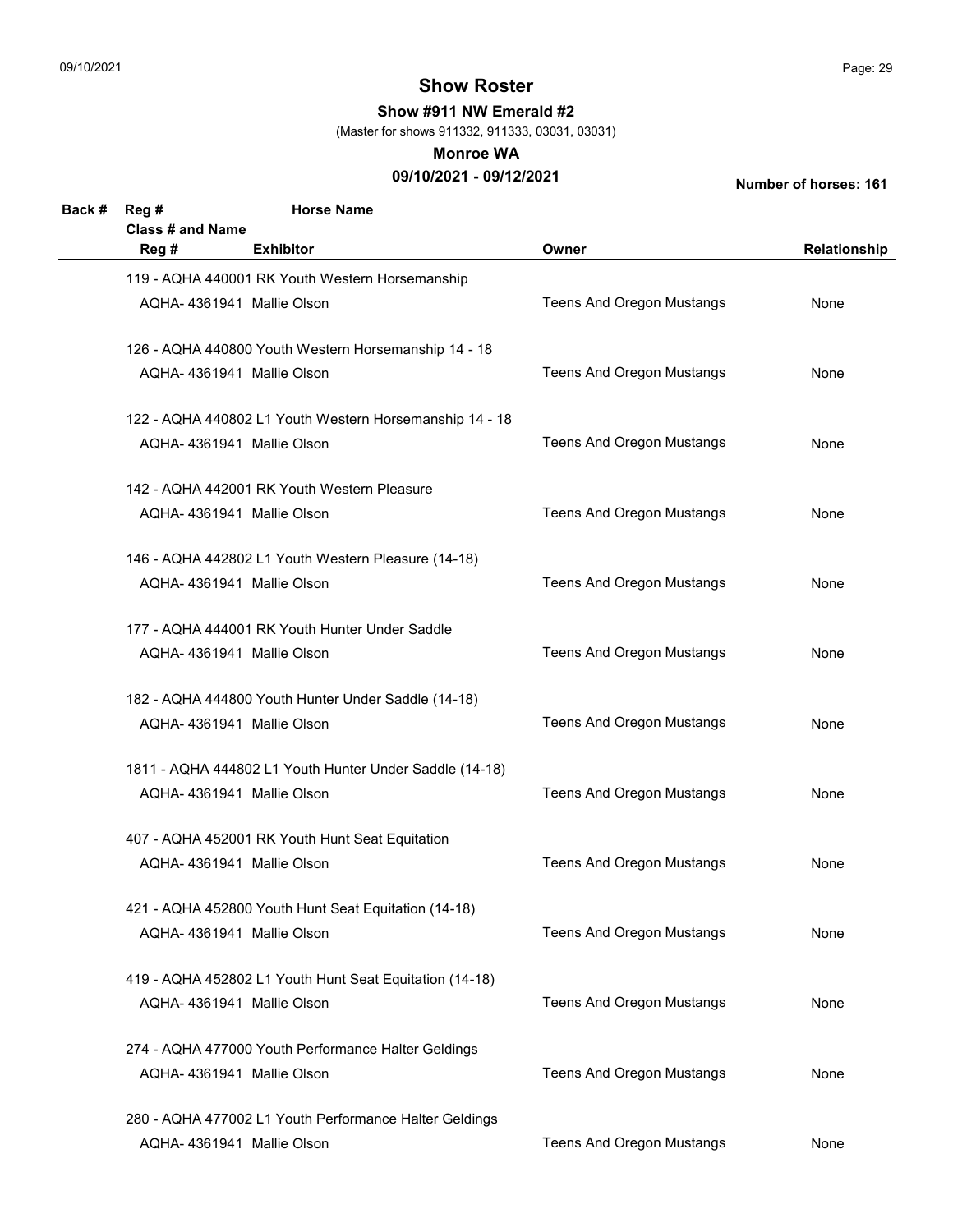# Show Roster

**Show #911 NW Emerald #2**

(Master for shows 911332, 911333, 03031, 03031)

**Monroe WA**

**09/10/2021 - 09/12/2021**

**Number of horses: 161**

| Back # | Reg # | Horse Name | | |
|---|---|---|---|---|
| | **Class # and Name** | | | |
| | **Reg #** | **Exhibitor** | **Owner** | **Relationship** |
| | 119 - AQHA 440001 RK Youth Western Horsemanship | | | |
| | AQHA- 4361941 | Mallie Olson | Teens And Oregon Mustangs | None |
| | 126 - AQHA 440800 Youth Western Horsemanship 14 - 18 | | | |
| | AQHA- 4361941 | Mallie Olson | Teens And Oregon Mustangs | None |
| | 122 - AQHA 440802 L1 Youth Western Horsemanship 14 - 18 | | | |
| | AQHA- 4361941 | Mallie Olson | Teens And Oregon Mustangs | None |
| | 142 - AQHA 442001 RK Youth Western Pleasure | | | |
| | AQHA- 4361941 | Mallie Olson | Teens And Oregon Mustangs | None |
| | 146 - AQHA 442802 L1 Youth Western Pleasure (14-18) | | | |
| | AQHA- 4361941 | Mallie Olson | Teens And Oregon Mustangs | None |
| | 177 - AQHA 444001 RK Youth Hunter Under Saddle | | | |
| | AQHA- 4361941 | Mallie Olson | Teens And Oregon Mustangs | None |
| | 182 - AQHA 444800 Youth Hunter Under Saddle (14-18) | | | |
| | AQHA- 4361941 | Mallie Olson | Teens And Oregon Mustangs | None |
| | 1811 - AQHA 444802 L1 Youth Hunter Under Saddle (14-18) | | | |
| | AQHA- 4361941 | Mallie Olson | Teens And Oregon Mustangs | None |
| | 407 - AQHA 452001 RK Youth Hunt Seat Equitation | | | |
| | AQHA- 4361941 | Mallie Olson | Teens And Oregon Mustangs | None |
| | 421 - AQHA 452800 Youth Hunt Seat Equitation (14-18) | | | |
| | AQHA- 4361941 | Mallie Olson | Teens And Oregon Mustangs | None |
| | 419 - AQHA 452802 L1 Youth Hunt Seat Equitation (14-18) | | | |
| | AQHA- 4361941 | Mallie Olson | Teens And Oregon Mustangs | None |
| | 274 - AQHA 477000 Youth Performance Halter Geldings | | | |
| | AQHA- 4361941 | Mallie Olson | Teens And Oregon Mustangs | None |
| | 280 - AQHA 477002 L1 Youth Performance Halter Geldings | | | |
| | AQHA- 4361941 | Mallie Olson | Teens And Oregon Mustangs | None |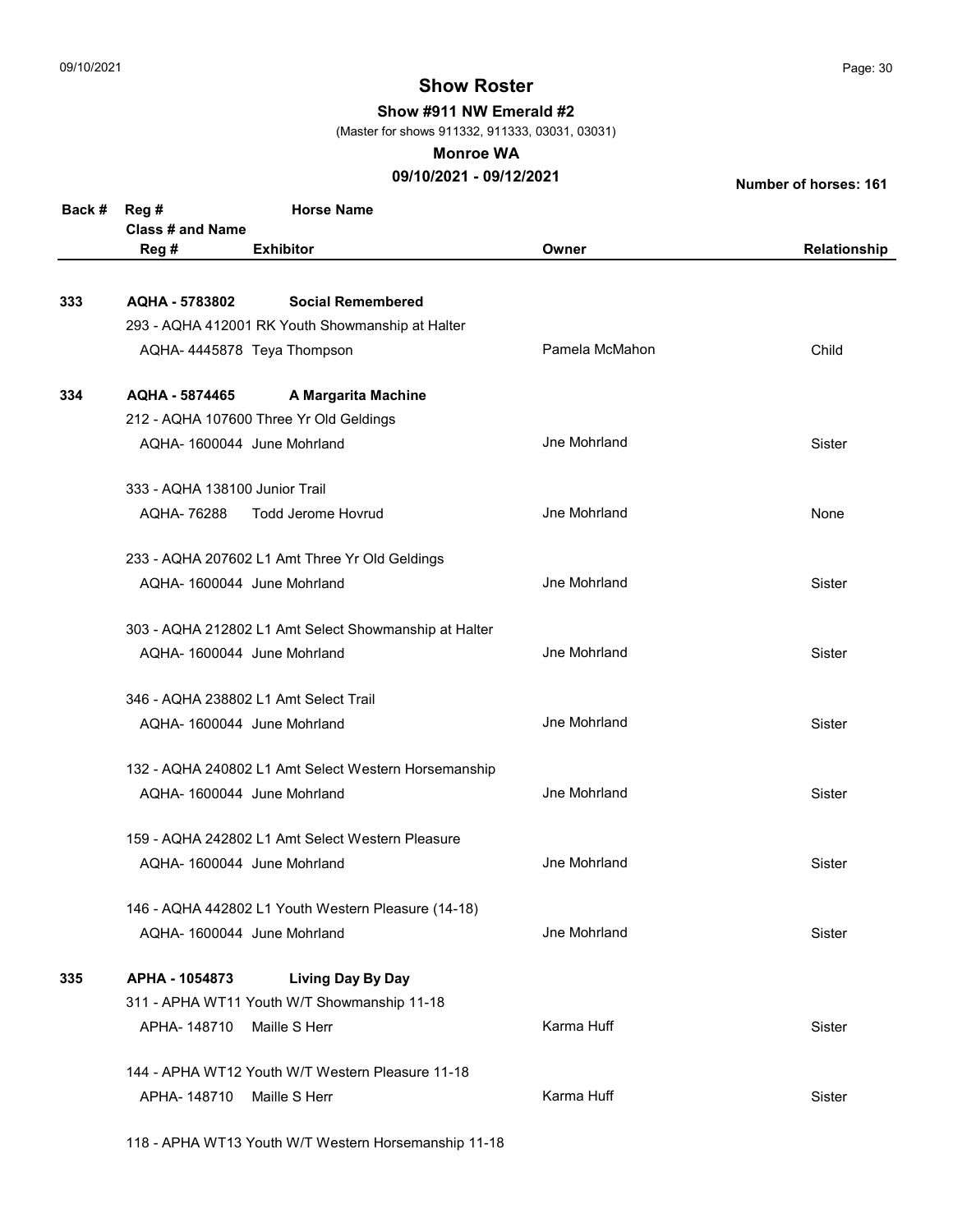## Show Roster

**Show #911 NW Emerald #2**

(Master for shows 911332, 911333, 03031, 03031)

**Monroe WA**

**09/10/2021 - 09/12/2021**

**Number of horses: 161**

| Back # | Reg # / Class # and Name / Reg # | Horse Name / Exhibitor | Owner | Relationship |
|---|---|---|---|---|
| **333** | **AQHA - 5783802** | **Social Remembered** | | |
| | 293 - AQHA 412001 RK Youth Showmanship at Halter | | | |
| | AQHA- 4445878 | Teya Thompson | Pamela McMahon | Child |
| **334** | **AQHA - 5874465** | **A Margarita Machine** | | |
| | 212 - AQHA 107600 Three Yr Old Geldings | | | |
| | AQHA- 1600044 | June Mohrland | Jne Mohrland | Sister |
| | 333 - AQHA 138100 Junior Trail | | | |
| | AQHA- 76288 | Todd Jerome Hovrud | Jne Mohrland | None |
| | 233 - AQHA 207602 L1 Amt Three Yr Old Geldings | | | |
| | AQHA- 1600044 | June Mohrland | Jne Mohrland | Sister |
| | 303 - AQHA 212802 L1 Amt Select Showmanship at Halter | | | |
| | AQHA- 1600044 | June Mohrland | Jne Mohrland | Sister |
| | 346 - AQHA 238802 L1 Amt Select Trail | | | |
| | AQHA- 1600044 | June Mohrland | Jne Mohrland | Sister |
| | 132 - AQHA 240802 L1 Amt Select Western Horsemanship | | | |
| | AQHA- 1600044 | June Mohrland | Jne Mohrland | Sister |
| | 159 - AQHA 242802 L1 Amt Select Western Pleasure | | | |
| | AQHA- 1600044 | June Mohrland | Jne Mohrland | Sister |
| | 146 - AQHA 442802 L1 Youth Western Pleasure (14-18) | | | |
| | AQHA- 1600044 | June Mohrland | Jne Mohrland | Sister |
| **335** | **APHA - 1054873** | **Living Day By Day** | | |
| | 311 - APHA WT11 Youth W/T Showmanship 11-18 | | | |
| | APHA- 148710 | Maille S Herr | Karma Huff | Sister |
| | 144 - APHA WT12 Youth W/T Western Pleasure 11-18 | | | |
| | APHA- 148710 | Maille S Herr | Karma Huff | Sister |
| | 118 - APHA WT13 Youth W/T Western Horsemanship 11-18 | | | |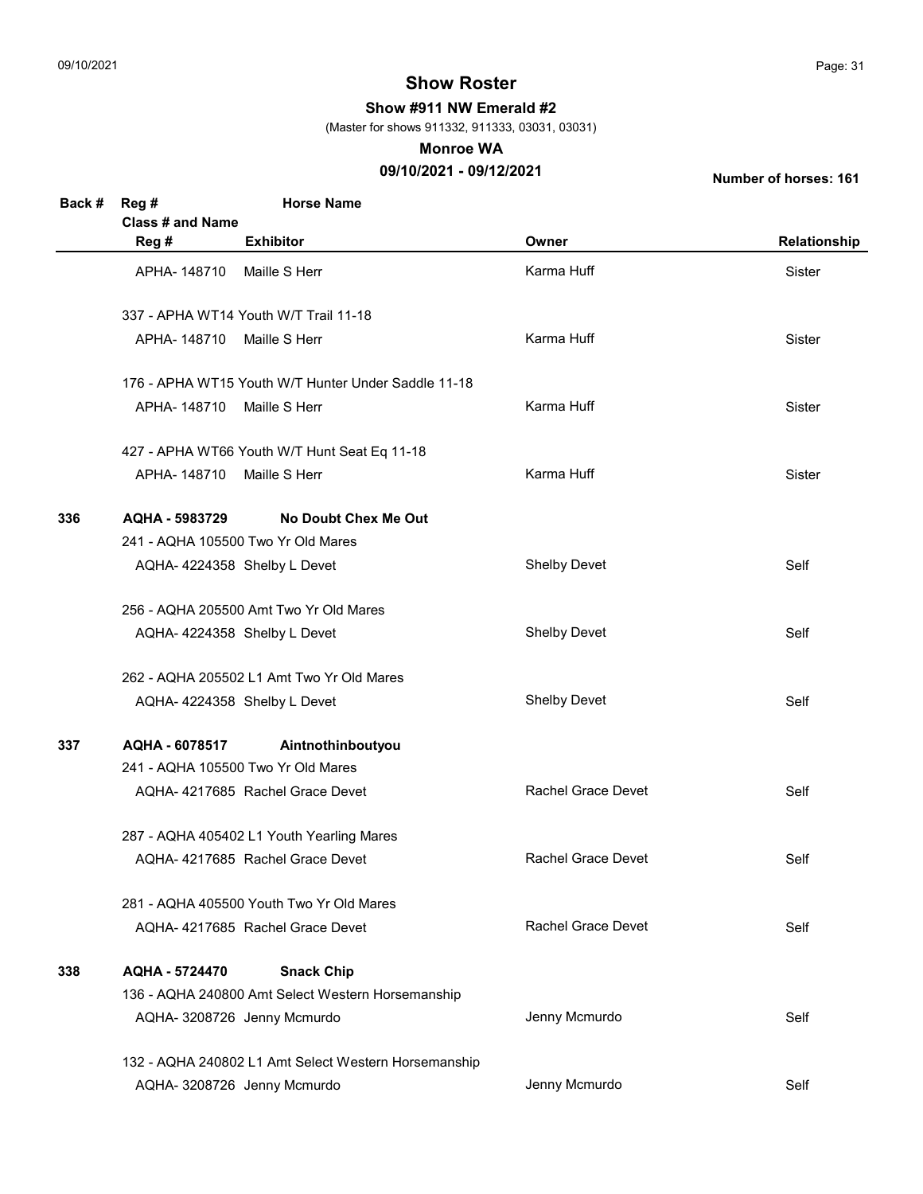# Show Roster

**Show #911 NW Emerald #2**

(Master for shows 911332, 911333, 03031, 03031)

**Monroe WA**

**09/10/2021 - 09/12/2021**

**Number of horses: 161**

| Back # | Reg # | Horse Name | Owner | Relationship |
|---|---|---|---|---|
| | **Class # and Name** | | | |
| | **Reg #** | **Exhibitor** | **Owner** | **Relationship** |
| | APHA- 148710 | Maille S Herr | Karma Huff | Sister |
| | 337 - APHA WT14 Youth W/T Trail 11-18 | | | |
| | APHA- 148710 | Maille S Herr | Karma Huff | Sister |
| | 176 - APHA WT15 Youth W/T Hunter Under Saddle 11-18 | | | |
| | APHA- 148710 | Maille S Herr | Karma Huff | Sister |
| | 427 - APHA WT66 Youth W/T Hunt Seat Eq 11-18 | | | |
| | APHA- 148710 | Maille S Herr | Karma Huff | Sister |
| **336** | **AQHA - 5983729** | **No Doubt Chex Me Out** | | |
| | 241 - AQHA 105500 Two Yr Old Mares | | | |
| | AQHA- 4224358 | Shelby L Devet | Shelby Devet | Self |
| | 256 - AQHA 205500 Amt Two Yr Old Mares | | | |
| | AQHA- 4224358 | Shelby L Devet | Shelby Devet | Self |
| | 262 - AQHA 205502 L1 Amt Two Yr Old Mares | | | |
| | AQHA- 4224358 | Shelby L Devet | Shelby Devet | Self |
| **337** | **AQHA - 6078517** | **Aintnothinboutyou** | | |
| | 241 - AQHA 105500 Two Yr Old Mares | | | |
| | AQHA- 4217685 | Rachel Grace Devet | Rachel Grace Devet | Self |
| | 287 - AQHA 405402 L1 Youth Yearling Mares | | | |
| | AQHA- 4217685 | Rachel Grace Devet | Rachel Grace Devet | Self |
| | 281 - AQHA 405500 Youth Two Yr Old Mares | | | |
| | AQHA- 4217685 | Rachel Grace Devet | Rachel Grace Devet | Self |
| **338** | **AQHA - 5724470** | **Snack Chip** | | |
| | 136 - AQHA 240800 Amt Select Western Horsemanship | | | |
| | AQHA- 3208726 | Jenny Mcmurdo | Jenny Mcmurdo | Self |
| | 132 - AQHA 240802 L1 Amt Select Western Horsemanship | | | |
| | AQHA- 3208726 | Jenny Mcmurdo | Jenny Mcmurdo | Self |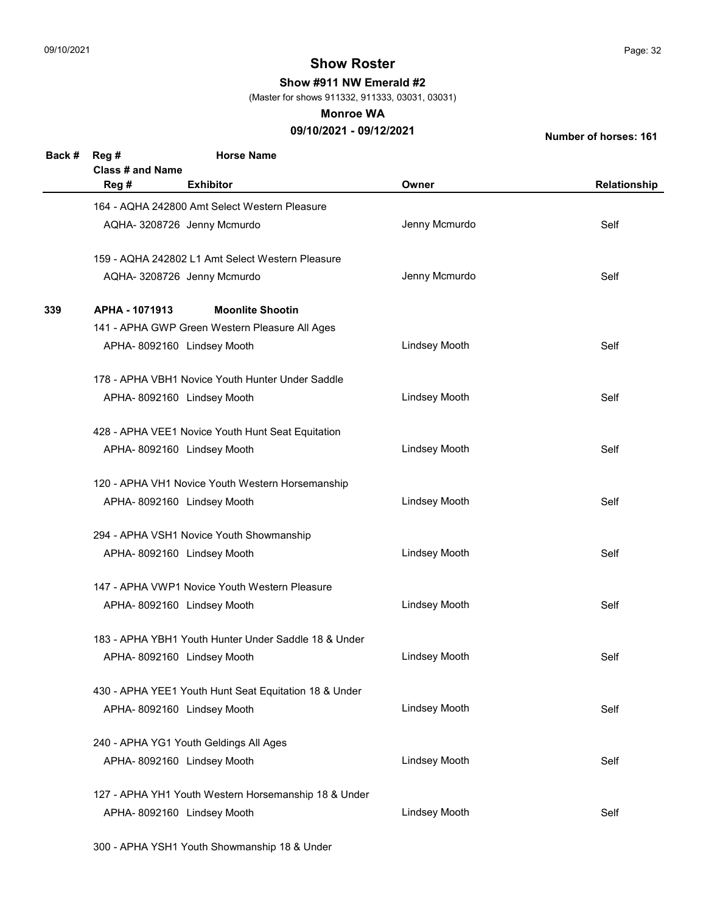## Show Roster

**Show #911 NW Emerald #2**

(Master for shows 911332, 911333, 03031, 03031)

**Monroe WA**

**09/10/2021 - 09/12/2021**

**Number of horses: 161**

| Back # | Reg # / Class # and Name / Reg # | Horse Name / Exhibitor | Owner | Relationship |
|---|---|---|---|---|
| | 164 - AQHA 242800 Amt Select Western Pleasure | | | |
| | AQHA- 3208726 | Jenny Mcmurdo | Jenny Mcmurdo | Self |
| | 159 - AQHA 242802 L1 Amt Select Western Pleasure | | | |
| | AQHA- 3208726 | Jenny Mcmurdo | Jenny Mcmurdo | Self |
| **339** | **APHA - 1071913** | **Moonlite Shootin** | | |
| | 141 - APHA GWP Green Western Pleasure All Ages | | | |
| | APHA- 8092160 | Lindsey Mooth | Lindsey Mooth | Self |
| | 178 - APHA VBH1 Novice Youth Hunter Under Saddle | | | |
| | APHA- 8092160 | Lindsey Mooth | Lindsey Mooth | Self |
| | 428 - APHA VEE1 Novice Youth Hunt Seat Equitation | | | |
| | APHA- 8092160 | Lindsey Mooth | Lindsey Mooth | Self |
| | 120 - APHA VH1 Novice Youth Western Horsemanship | | | |
| | APHA- 8092160 | Lindsey Mooth | Lindsey Mooth | Self |
| | 294 - APHA VSH1 Novice Youth Showmanship | | | |
| | APHA- 8092160 | Lindsey Mooth | Lindsey Mooth | Self |
| | 147 - APHA VWP1 Novice Youth Western Pleasure | | | |
| | APHA- 8092160 | Lindsey Mooth | Lindsey Mooth | Self |
| | 183 - APHA YBH1 Youth Hunter Under Saddle 18 & Under | | | |
| | APHA- 8092160 | Lindsey Mooth | Lindsey Mooth | Self |
| | 430 - APHA YEE1 Youth Hunt Seat Equitation 18 & Under | | | |
| | APHA- 8092160 | Lindsey Mooth | Lindsey Mooth | Self |
| | 240 - APHA YG1 Youth Geldings All Ages | | | |
| | APHA- 8092160 | Lindsey Mooth | Lindsey Mooth | Self |
| | 127 - APHA YH1 Youth Western Horsemanship 18 & Under | | | |
| | APHA- 8092160 | Lindsey Mooth | Lindsey Mooth | Self |
| | 300 - APHA YSH1 Youth Showmanship 18 & Under | | | |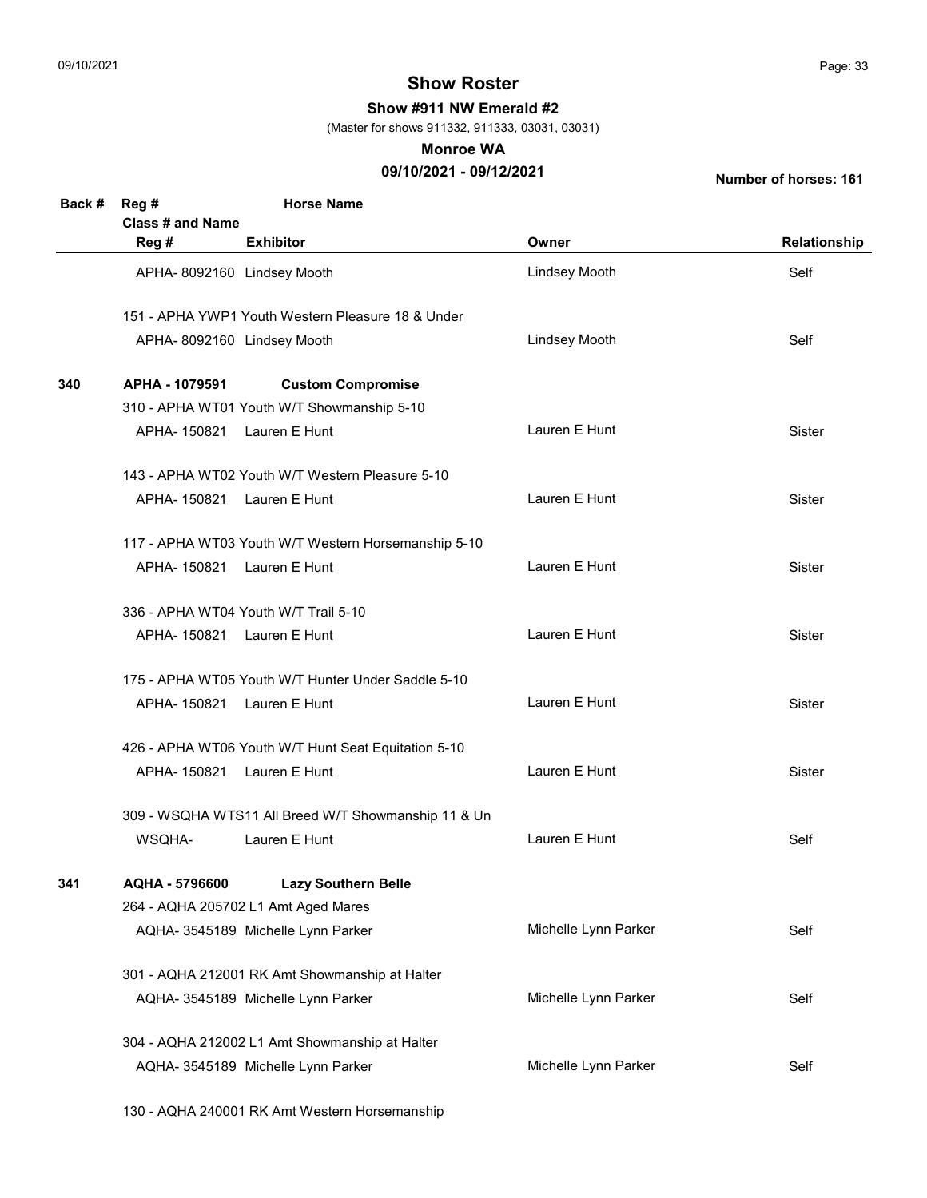# Show Roster

**Show #911 NW Emerald #2**

(Master for shows 911332, 911333, 03031, 03031)

**Monroe WA**

**09/10/2021 - 09/12/2021**

**Number of horses: 161**

| Back # | Reg # / Class # and Name / Reg # | Horse Name / Exhibitor | Owner | Relationship |
|---|---|---|---|---|
| | APHA- 8092160 | Lindsey Mooth | Lindsey Mooth | Self |
| | 151 - APHA YWP1 Youth Western Pleasure 18 & Under | | | |
| | APHA- 8092160 | Lindsey Mooth | Lindsey Mooth | Self |
| **340** | **APHA - 1079591** | **Custom Compromise** | | |
| | 310 - APHA WT01 Youth W/T Showmanship 5-10 | | | |
| | APHA- 150821 | Lauren E Hunt | Lauren E Hunt | Sister |
| | 143 - APHA WT02 Youth W/T Western Pleasure 5-10 | | | |
| | APHA- 150821 | Lauren E Hunt | Lauren E Hunt | Sister |
| | 117 - APHA WT03 Youth W/T Western Horsemanship 5-10 | | | |
| | APHA- 150821 | Lauren E Hunt | Lauren E Hunt | Sister |
| | 336 - APHA WT04 Youth W/T Trail 5-10 | | | |
| | APHA- 150821 | Lauren E Hunt | Lauren E Hunt | Sister |
| | 175 - APHA WT05 Youth W/T Hunter Under Saddle 5-10 | | | |
| | APHA- 150821 | Lauren E Hunt | Lauren E Hunt | Sister |
| | 426 - APHA WT06 Youth W/T Hunt Seat Equitation 5-10 | | | |
| | APHA- 150821 | Lauren E Hunt | Lauren E Hunt | Sister |
| | 309 - WSQHA WTS11 All Breed W/T Showmanship 11 & Un | | | |
| | WSQHA- | Lauren E Hunt | Lauren E Hunt | Self |
| **341** | **AQHA - 5796600** | **Lazy Southern Belle** | | |
| | 264 - AQHA 205702 L1 Amt Aged Mares | | | |
| | AQHA- 3545189 | Michelle Lynn Parker | Michelle Lynn Parker | Self |
| | 301 - AQHA 212001 RK Amt Showmanship at Halter | | | |
| | AQHA- 3545189 | Michelle Lynn Parker | Michelle Lynn Parker | Self |
| | 304 - AQHA 212002 L1 Amt Showmanship at Halter | | | |
| | AQHA- 3545189 | Michelle Lynn Parker | Michelle Lynn Parker | Self |
| | 130 - AQHA 240001 RK Amt Western Horsemanship | | | |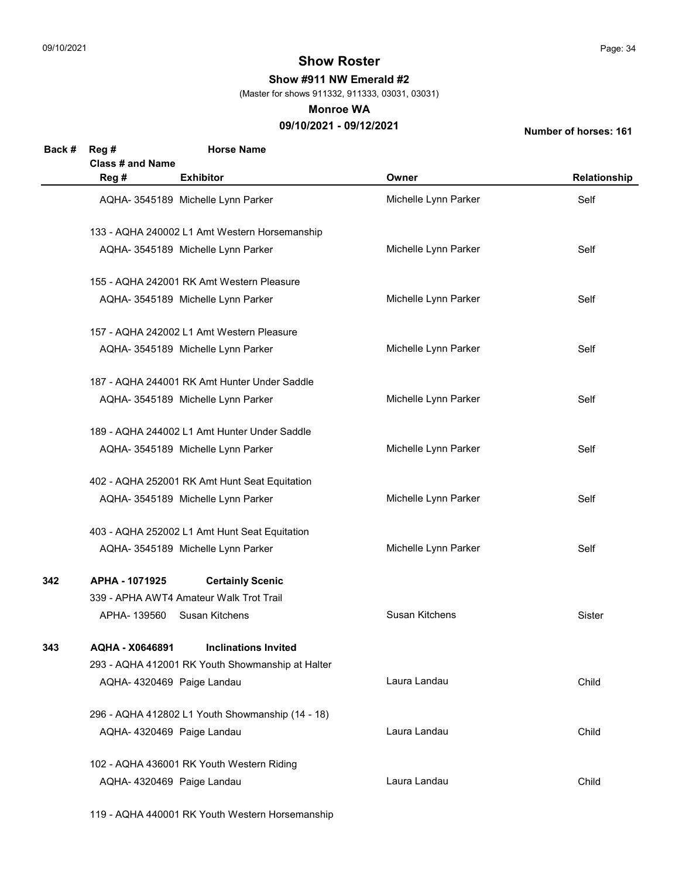# Show Roster

**Show #911 NW Emerald #2**

(Master for shows 911332, 911333, 03031, 03031)

**Monroe WA**

**09/10/2021 - 09/12/2021**

**Number of horses: 161**

| Back # | Reg # / Class # and Name / Reg # | Horse Name / Exhibitor | Owner | Relationship |
|---|---|---|---|---|
| | AQHA- 3545189 | Michelle Lynn Parker | Michelle Lynn Parker | Self |
| | 133 - AQHA 240002 L1 Amt Western Horsemanship | | | |
| | AQHA- 3545189 | Michelle Lynn Parker | Michelle Lynn Parker | Self |
| | 155 - AQHA 242001 RK Amt Western Pleasure | | | |
| | AQHA- 3545189 | Michelle Lynn Parker | Michelle Lynn Parker | Self |
| | 157 - AQHA 242002 L1 Amt Western Pleasure | | | |
| | AQHA- 3545189 | Michelle Lynn Parker | Michelle Lynn Parker | Self |
| | 187 - AQHA 244001 RK Amt Hunter Under Saddle | | | |
| | AQHA- 3545189 | Michelle Lynn Parker | Michelle Lynn Parker | Self |
| | 189 - AQHA 244002 L1 Amt Hunter Under Saddle | | | |
| | AQHA- 3545189 | Michelle Lynn Parker | Michelle Lynn Parker | Self |
| | 402 - AQHA 252001 RK Amt Hunt Seat Equitation | | | |
| | AQHA- 3545189 | Michelle Lynn Parker | Michelle Lynn Parker | Self |
| | 403 - AQHA 252002 L1 Amt Hunt Seat Equitation | | | |
| | AQHA- 3545189 | Michelle Lynn Parker | Michelle Lynn Parker | Self |
| **342** | **APHA - 1071925** | **Certainly Scenic** | | |
| | 339 - APHA AWT4 Amateur Walk Trot Trail | | | |
| | APHA- 139560 | Susan Kitchens | Susan Kitchens | Sister |
| **343** | **AQHA - X0646891** | **Inclinations Invited** | | |
| | 293 - AQHA 412001 RK Youth Showmanship at Halter | | | |
| | AQHA- 4320469 | Paige Landau | Laura Landau | Child |
| | 296 - AQHA 412802 L1 Youth Showmanship (14 - 18) | | | |
| | AQHA- 4320469 | Paige Landau | Laura Landau | Child |
| | 102 - AQHA 436001 RK Youth Western Riding | | | |
| | AQHA- 4320469 | Paige Landau | Laura Landau | Child |
| | 119 - AQHA 440001 RK Youth Western Horsemanship | | | |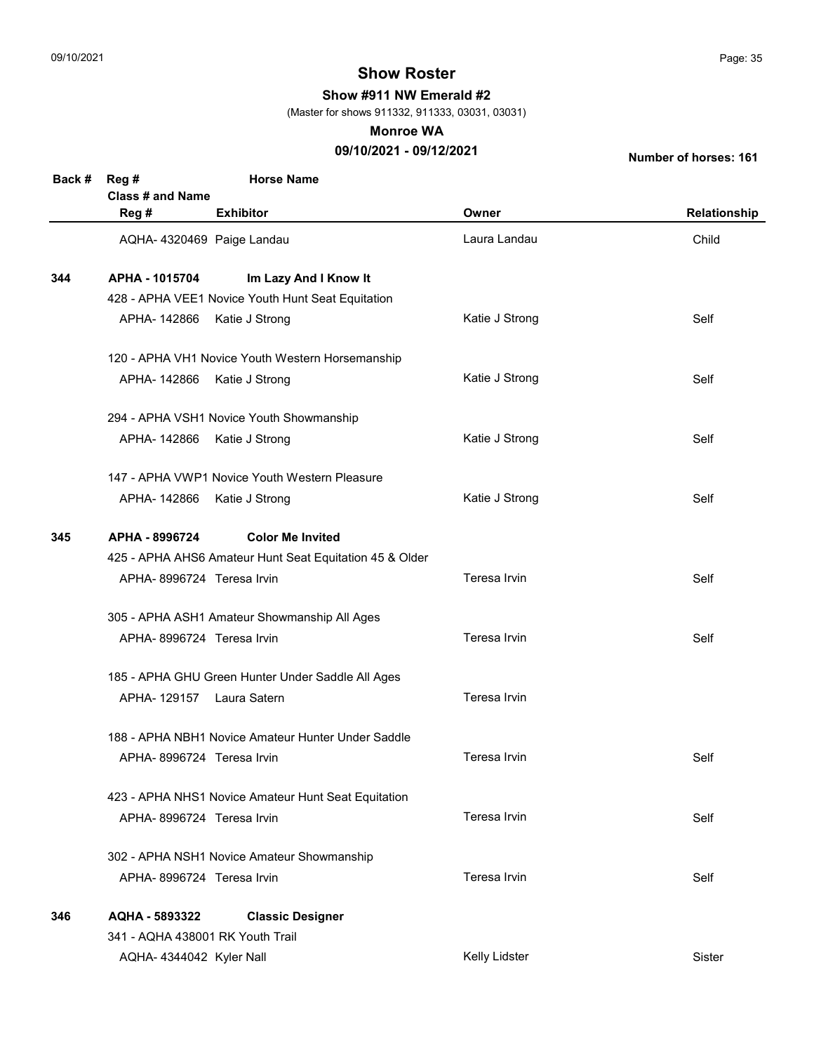## Show Roster

**Show #911 NW Emerald #2**

(Master for shows 911332, 911333, 03031, 03031)

**Monroe WA**

**09/10/2021 - 09/12/2021**

**Number of horses: 161**

| Back # | Reg # / Class # and Name / Reg # | Horse Name / Exhibitor | Owner | Relationship |
|---|---|---|---|---|
| | AQHA- 4320469 | Paige Landau | Laura Landau | Child |
| **344** | **APHA - 1015704** | **Im Lazy And I Know It** | | |
| | 428 - APHA VEE1 Novice Youth Hunt Seat Equitation | | | |
| | APHA- 142866 | Katie J Strong | Katie J Strong | Self |
| | 120 - APHA VH1 Novice Youth Western Horsemanship | | | |
| | APHA- 142866 | Katie J Strong | Katie J Strong | Self |
| | 294 - APHA VSH1 Novice Youth Showmanship | | | |
| | APHA- 142866 | Katie J Strong | Katie J Strong | Self |
| | 147 - APHA VWP1 Novice Youth Western Pleasure | | | |
| | APHA- 142866 | Katie J Strong | Katie J Strong | Self |
| **345** | **APHA - 8996724** | **Color Me Invited** | | |
| | 425 - APHA AHS6 Amateur Hunt Seat Equitation 45 & Older | | | |
| | APHA- 8996724 | Teresa Irvin | Teresa Irvin | Self |
| | 305 - APHA ASH1 Amateur Showmanship All Ages | | | |
| | APHA- 8996724 | Teresa Irvin | Teresa Irvin | Self |
| | 185 - APHA GHU Green Hunter Under Saddle All Ages | | | |
| | APHA- 129157 | Laura Satern | Teresa Irvin | |
| | 188 - APHA NBH1 Novice Amateur Hunter Under Saddle | | | |
| | APHA- 8996724 | Teresa Irvin | Teresa Irvin | Self |
| | 423 - APHA NHS1 Novice Amateur Hunt Seat Equitation | | | |
| | APHA- 8996724 | Teresa Irvin | Teresa Irvin | Self |
| | 302 - APHA NSH1 Novice Amateur Showmanship | | | |
| | APHA- 8996724 | Teresa Irvin | Teresa Irvin | Self |
| **346** | **AQHA - 5893322** | **Classic Designer** | | |
| | 341 - AQHA 438001 RK Youth Trail | | | |
| | AQHA- 4344042 | Kyler Nall | Kelly Lidster | Sister |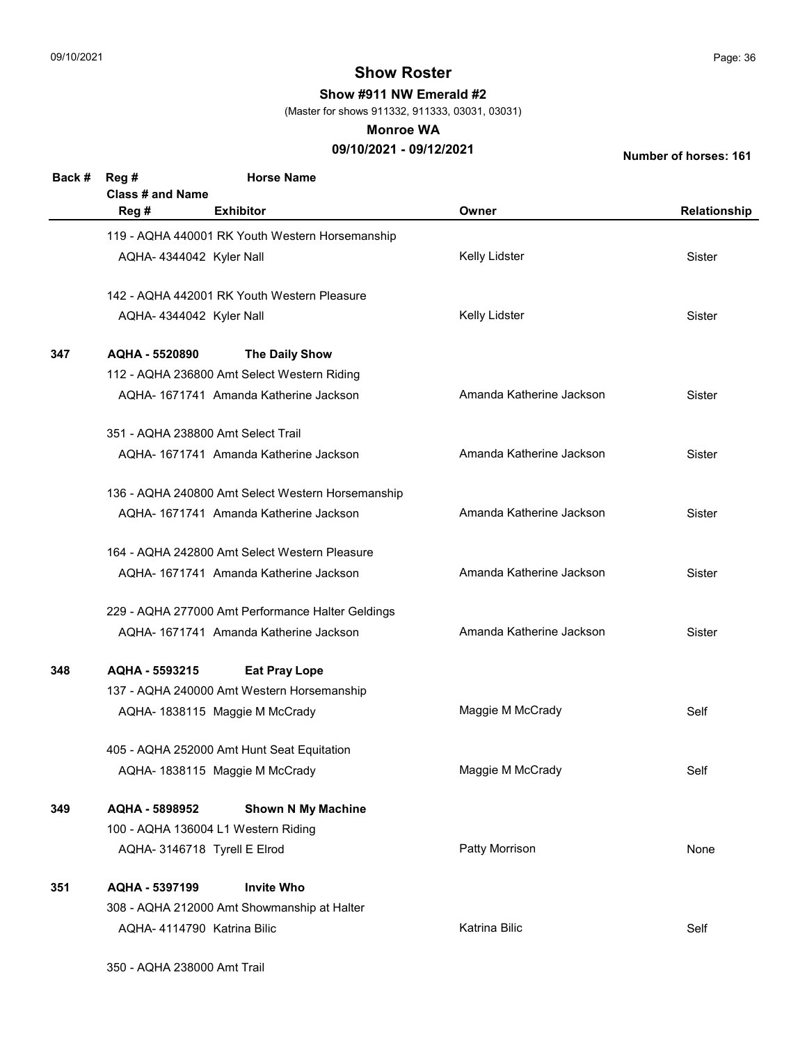# Show Roster

**Show #911 NW Emerald #2**

(Master for shows 911332, 911333, 03031, 03031)

**Monroe WA**

**09/10/2021 - 09/12/2021**

**Number of horses: 161**

| Back # | Reg # / Class # and Name / Reg # | Horse Name / Exhibitor | Owner | Relationship |
|---|---|---|---|---|
| | 119 - AQHA 440001 RK Youth Western Horsemanship | | | |
| | AQHA- 4344042 | Kyler Nall | Kelly Lidster | Sister |
| | 142 - AQHA 442001 RK Youth Western Pleasure | | | |
| | AQHA- 4344042 | Kyler Nall | Kelly Lidster | Sister |
| **347** | **AQHA - 5520890** | **The Daily Show** | | |
| | 112 - AQHA 236800 Amt Select Western Riding | | | |
| | AQHA- 1671741 | Amanda Katherine Jackson | Amanda Katherine Jackson | Sister |
| | 351 - AQHA 238800 Amt Select Trail | | | |
| | AQHA- 1671741 | Amanda Katherine Jackson | Amanda Katherine Jackson | Sister |
| | 136 - AQHA 240800 Amt Select Western Horsemanship | | | |
| | AQHA- 1671741 | Amanda Katherine Jackson | Amanda Katherine Jackson | Sister |
| | 164 - AQHA 242800 Amt Select Western Pleasure | | | |
| | AQHA- 1671741 | Amanda Katherine Jackson | Amanda Katherine Jackson | Sister |
| | 229 - AQHA 277000 Amt Performance Halter Geldings | | | |
| | AQHA- 1671741 | Amanda Katherine Jackson | Amanda Katherine Jackson | Sister |
| **348** | **AQHA - 5593215** | **Eat Pray Lope** | | |
| | 137 - AQHA 240000 Amt Western Horsemanship | | | |
| | AQHA- 1838115 | Maggie M McCrady | Maggie M McCrady | Self |
| | 405 - AQHA 252000 Amt Hunt Seat Equitation | | | |
| | AQHA- 1838115 | Maggie M McCrady | Maggie M McCrady | Self |
| **349** | **AQHA - 5898952** | **Shown N My Machine** | | |
| | 100 - AQHA 136004 L1 Western Riding | | | |
| | AQHA- 3146718 | Tyrell E Elrod | Patty Morrison | None |
| **351** | **AQHA - 5397199** | **Invite Who** | | |
| | 308 - AQHA 212000 Amt Showmanship at Halter | | | |
| | AQHA- 4114790 | Katrina Bilic | Katrina Bilic | Self |
| | 350 - AQHA 238000 Amt Trail | | | |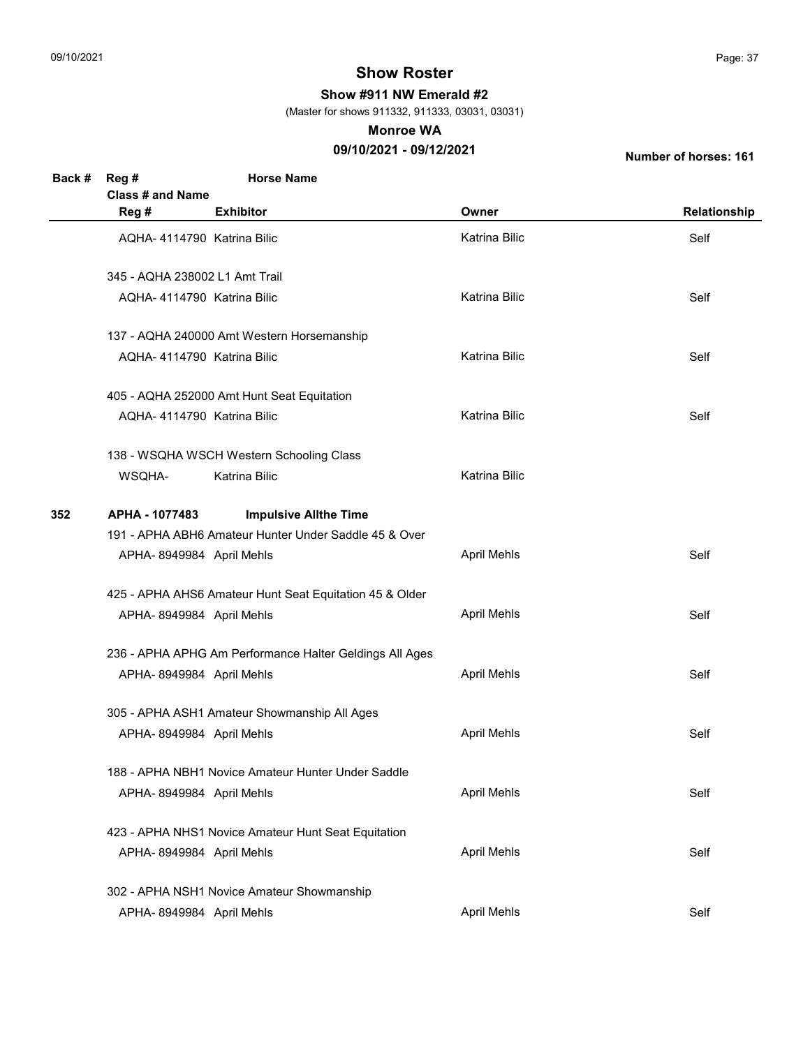# Show Roster

**Show #911 NW Emerald #2**

(Master for shows 911332, 911333, 03031, 03031)

**Monroe WA**

**09/10/2021 - 09/12/2021**

**Number of horses: 161**

| Back # | Reg # / Class # and Name / Reg # | Horse Name / Exhibitor | Owner | Relationship |
|---|---|---|---|---|
| | AQHA- 4114790 | Katrina Bilic | Katrina Bilic | Self |
| | 345 - AQHA 238002 L1 Amt Trail | | | |
| | AQHA- 4114790 | Katrina Bilic | Katrina Bilic | Self |
| | 137 - AQHA 240000 Amt Western Horsemanship | | | |
| | AQHA- 4114790 | Katrina Bilic | Katrina Bilic | Self |
| | 405 - AQHA 252000 Amt Hunt Seat Equitation | | | |
| | AQHA- 4114790 | Katrina Bilic | Katrina Bilic | Self |
| | 138 - WSQHA WSCH Western Schooling Class | | | |
| | WSQHA- | Katrina Bilic | Katrina Bilic | |
| **352** | **APHA - 1077483** | **Impulsive Allthe Time** | | |
| | 191 - APHA ABH6 Amateur Hunter Under Saddle 45 & Over | | | |
| | APHA- 8949984 | April Mehls | April Mehls | Self |
| | 425 - APHA AHS6 Amateur Hunt Seat Equitation 45 & Older | | | |
| | APHA- 8949984 | April Mehls | April Mehls | Self |
| | 236 - APHA APHG Am Performance Halter Geldings All Ages | | | |
| | APHA- 8949984 | April Mehls | April Mehls | Self |
| | 305 - APHA ASH1 Amateur Showmanship All Ages | | | |
| | APHA- 8949984 | April Mehls | April Mehls | Self |
| | 188 - APHA NBH1 Novice Amateur Hunter Under Saddle | | | |
| | APHA- 8949984 | April Mehls | April Mehls | Self |
| | 423 - APHA NHS1 Novice Amateur Hunt Seat Equitation | | | |
| | APHA- 8949984 | April Mehls | April Mehls | Self |
| | 302 - APHA NSH1 Novice Amateur Showmanship | | | |
| | APHA- 8949984 | April Mehls | April Mehls | Self |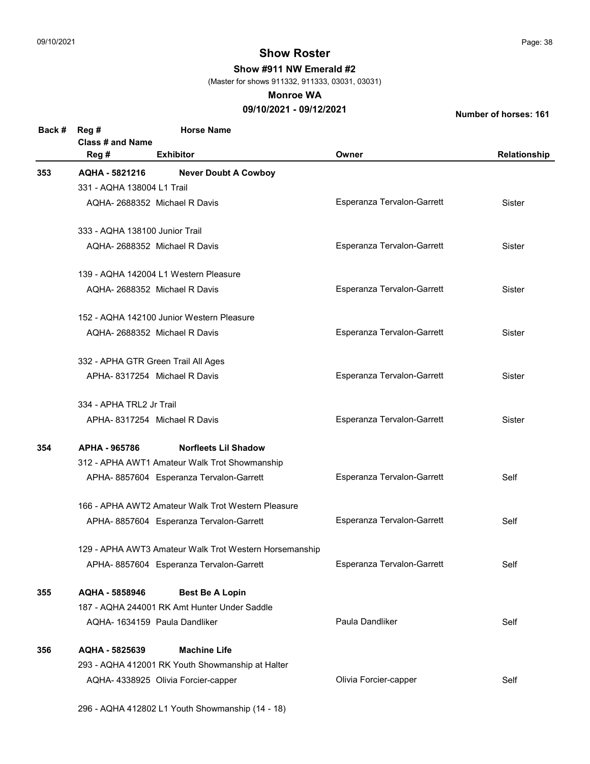## Show Roster

**Show #911 NW Emerald #2**

(Master for shows 911332, 911333, 03031, 03031)

**Monroe WA**

**09/10/2021 - 09/12/2021**

**Number of horses: 161**

| Back # | Reg # / Class # and Name / Reg # | Horse Name / Exhibitor | Owner | Relationship |
|---|---|---|---|---|
| **353** | **AQHA - 5821216** | **Never Doubt A Cowboy** | | |
| | 331 - AQHA 138004 L1 Trail | | | |
| | AQHA- 2688352 | Michael R Davis | Esperanza Tervalon-Garrett | Sister |
| | 333 - AQHA 138100 Junior Trail | | | |
| | AQHA- 2688352 | Michael R Davis | Esperanza Tervalon-Garrett | Sister |
| | 139 - AQHA 142004 L1 Western Pleasure | | | |
| | AQHA- 2688352 | Michael R Davis | Esperanza Tervalon-Garrett | Sister |
| | 152 - AQHA 142100 Junior Western Pleasure | | | |
| | AQHA- 2688352 | Michael R Davis | Esperanza Tervalon-Garrett | Sister |
| | 332 - APHA GTR Green Trail All Ages | | | |
| | APHA- 8317254 | Michael R Davis | Esperanza Tervalon-Garrett | Sister |
| | 334 - APHA TRL2 Jr Trail | | | |
| | APHA- 8317254 | Michael R Davis | Esperanza Tervalon-Garrett | Sister |
| **354** | **APHA - 965786** | **Norfleets Lil Shadow** | | |
| | 312 - APHA AWT1 Amateur Walk Trot Showmanship | | | |
| | APHA- 8857604 | Esperanza Tervalon-Garrett | Esperanza Tervalon-Garrett | Self |
| | 166 - APHA AWT2 Amateur Walk Trot Western Pleasure | | | |
| | APHA- 8857604 | Esperanza Tervalon-Garrett | Esperanza Tervalon-Garrett | Self |
| | 129 - APHA AWT3 Amateur Walk Trot Western Horsemanship | | | |
| | APHA- 8857604 | Esperanza Tervalon-Garrett | Esperanza Tervalon-Garrett | Self |
| **355** | **AQHA - 5858946** | **Best Be A Lopin** | | |
| | 187 - AQHA 244001 RK Amt Hunter Under Saddle | | | |
| | AQHA- 1634159 | Paula Dandliker | Paula Dandliker | Self |
| **356** | **AQHA - 5825639** | **Machine Life** | | |
| | 293 - AQHA 412001 RK Youth Showmanship at Halter | | | |
| | AQHA- 4338925 | Olivia Forcier-capper | Olivia Forcier-capper | Self |
| | 296 - AQHA 412802 L1 Youth Showmanship (14 - 18) | | | |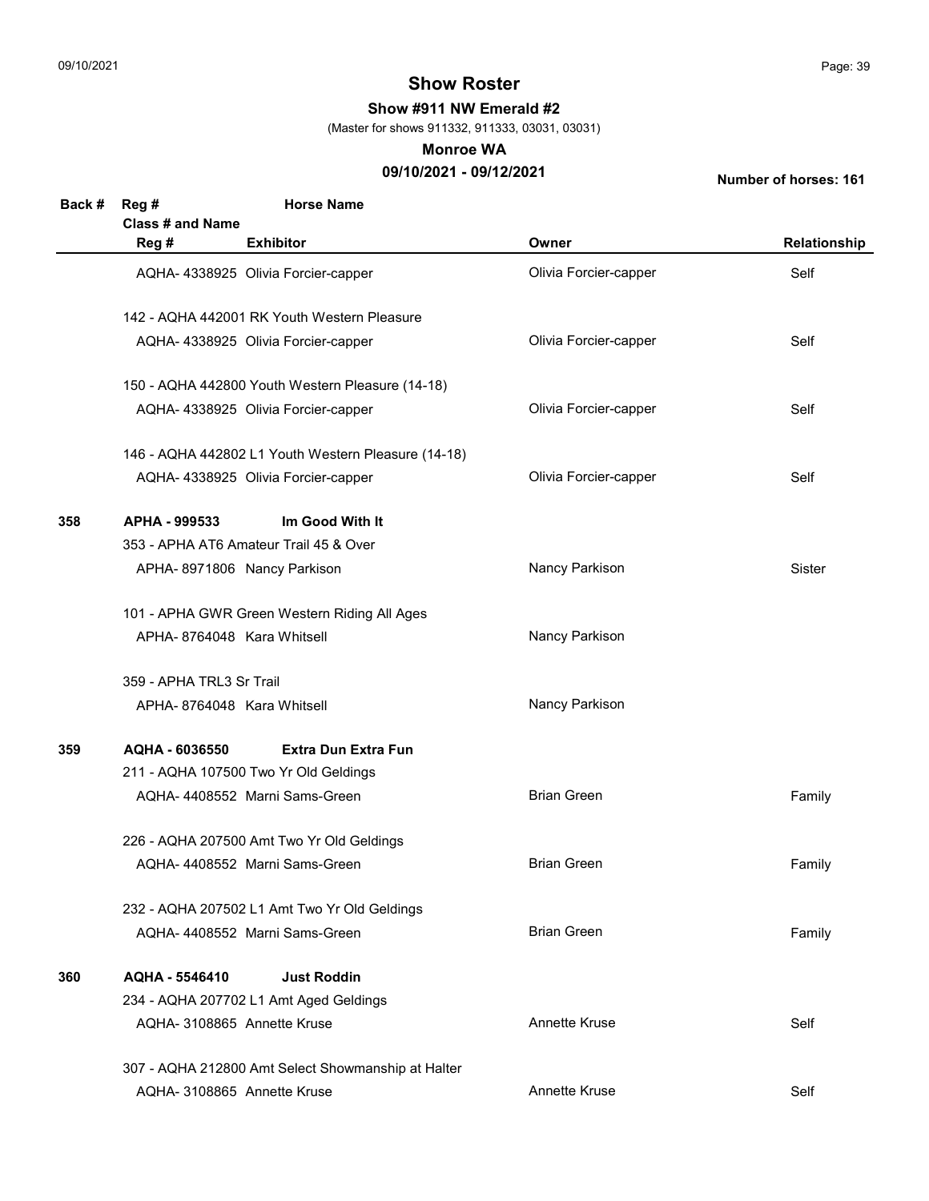# Show Roster

**Show #911 NW Emerald #2**

(Master for shows 911332, 911333, 03031, 03031)

**Monroe WA**

**09/10/2021 - 09/12/2021**

**Number of horses: 161**

| Back # | Reg # / Class # and Name / Reg # | Horse Name / Exhibitor | Owner | Relationship |
|---|---|---|---|---|
| | AQHA- 4338925 | Olivia Forcier-capper | Olivia Forcier-capper | Self |
| | 142 - AQHA 442001 RK Youth Western Pleasure | | | |
| | AQHA- 4338925 | Olivia Forcier-capper | Olivia Forcier-capper | Self |
| | 150 - AQHA 442800 Youth Western Pleasure (14-18) | | | |
| | AQHA- 4338925 | Olivia Forcier-capper | Olivia Forcier-capper | Self |
| | 146 - AQHA 442802 L1 Youth Western Pleasure (14-18) | | | |
| | AQHA- 4338925 | Olivia Forcier-capper | Olivia Forcier-capper | Self |
| **358** | **APHA - 999533** | **Im Good With It** | | |
| | 353 - APHA AT6 Amateur Trail 45 & Over | | | |
| | APHA- 8971806 | Nancy Parkison | Nancy Parkison | Sister |
| | 101 - APHA GWR Green Western Riding All Ages | | | |
| | APHA- 8764048 | Kara Whitsell | Nancy Parkison | |
| | 359 - APHA TRL3 Sr Trail | | | |
| | APHA- 8764048 | Kara Whitsell | Nancy Parkison | |
| **359** | **AQHA - 6036550** | **Extra Dun Extra Fun** | | |
| | 211 - AQHA 107500 Two Yr Old Geldings | | | |
| | AQHA- 4408552 | Marni Sams-Green | Brian Green | Family |
| | 226 - AQHA 207500 Amt Two Yr Old Geldings | | | |
| | AQHA- 4408552 | Marni Sams-Green | Brian Green | Family |
| | 232 - AQHA 207502 L1 Amt Two Yr Old Geldings | | | |
| | AQHA- 4408552 | Marni Sams-Green | Brian Green | Family |
| **360** | **AQHA - 5546410** | **Just Roddin** | | |
| | 234 - AQHA 207702 L1 Amt Aged Geldings | | | |
| | AQHA- 3108865 | Annette Kruse | Annette Kruse | Self |
| | 307 - AQHA 212800 Amt Select Showmanship at Halter | | | |
| | AQHA- 3108865 | Annette Kruse | Annette Kruse | Self |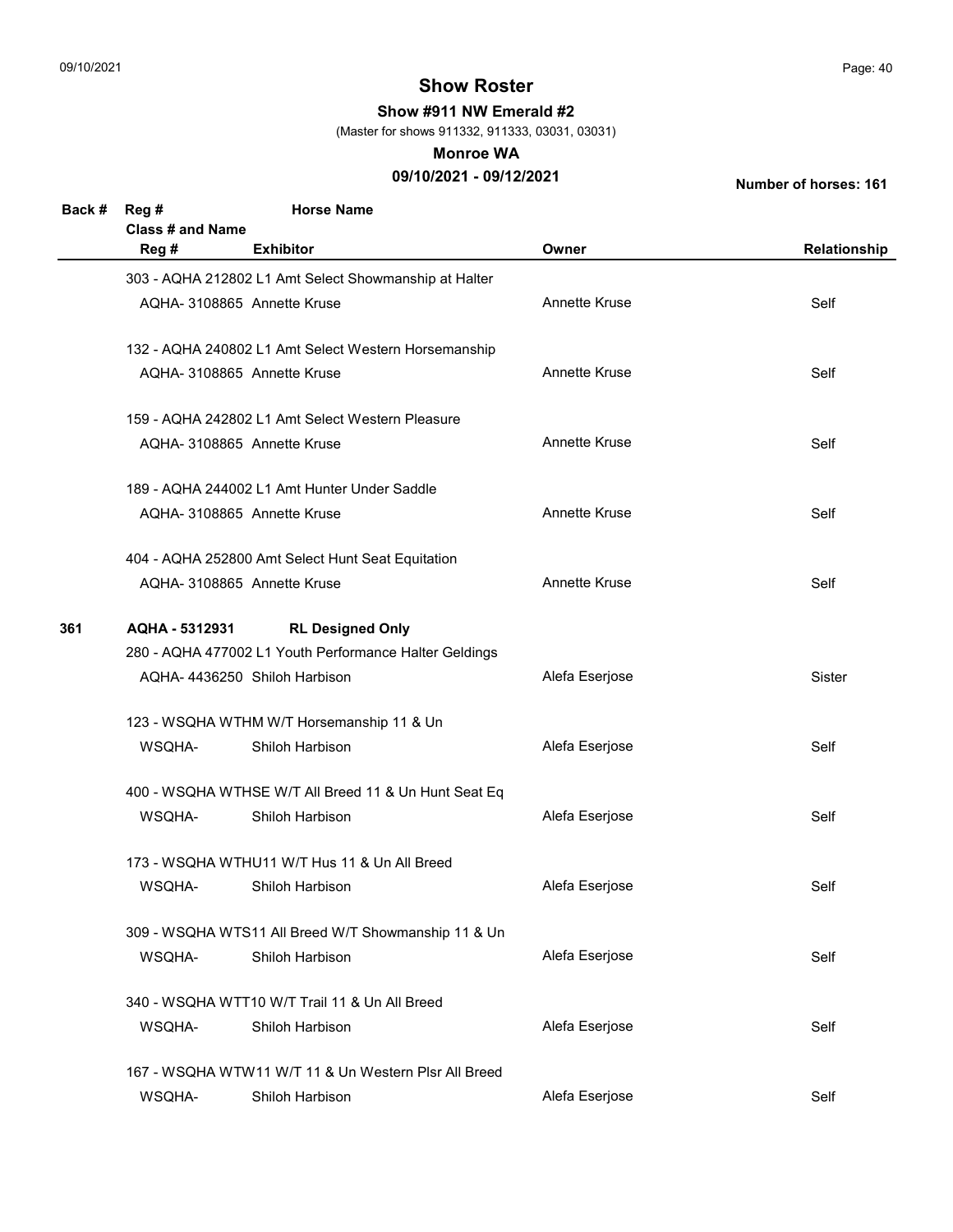## Show Roster

**Show #911 NW Emerald #2**

(Master for shows 911332, 911333, 03031, 03031)

**Monroe WA**

**09/10/2021 - 09/12/2021**

**Number of horses: 161**

| Back # | Reg # / Class # and Name / Reg # | Horse Name / Exhibitor | Owner | Relationship |
|---|---|---|---|---|
| | 303 - AQHA 212802 L1 Amt Select Showmanship at Halter | | | |
| | AQHA- 3108865 | Annette Kruse | Annette Kruse | Self |
| | 132 - AQHA 240802 L1 Amt Select Western Horsemanship | | | |
| | AQHA- 3108865 | Annette Kruse | Annette Kruse | Self |
| | 159 - AQHA 242802 L1 Amt Select Western Pleasure | | | |
| | AQHA- 3108865 | Annette Kruse | Annette Kruse | Self |
| | 189 - AQHA 244002 L1 Amt Hunter Under Saddle | | | |
| | AQHA- 3108865 | Annette Kruse | Annette Kruse | Self |
| | 404 - AQHA 252800 Amt Select Hunt Seat Equitation | | | |
| | AQHA- 3108865 | Annette Kruse | Annette Kruse | Self |
| **361** | **AQHA - 5312931** | **RL Designed Only** | | |
| | 280 - AQHA 477002 L1 Youth Performance Halter Geldings | | | |
| | AQHA- 4436250 | Shiloh Harbison | Alefa Eserjose | Sister |
| | 123 - WSQHA WTHM W/T Horsemanship 11 & Un | | | |
| | WSQHA- | Shiloh Harbison | Alefa Eserjose | Self |
| | 400 - WSQHA WTHSE W/T All Breed 11 & Un Hunt Seat Eq | | | |
| | WSQHA- | Shiloh Harbison | Alefa Eserjose | Self |
| | 173 - WSQHA WTHU11 W/T Hus 11 & Un All Breed | | | |
| | WSQHA- | Shiloh Harbison | Alefa Eserjose | Self |
| | 309 - WSQHA WTS11 All Breed W/T Showmanship 11 & Un | | | |
| | WSQHA- | Shiloh Harbison | Alefa Eserjose | Self |
| | 340 - WSQHA WTT10 W/T Trail 11 & Un All Breed | | | |
| | WSQHA- | Shiloh Harbison | Alefa Eserjose | Self |
| | 167 - WSQHA WTW11 W/T 11 & Un Western Plsr All Breed | | | |
| | WSQHA- | Shiloh Harbison | Alefa Eserjose | Self |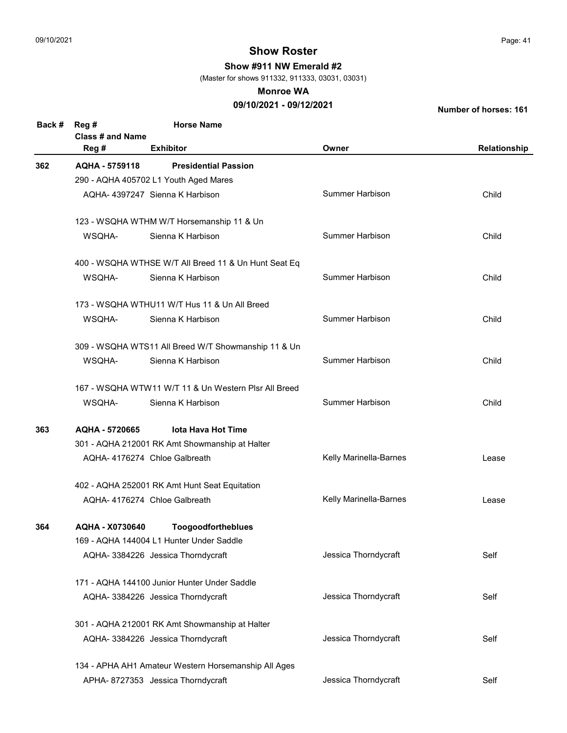# Show Roster

**Show #911 NW Emerald #2**

(Master for shows 911332, 911333, 03031, 03031)

**Monroe WA**

**09/10/2021 - 09/12/2021**

**Number of horses: 161**

| Back # | Reg # / Class # and Name / Reg # | Horse Name / Exhibitor | Owner | Relationship |
|---|---|---|---|---|
| **362** | **AQHA - 5759118** | **Presidential Passion** | | |
| | 290 - AQHA 405702 L1 Youth Aged Mares | | | |
| | AQHA- 4397247 | Sienna K Harbison | Summer Harbison | Child |
| | 123 - WSQHA WTHM W/T Horsemanship 11 & Un | | | |
| | WSQHA- | Sienna K Harbison | Summer Harbison | Child |
| | 400 - WSQHA WTHSE W/T All Breed 11 & Un Hunt Seat Eq | | | |
| | WSQHA- | Sienna K Harbison | Summer Harbison | Child |
| | 173 - WSQHA WTHU11 W/T Hus 11 & Un All Breed | | | |
| | WSQHA- | Sienna K Harbison | Summer Harbison | Child |
| | 309 - WSQHA WTS11 All Breed W/T Showmanship 11 & Un | | | |
| | WSQHA- | Sienna K Harbison | Summer Harbison | Child |
| | 167 - WSQHA WTW11 W/T 11 & Un Western Plsr All Breed | | | |
| | WSQHA- | Sienna K Harbison | Summer Harbison | Child |
| **363** | **AQHA - 5720665** | **Iota Hava Hot Time** | | |
| | 301 - AQHA 212001 RK Amt Showmanship at Halter | | | |
| | AQHA- 4176274 | Chloe Galbreath | Kelly Marinella-Barnes | Lease |
| | 402 - AQHA 252001 RK Amt Hunt Seat Equitation | | | |
| | AQHA- 4176274 | Chloe Galbreath | Kelly Marinella-Barnes | Lease |
| **364** | **AQHA - X0730640** | **Toogoodfortheblues** | | |
| | 169 - AQHA 144004 L1 Hunter Under Saddle | | | |
| | AQHA- 3384226 | Jessica Thorndycraft | Jessica Thorndycraft | Self |
| | 171 - AQHA 144100 Junior Hunter Under Saddle | | | |
| | AQHA- 3384226 | Jessica Thorndycraft | Jessica Thorndycraft | Self |
| | 301 - AQHA 212001 RK Amt Showmanship at Halter | | | |
| | AQHA- 3384226 | Jessica Thorndycraft | Jessica Thorndycraft | Self |
| | 134 - APHA AH1 Amateur Western Horsemanship All Ages | | | |
| | APHA- 8727353 | Jessica Thorndycraft | Jessica Thorndycraft | Self |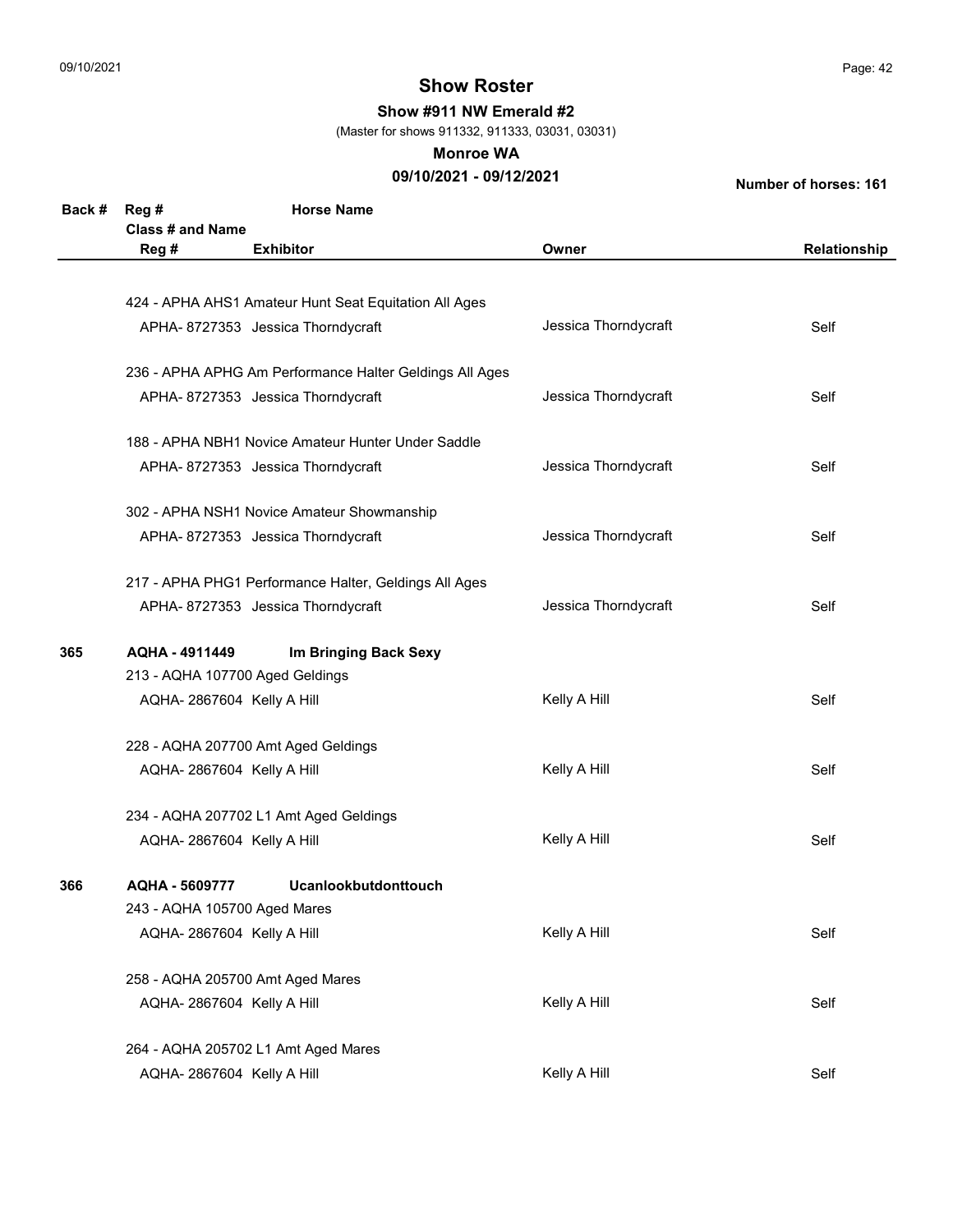# Show Roster

**Show #911 NW Emerald #2**

(Master for shows 911332, 911333, 03031, 03031)

**Monroe WA**

**09/10/2021 - 09/12/2021**

**Number of horses: 161**

| Back # | Reg # / Class # and Name / Reg # | Horse Name / Exhibitor | Owner | Relationship |
|---|---|---|---|---|
| | 424 - APHA AHS1 Amateur Hunt Seat Equitation All Ages | | | |
| | APHA- 8727353 | Jessica Thorndycraft | Jessica Thorndycraft | Self |
| | 236 - APHA APHG Am Performance Halter Geldings All Ages | | | |
| | APHA- 8727353 | Jessica Thorndycraft | Jessica Thorndycraft | Self |
| | 188 - APHA NBH1 Novice Amateur Hunter Under Saddle | | | |
| | APHA- 8727353 | Jessica Thorndycraft | Jessica Thorndycraft | Self |
| | 302 - APHA NSH1 Novice Amateur Showmanship | | | |
| | APHA- 8727353 | Jessica Thorndycraft | Jessica Thorndycraft | Self |
| | 217 - APHA PHG1 Performance Halter, Geldings All Ages | | | |
| | APHA- 8727353 | Jessica Thorndycraft | Jessica Thorndycraft | Self |
| **365** | **AQHA - 4911449** | **Im Bringing Back Sexy** | | |
| | 213 - AQHA 107700 Aged Geldings | | | |
| | AQHA- 2867604 | Kelly A Hill | Kelly A Hill | Self |
| | 228 - AQHA 207700 Amt Aged Geldings | | | |
| | AQHA- 2867604 | Kelly A Hill | Kelly A Hill | Self |
| | 234 - AQHA 207702 L1 Amt Aged Geldings | | | |
| | AQHA- 2867604 | Kelly A Hill | Kelly A Hill | Self |
| **366** | **AQHA - 5609777** | **Ucanlookbutdonttouch** | | |
| | 243 - AQHA 105700 Aged Mares | | | |
| | AQHA- 2867604 | Kelly A Hill | Kelly A Hill | Self |
| | 258 - AQHA 205700 Amt Aged Mares | | | |
| | AQHA- 2867604 | Kelly A Hill | Kelly A Hill | Self |
| | 264 - AQHA 205702 L1 Amt Aged Mares | | | |
| | AQHA- 2867604 | Kelly A Hill | Kelly A Hill | Self |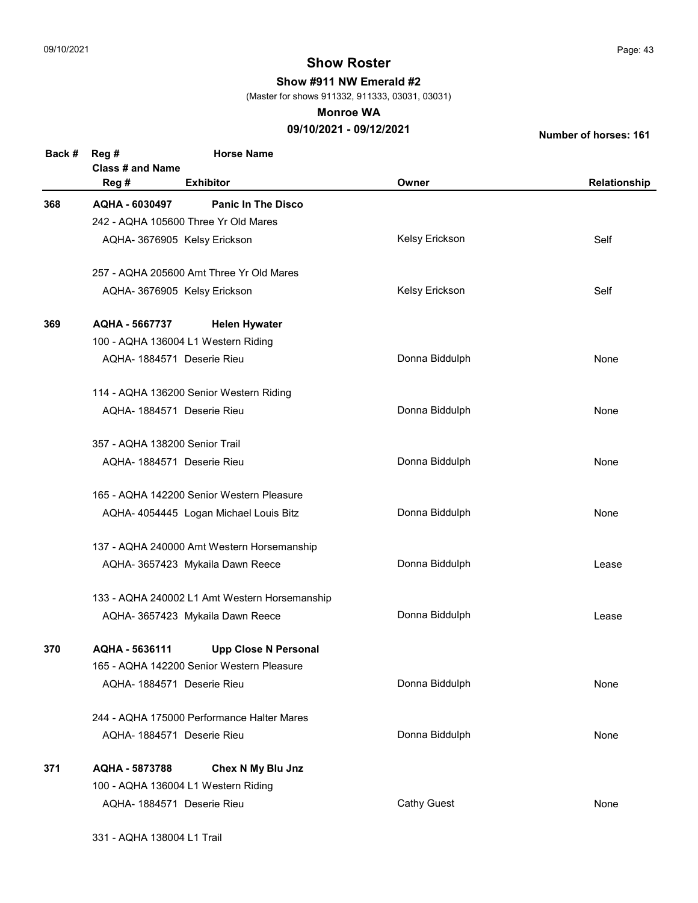# Show Roster

**Show #911 NW Emerald #2**

(Master for shows 911332, 911333, 03031, 03031)

**Monroe WA**

**09/10/2021 - 09/12/2021**

**Number of horses: 161**

| Back # | Reg # / Class # and Name / Reg # | Horse Name / Exhibitor | Owner | Relationship |
|---|---|---|---|---|
| **368** | **AQHA - 6030497** | **Panic In The Disco** | | |
| | 242 - AQHA 105600 Three Yr Old Mares | | | |
| | AQHA- 3676905 | Kelsy Erickson | Kelsy Erickson | Self |
| | 257 - AQHA 205600 Amt Three Yr Old Mares | | | |
| | AQHA- 3676905 | Kelsy Erickson | Kelsy Erickson | Self |
| **369** | **AQHA - 5667737** | **Helen Hywater** | | |
| | 100 - AQHA 136004 L1 Western Riding | | | |
| | AQHA- 1884571 | Deserie Rieu | Donna Biddulph | None |
| | 114 - AQHA 136200 Senior Western Riding | | | |
| | AQHA- 1884571 | Deserie Rieu | Donna Biddulph | None |
| | 357 - AQHA 138200 Senior Trail | | | |
| | AQHA- 1884571 | Deserie Rieu | Donna Biddulph | None |
| | 165 - AQHA 142200 Senior Western Pleasure | | | |
| | AQHA- 4054445 | Logan Michael Louis Bitz | Donna Biddulph | None |
| | 137 - AQHA 240000 Amt Western Horsemanship | | | |
| | AQHA- 3657423 | Mykaila Dawn Reece | Donna Biddulph | Lease |
| | 133 - AQHA 240002 L1 Amt Western Horsemanship | | | |
| | AQHA- 3657423 | Mykaila Dawn Reece | Donna Biddulph | Lease |
| **370** | **AQHA - 5636111** | **Upp Close N Personal** | | |
| | 165 - AQHA 142200 Senior Western Pleasure | | | |
| | AQHA- 1884571 | Deserie Rieu | Donna Biddulph | None |
| | 244 - AQHA 175000 Performance Halter Mares | | | |
| | AQHA- 1884571 | Deserie Rieu | Donna Biddulph | None |
| **371** | **AQHA - 5873788** | **Chex N My Blu Jnz** | | |
| | 100 - AQHA 136004 L1 Western Riding | | | |
| | AQHA- 1884571 | Deserie Rieu | Cathy Guest | None |
| | 331 - AQHA 138004 L1 Trail | | | |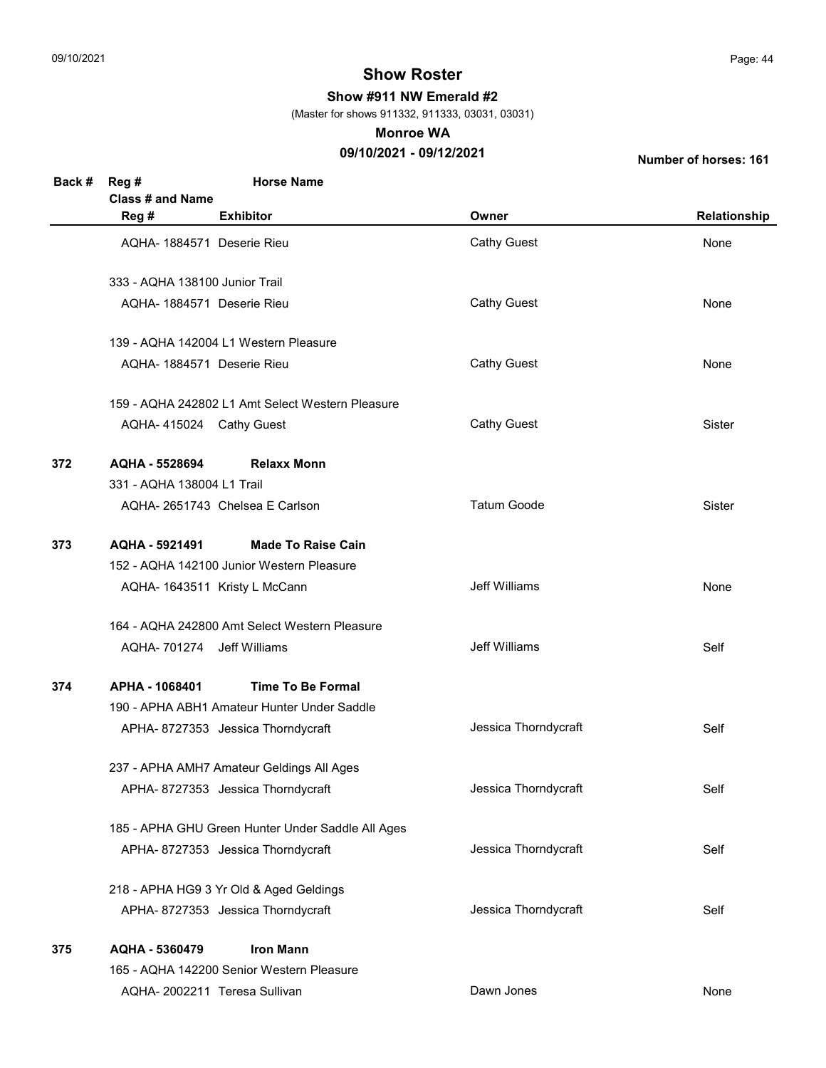# Show Roster

**Show #911 NW Emerald #2**

(Master for shows 911332, 911333, 03031, 03031)

**Monroe WA**

**09/10/2021 - 09/12/2021**

**Number of horses: 161**

| Back # | Reg # | Horse Name | | |
|---|---|---|---|---|
| | **Class # and Name** | | | |
| | **Reg #** | **Exhibitor** | **Owner** | **Relationship** |
| | AQHA- 1884571 | Deserie Rieu | Cathy Guest | None |
| | 333 - AQHA 138100 Junior Trail | | | |
| | AQHA- 1884571 | Deserie Rieu | Cathy Guest | None |
| | 139 - AQHA 142004 L1 Western Pleasure | | | |
| | AQHA- 1884571 | Deserie Rieu | Cathy Guest | None |
| | 159 - AQHA 242802 L1 Amt Select Western Pleasure | | | |
| | AQHA- 415024 | Cathy Guest | Cathy Guest | Sister |
| **372** | **AQHA - 5528694** | **Relaxx Monn** | | |
| | 331 - AQHA 138004 L1 Trail | | | |
| | AQHA- 2651743 | Chelsea E Carlson | Tatum Goode | Sister |
| **373** | **AQHA - 5921491** | **Made To Raise Cain** | | |
| | 152 - AQHA 142100 Junior Western Pleasure | | | |
| | AQHA- 1643511 | Kristy L McCann | Jeff Williams | None |
| | 164 - AQHA 242800 Amt Select Western Pleasure | | | |
| | AQHA- 701274 | Jeff Williams | Jeff Williams | Self |
| **374** | **APHA - 1068401** | **Time To Be Formal** | | |
| | 190 - APHA ABH1 Amateur Hunter Under Saddle | | | |
| | APHA- 8727353 | Jessica Thorndycraft | Jessica Thorndycraft | Self |
| | 237 - APHA AMH7 Amateur Geldings All Ages | | | |
| | APHA- 8727353 | Jessica Thorndycraft | Jessica Thorndycraft | Self |
| | 185 - APHA GHU Green Hunter Under Saddle All Ages | | | |
| | APHA- 8727353 | Jessica Thorndycraft | Jessica Thorndycraft | Self |
| | 218 - APHA HG9 3 Yr Old & Aged Geldings | | | |
| | APHA- 8727353 | Jessica Thorndycraft | Jessica Thorndycraft | Self |
| **375** | **AQHA - 5360479** | **Iron Mann** | | |
| | 165 - AQHA 142200 Senior Western Pleasure | | | |
| | AQHA- 2002211 | Teresa Sullivan | Dawn Jones | None |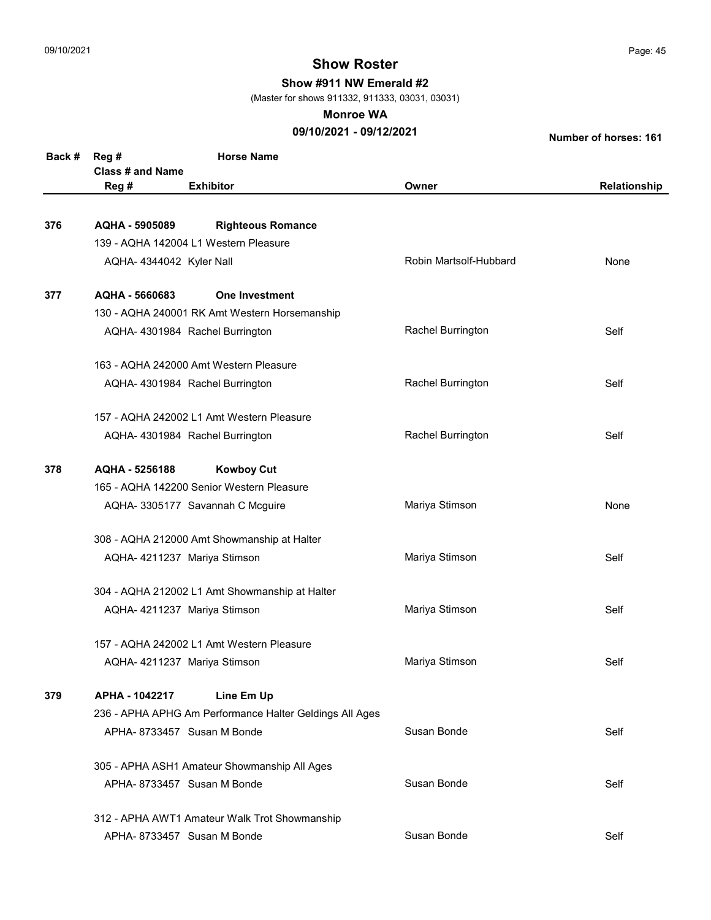# Show Roster

**Show #911 NW Emerald #2**

(Master for shows 911332, 911333, 03031, 03031)

**Monroe WA**

**09/10/2021 - 09/12/2021**

**Number of horses: 161**

| Back # | Reg # / Class # and Name / Reg # | Horse Name / Exhibitor | Owner | Relationship |
|---|---|---|---|---|
| **376** | **AQHA - 5905089** | **Righteous Romance** | | |
| | 139 - AQHA 142004 L1 Western Pleasure | | | |
| | AQHA- 4344042 | Kyler Nall | Robin Martsolf-Hubbard | None |
| **377** | **AQHA - 5660683** | **One Investment** | | |
| | 130 - AQHA 240001 RK Amt Western Horsemanship | | | |
| | AQHA- 4301984 | Rachel Burrington | Rachel Burrington | Self |
| | 163 - AQHA 242000 Amt Western Pleasure | | | |
| | AQHA- 4301984 | Rachel Burrington | Rachel Burrington | Self |
| | 157 - AQHA 242002 L1 Amt Western Pleasure | | | |
| | AQHA- 4301984 | Rachel Burrington | Rachel Burrington | Self |
| **378** | **AQHA - 5256188** | **Kowboy Cut** | | |
| | 165 - AQHA 142200 Senior Western Pleasure | | | |
| | AQHA- 3305177 | Savannah C Mcguire | Mariya Stimson | None |
| | 308 - AQHA 212000 Amt Showmanship at Halter | | | |
| | AQHA- 4211237 | Mariya Stimson | Mariya Stimson | Self |
| | 304 - AQHA 212002 L1 Amt Showmanship at Halter | | | |
| | AQHA- 4211237 | Mariya Stimson | Mariya Stimson | Self |
| | 157 - AQHA 242002 L1 Amt Western Pleasure | | | |
| | AQHA- 4211237 | Mariya Stimson | Mariya Stimson | Self |
| **379** | **APHA - 1042217** | **Line Em Up** | | |
| | 236 - APHA APHG Am Performance Halter Geldings All Ages | | | |
| | APHA- 8733457 | Susan M Bonde | Susan Bonde | Self |
| | 305 - APHA ASH1 Amateur Showmanship All Ages | | | |
| | APHA- 8733457 | Susan M Bonde | Susan Bonde | Self |
| | 312 - APHA AWT1 Amateur Walk Trot Showmanship | | | |
| | APHA- 8733457 | Susan M Bonde | Susan Bonde | Self |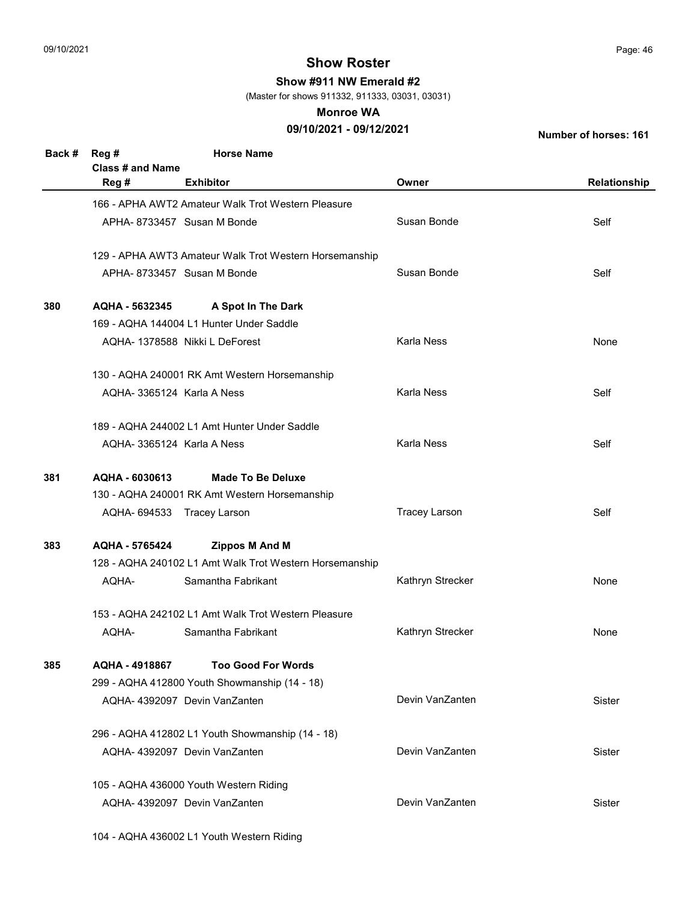# Show Roster

**Show #911 NW Emerald #2**

(Master for shows 911332, 911333, 03031, 03031)

**Monroe WA**

**09/10/2021 - 09/12/2021**

**Number of horses: 161**

| Back # | Reg # / Class # and Name / Reg # | Horse Name / Exhibitor | Owner | Relationship |
|---|---|---|---|---|
| | 166 - APHA AWT2 Amateur Walk Trot Western Pleasure | | | |
| | APHA- 8733457 | Susan M Bonde | Susan Bonde | Self |
| | 129 - APHA AWT3 Amateur Walk Trot Western Horsemanship | | | |
| | APHA- 8733457 | Susan M Bonde | Susan Bonde | Self |
| **380** | **AQHA - 5632345** | **A Spot In The Dark** | | |
| | 169 - AQHA 144004 L1 Hunter Under Saddle | | | |
| | AQHA- 1378588 | Nikki L DeForest | Karla Ness | None |
| | 130 - AQHA 240001 RK Amt Western Horsemanship | | | |
| | AQHA- 3365124 | Karla A Ness | Karla Ness | Self |
| | 189 - AQHA 244002 L1 Amt Hunter Under Saddle | | | |
| | AQHA- 3365124 | Karla A Ness | Karla Ness | Self |
| **381** | **AQHA - 6030613** | **Made To Be Deluxe** | | |
| | 130 - AQHA 240001 RK Amt Western Horsemanship | | | |
| | AQHA- 694533 | Tracey Larson | Tracey Larson | Self |
| **383** | **AQHA - 5765424** | **Zippos M And M** | | |
| | 128 - AQHA 240102 L1 Amt Walk Trot Western Horsemanship | | | |
| | AQHA- | Samantha Fabrikant | Kathryn Strecker | None |
| | 153 - AQHA 242102 L1 Amt Walk Trot Western Pleasure | | | |
| | AQHA- | Samantha Fabrikant | Kathryn Strecker | None |
| **385** | **AQHA - 4918867** | **Too Good For Words** | | |
| | 299 - AQHA 412800 Youth Showmanship (14 - 18) | | | |
| | AQHA- 4392097 | Devin VanZanten | Devin VanZanten | Sister |
| | 296 - AQHA 412802 L1 Youth Showmanship (14 - 18) | | | |
| | AQHA- 4392097 | Devin VanZanten | Devin VanZanten | Sister |
| | 105 - AQHA 436000 Youth Western Riding | | | |
| | AQHA- 4392097 | Devin VanZanten | Devin VanZanten | Sister |
| | 104 - AQHA 436002 L1 Youth Western Riding | | | |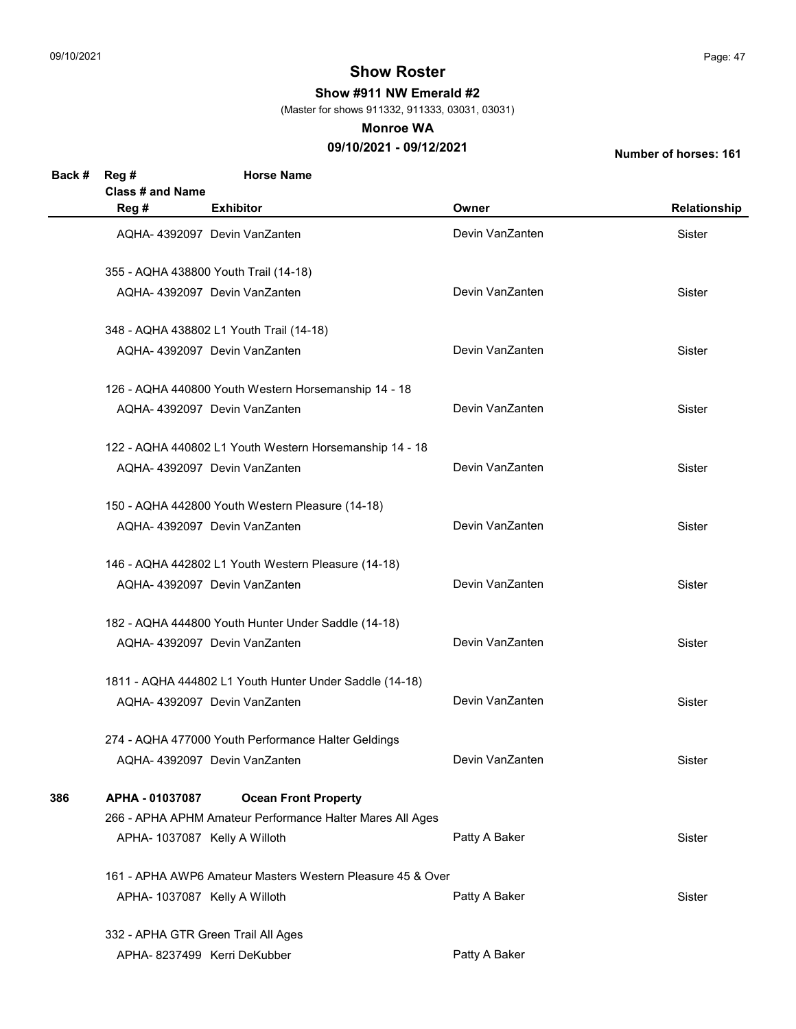# Show Roster

**Show #911 NW Emerald #2**

(Master for shows 911332, 911333, 03031, 03031)

**Monroe WA**

**09/10/2021 - 09/12/2021**

**Number of horses: 161**

| Back # | Reg # / Class # and Name / Reg # | Horse Name / Exhibitor | Owner | Relationship |
|---|---|---|---|---|
| | AQHA- 4392097 | Devin VanZanten | Devin VanZanten | Sister |
| | 355 - AQHA 438800 Youth Trail (14-18) | | | |
| | AQHA- 4392097 | Devin VanZanten | Devin VanZanten | Sister |
| | 348 - AQHA 438802 L1 Youth Trail (14-18) | | | |
| | AQHA- 4392097 | Devin VanZanten | Devin VanZanten | Sister |
| | 126 - AQHA 440800 Youth Western Horsemanship 14 - 18 | | | |
| | AQHA- 4392097 | Devin VanZanten | Devin VanZanten | Sister |
| | 122 - AQHA 440802 L1 Youth Western Horsemanship 14 - 18 | | | |
| | AQHA- 4392097 | Devin VanZanten | Devin VanZanten | Sister |
| | 150 - AQHA 442800 Youth Western Pleasure (14-18) | | | |
| | AQHA- 4392097 | Devin VanZanten | Devin VanZanten | Sister |
| | 146 - AQHA 442802 L1 Youth Western Pleasure (14-18) | | | |
| | AQHA- 4392097 | Devin VanZanten | Devin VanZanten | Sister |
| | 182 - AQHA 444800 Youth Hunter Under Saddle (14-18) | | | |
| | AQHA- 4392097 | Devin VanZanten | Devin VanZanten | Sister |
| | 1811 - AQHA 444802 L1 Youth Hunter Under Saddle (14-18) | | | |
| | AQHA- 4392097 | Devin VanZanten | Devin VanZanten | Sister |
| | 274 - AQHA 477000 Youth Performance Halter Geldings | | | |
| | AQHA- 4392097 | Devin VanZanten | Devin VanZanten | Sister |
| **386** | **APHA - 01037087** | **Ocean Front Property** | | |
| | 266 - APHA APHM Amateur Performance Halter Mares All Ages | | | |
| | APHA- 1037087 | Kelly A Willoth | Patty A Baker | Sister |
| | 161 - APHA AWP6 Amateur Masters Western Pleasure 45 & Over | | | |
| | APHA- 1037087 | Kelly A Willoth | Patty A Baker | Sister |
| | 332 - APHA GTR Green Trail All Ages | | | |
| | APHA- 8237499 | Kerri DeKubber | Patty A Baker | |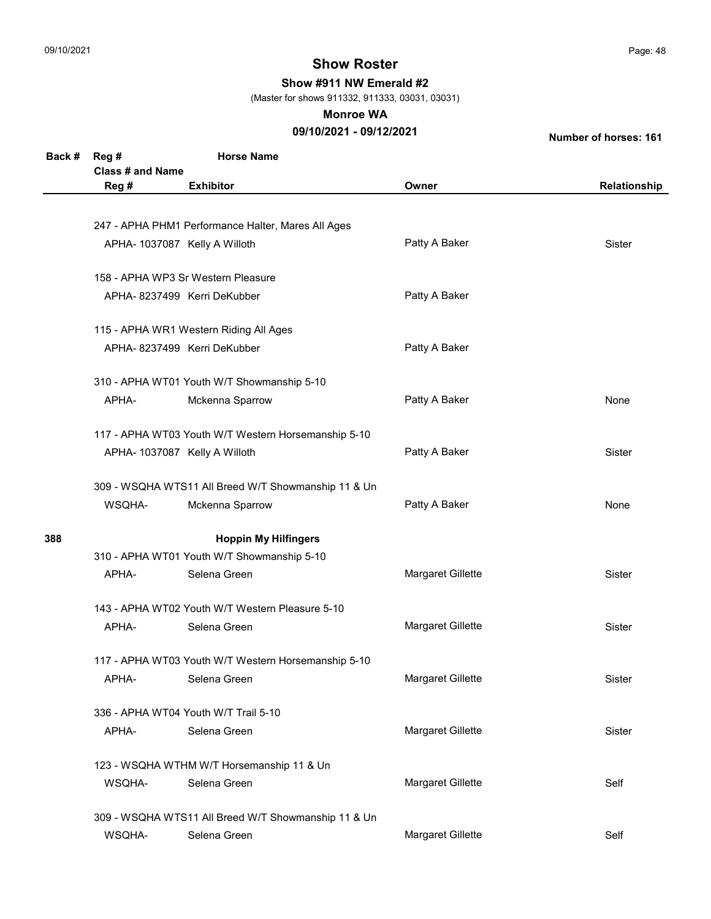# Show Roster

**Show #911 NW Emerald #2**

(Master for shows 911332, 911333, 03031, 03031)

**Monroe WA**

**09/10/2021 - 09/12/2021**

**Number of horses: 161**

| Back # | Reg # / Class # and Name / Reg # | Horse Name / Exhibitor | Owner | Relationship |
|---|---|---|---|---|
| | 247 - APHA PHM1 Performance Halter, Mares All Ages | | | |
| | APHA- 1037087 | Kelly A Willoth | Patty A Baker | Sister |
| | 158 - APHA WP3 Sr Western Pleasure | | | |
| | APHA- 8237499 | Kerri DeKubber | Patty A Baker | |
| | 115 - APHA WR1 Western Riding All Ages | | | |
| | APHA- 8237499 | Kerri DeKubber | Patty A Baker | |
| | 310 - APHA WT01 Youth W/T Showmanship 5-10 | | | |
| | APHA- | Mckenna Sparrow | Patty A Baker | None |
| | 117 - APHA WT03 Youth W/T Western Horsemanship 5-10 | | | |
| | APHA- 1037087 | Kelly A Willoth | Patty A Baker | Sister |
| | 309 - WSQHA WTS11 All Breed W/T Showmanship 11 & Un | | | |
| | WSQHA- | Mckenna Sparrow | Patty A Baker | None |
| **388** | | **Hoppin My Hilfingers** | | |
| | 310 - APHA WT01 Youth W/T Showmanship 5-10 | | | |
| | APHA- | Selena Green | Margaret Gillette | Sister |
| | 143 - APHA WT02 Youth W/T Western Pleasure 5-10 | | | |
| | APHA- | Selena Green | Margaret Gillette | Sister |
| | 117 - APHA WT03 Youth W/T Western Horsemanship 5-10 | | | |
| | APHA- | Selena Green | Margaret Gillette | Sister |
| | 336 - APHA WT04 Youth W/T Trail 5-10 | | | |
| | APHA- | Selena Green | Margaret Gillette | Sister |
| | 123 - WSQHA WTHM W/T Horsemanship 11 & Un | | | |
| | WSQHA- | Selena Green | Margaret Gillette | Self |
| | 309 - WSQHA WTS11 All Breed W/T Showmanship 11 & Un | | | |
| | WSQHA- | Selena Green | Margaret Gillette | Self |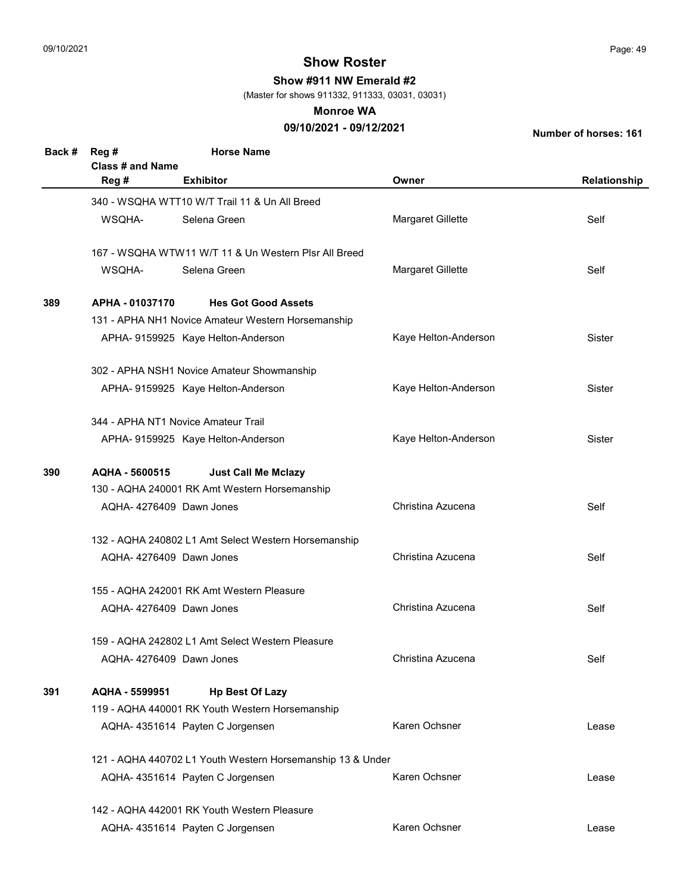# Show Roster

**Show #911 NW Emerald #2**

(Master for shows 911332, 911333, 03031, 03031)

**Monroe WA**

**09/10/2021 - 09/12/2021**

**Number of horses: 161**

| Back # | Reg # / Class # and Name / Reg # | Horse Name / Exhibitor | Owner | Relationship |
|---|---|---|---|---|
| | 340 - WSQHA WTT10 W/T Trail 11 & Un All Breed | | | |
| | WSQHA- | Selena Green | Margaret Gillette | Self |
| | 167 - WSQHA WTW11 W/T 11 & Un Western Plsr All Breed | | | |
| | WSQHA- | Selena Green | Margaret Gillette | Self |
| **389** | **APHA - 01037170** | **Hes Got Good Assets** | | |
| | 131 - APHA NH1 Novice Amateur Western Horsemanship | | | |
| | APHA- 9159925 | Kaye Helton-Anderson | Kaye Helton-Anderson | Sister |
| | 302 - APHA NSH1 Novice Amateur Showmanship | | | |
| | APHA- 9159925 | Kaye Helton-Anderson | Kaye Helton-Anderson | Sister |
| | 344 - APHA NT1 Novice Amateur Trail | | | |
| | APHA- 9159925 | Kaye Helton-Anderson | Kaye Helton-Anderson | Sister |
| **390** | **AQHA - 5600515** | **Just Call Me Mclazy** | | |
| | 130 - AQHA 240001 RK Amt Western Horsemanship | | | |
| | AQHA- 4276409 | Dawn Jones | Christina Azucena | Self |
| | 132 - AQHA 240802 L1 Amt Select Western Horsemanship | | | |
| | AQHA- 4276409 | Dawn Jones | Christina Azucena | Self |
| | 155 - AQHA 242001 RK Amt Western Pleasure | | | |
| | AQHA- 4276409 | Dawn Jones | Christina Azucena | Self |
| | 159 - AQHA 242802 L1 Amt Select Western Pleasure | | | |
| | AQHA- 4276409 | Dawn Jones | Christina Azucena | Self |
| **391** | **AQHA - 5599951** | **Hp Best Of Lazy** | | |
| | 119 - AQHA 440001 RK Youth Western Horsemanship | | | |
| | AQHA- 4351614 | Payten C Jorgensen | Karen Ochsner | Lease |
| | 121 - AQHA 440702 L1 Youth Western Horsemanship 13 & Under | | | |
| | AQHA- 4351614 | Payten C Jorgensen | Karen Ochsner | Lease |
| | 142 - AQHA 442001 RK Youth Western Pleasure | | | |
| | AQHA- 4351614 | Payten C Jorgensen | Karen Ochsner | Lease |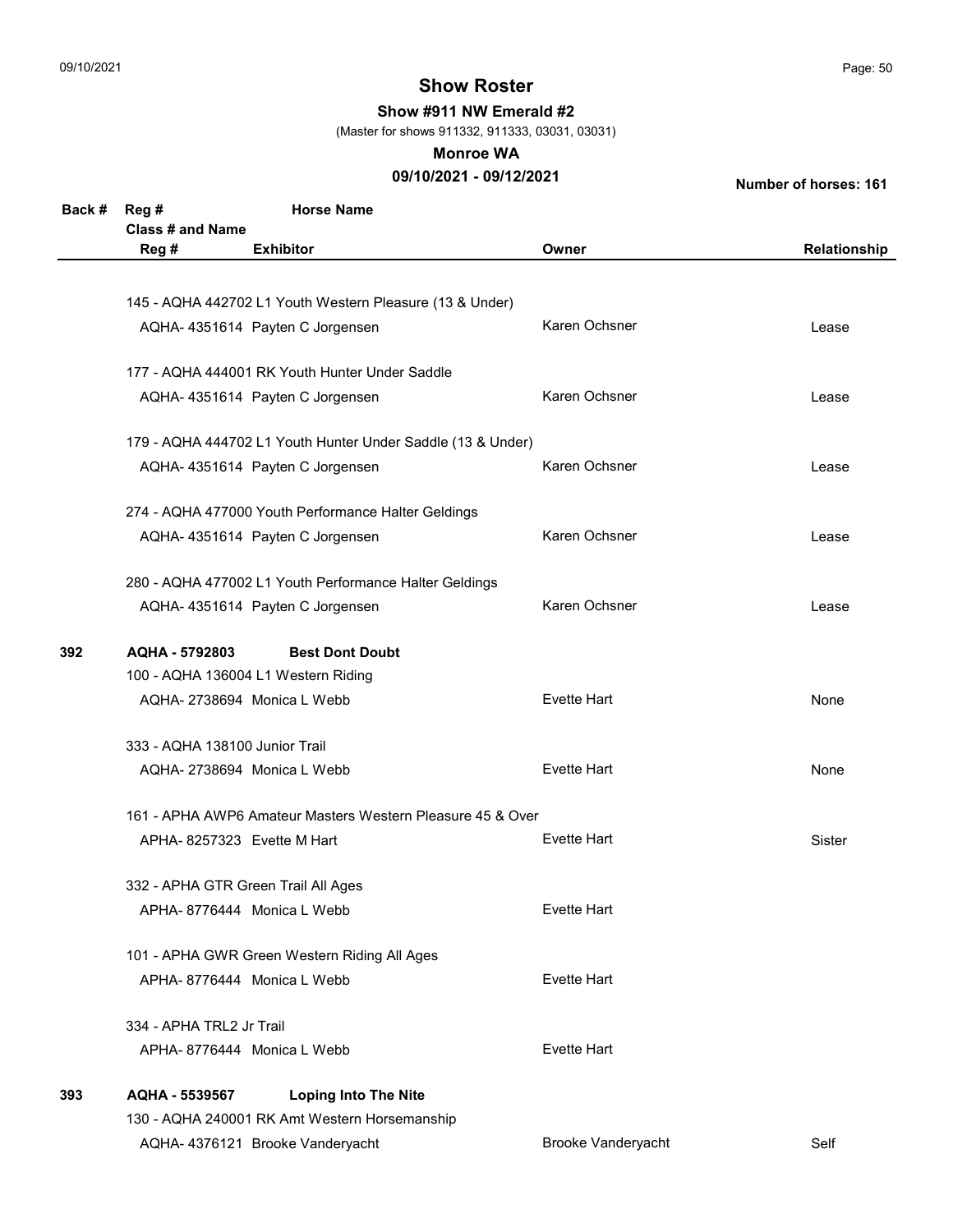# Show Roster

**Show #911 NW Emerald #2**

(Master for shows 911332, 911333, 03031, 03031)

**Monroe WA**

**09/10/2021 - 09/12/2021**

**Number of horses: 161**

| Back # | Reg # / Class # and Name / Reg # | Horse Name / Exhibitor | Owner | Relationship |
|---|---|---|---|---|
| | 145 - AQHA 442702 L1 Youth Western Pleasure (13 & Under) | | | |
| | AQHA- 4351614 | Payten C Jorgensen | Karen Ochsner | Lease |
| | 177 - AQHA 444001 RK Youth Hunter Under Saddle | | | |
| | AQHA- 4351614 | Payten C Jorgensen | Karen Ochsner | Lease |
| | 179 - AQHA 444702 L1 Youth Hunter Under Saddle (13 & Under) | | | |
| | AQHA- 4351614 | Payten C Jorgensen | Karen Ochsner | Lease |
| | 274 - AQHA 477000 Youth Performance Halter Geldings | | | |
| | AQHA- 4351614 | Payten C Jorgensen | Karen Ochsner | Lease |
| | 280 - AQHA 477002 L1 Youth Performance Halter Geldings | | | |
| | AQHA- 4351614 | Payten C Jorgensen | Karen Ochsner | Lease |
| **392** | **AQHA - 5792803** | **Best Dont Doubt** | | |
| | 100 - AQHA 136004 L1 Western Riding | | | |
| | AQHA- 2738694 | Monica L Webb | Evette Hart | None |
| | 333 - AQHA 138100 Junior Trail | | | |
| | AQHA- 2738694 | Monica L Webb | Evette Hart | None |
| | 161 - APHA AWP6 Amateur Masters Western Pleasure 45 & Over | | | |
| | APHA- 8257323 | Evette M Hart | Evette Hart | Sister |
| | 332 - APHA GTR Green Trail All Ages | | | |
| | APHA- 8776444 | Monica L Webb | Evette Hart | |
| | 101 - APHA GWR Green Western Riding All Ages | | | |
| | APHA- 8776444 | Monica L Webb | Evette Hart | |
| | 334 - APHA TRL2 Jr Trail | | | |
| | APHA- 8776444 | Monica L Webb | Evette Hart | |
| **393** | **AQHA - 5539567** | **Loping Into The Nite** | | |
| | 130 - AQHA 240001 RK Amt Western Horsemanship | | | |
| | AQHA- 4376121 | Brooke Vanderyacht | Brooke Vanderyacht | Self |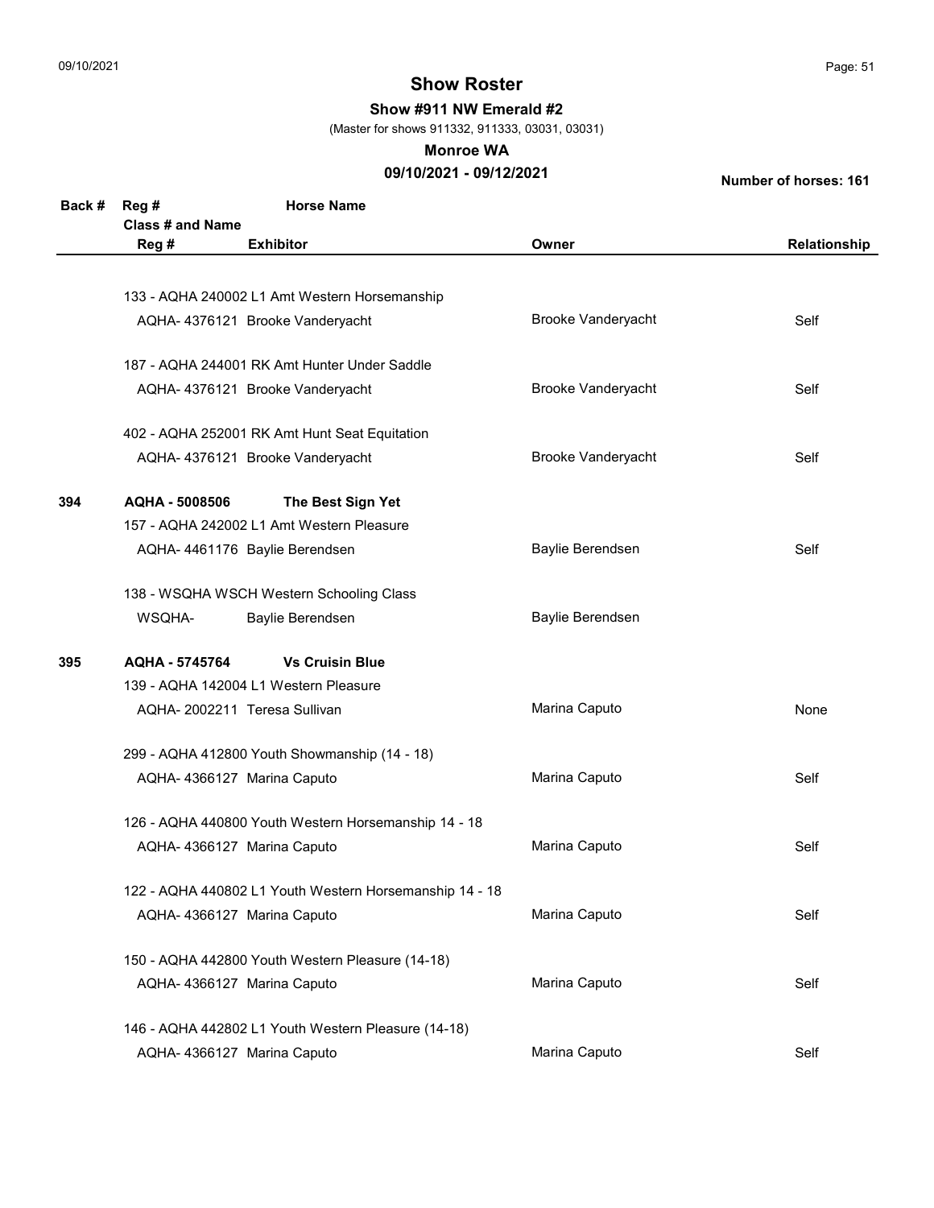# Show Roster

**Show #911 NW Emerald #2**

(Master for shows 911332, 911333, 03031, 03031)

**Monroe WA**

**09/10/2021 - 09/12/2021**

**Number of horses: 161**

| Back # | Reg # / Class # and Name / Reg # | Horse Name / Exhibitor | Owner | Relationship |
|---|---|---|---|---|
| | 133 - AQHA 240002 L1 Amt Western Horsemanship | | | |
| | AQHA- 4376121 | Brooke Vanderyacht | Brooke Vanderyacht | Self |
| | 187 - AQHA 244001 RK Amt Hunter Under Saddle | | | |
| | AQHA- 4376121 | Brooke Vanderyacht | Brooke Vanderyacht | Self |
| | 402 - AQHA 252001 RK Amt Hunt Seat Equitation | | | |
| | AQHA- 4376121 | Brooke Vanderyacht | Brooke Vanderyacht | Self |
| **394** | **AQHA - 5008506** | **The Best Sign Yet** | | |
| | 157 - AQHA 242002 L1 Amt Western Pleasure | | | |
| | AQHA- 4461176 | Baylie Berendsen | Baylie Berendsen | Self |
| | 138 - WSQHA WSCH Western Schooling Class | | | |
| | WSQHA- | Baylie Berendsen | Baylie Berendsen | |
| **395** | **AQHA - 5745764** | **Vs Cruisin Blue** | | |
| | 139 - AQHA 142004 L1 Western Pleasure | | | |
| | AQHA- 2002211 | Teresa Sullivan | Marina Caputo | None |
| | 299 - AQHA 412800 Youth Showmanship (14 - 18) | | | |
| | AQHA- 4366127 | Marina Caputo | Marina Caputo | Self |
| | 126 - AQHA 440800 Youth Western Horsemanship 14 - 18 | | | |
| | AQHA- 4366127 | Marina Caputo | Marina Caputo | Self |
| | 122 - AQHA 440802 L1 Youth Western Horsemanship 14 - 18 | | | |
| | AQHA- 4366127 | Marina Caputo | Marina Caputo | Self |
| | 150 - AQHA 442800 Youth Western Pleasure (14-18) | | | |
| | AQHA- 4366127 | Marina Caputo | Marina Caputo | Self |
| | 146 - AQHA 442802 L1 Youth Western Pleasure (14-18) | | | |
| | AQHA- 4366127 | Marina Caputo | Marina Caputo | Self |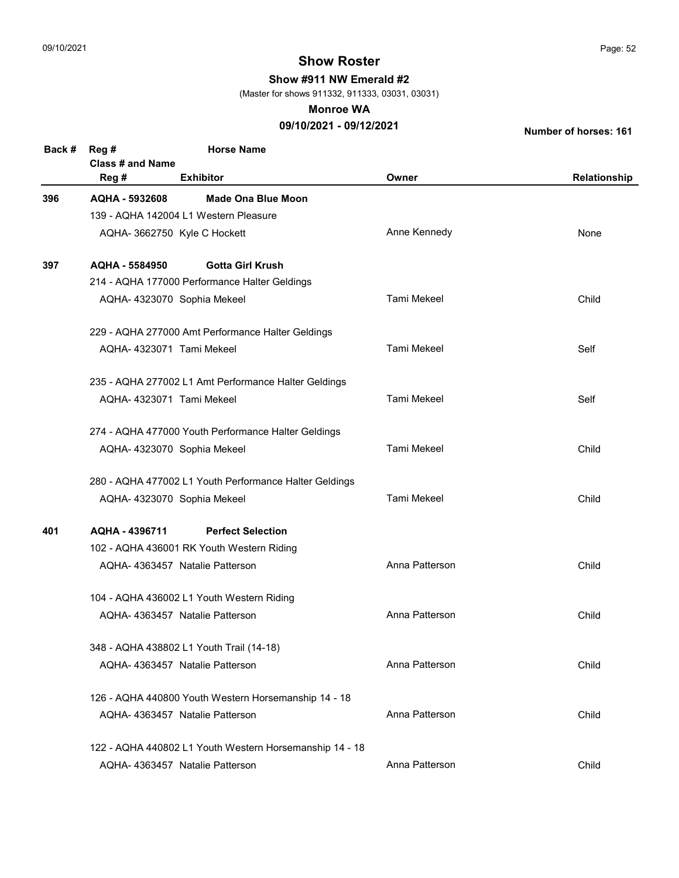# Show Roster

**Show #911 NW Emerald #2**

(Master for shows 911332, 911333, 03031, 03031)

**Monroe WA**

**09/10/2021 - 09/12/2021**

**Number of horses: 161**

| Back # | Reg # / Class # and Name / Reg # | Horse Name / Exhibitor | Owner | Relationship |
|---|---|---|---|---|
| **396** | **AQHA - 5932608** | **Made Ona Blue Moon** | | |
| | 139 - AQHA 142004 L1 Western Pleasure | | | |
| | AQHA- 3662750 | Kyle C Hockett | Anne Kennedy | None |
| **397** | **AQHA - 5584950** | **Gotta Girl Krush** | | |
| | 214 - AQHA 177000 Performance Halter Geldings | | | |
| | AQHA- 4323070 | Sophia Mekeel | Tami Mekeel | Child |
| | 229 - AQHA 277000 Amt Performance Halter Geldings | | | |
| | AQHA- 4323071 | Tami Mekeel | Tami Mekeel | Self |
| | 235 - AQHA 277002 L1 Amt Performance Halter Geldings | | | |
| | AQHA- 4323071 | Tami Mekeel | Tami Mekeel | Self |
| | 274 - AQHA 477000 Youth Performance Halter Geldings | | | |
| | AQHA- 4323070 | Sophia Mekeel | Tami Mekeel | Child |
| | 280 - AQHA 477002 L1 Youth Performance Halter Geldings | | | |
| | AQHA- 4323070 | Sophia Mekeel | Tami Mekeel | Child |
| **401** | **AQHA - 4396711** | **Perfect Selection** | | |
| | 102 - AQHA 436001 RK Youth Western Riding | | | |
| | AQHA- 4363457 | Natalie Patterson | Anna Patterson | Child |
| | 104 - AQHA 436002 L1 Youth Western Riding | | | |
| | AQHA- 4363457 | Natalie Patterson | Anna Patterson | Child |
| | 348 - AQHA 438802 L1 Youth Trail (14-18) | | | |
| | AQHA- 4363457 | Natalie Patterson | Anna Patterson | Child |
| | 126 - AQHA 440800 Youth Western Horsemanship 14 - 18 | | | |
| | AQHA- 4363457 | Natalie Patterson | Anna Patterson | Child |
| | 122 - AQHA 440802 L1 Youth Western Horsemanship 14 - 18 | | | |
| | AQHA- 4363457 | Natalie Patterson | Anna Patterson | Child |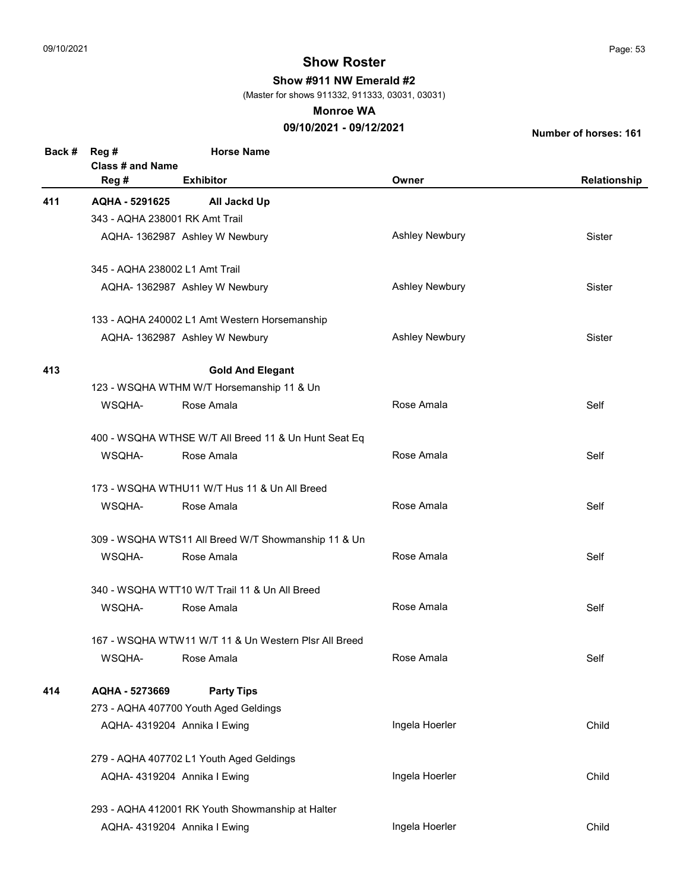# Show Roster

**Show #911 NW Emerald #2**

(Master for shows 911332, 911333, 03031, 03031)

**Monroe WA**

**09/10/2021 - 09/12/2021**

**Number of horses: 161**

| Back # | Reg # / Class # and Name / Reg # | Horse Name / Exhibitor | Owner | Relationship |
|---|---|---|---|---|
| **411** | **AQHA - 5291625** | **All Jackd Up** | | |
| | 343 - AQHA 238001 RK Amt Trail | | | |
| | AQHA- 1362987 | Ashley W Newbury | Ashley Newbury | Sister |
| | 345 - AQHA 238002 L1 Amt Trail | | | |
| | AQHA- 1362987 | Ashley W Newbury | Ashley Newbury | Sister |
| | 133 - AQHA 240002 L1 Amt Western Horsemanship | | | |
| | AQHA- 1362987 | Ashley W Newbury | Ashley Newbury | Sister |
| **413** | | **Gold And Elegant** | | |
| | 123 - WSQHA WTHM W/T Horsemanship 11 & Un | | | |
| | WSQHA- | Rose Amala | Rose Amala | Self |
| | 400 - WSQHA WTHSE W/T All Breed 11 & Un Hunt Seat Eq | | | |
| | WSQHA- | Rose Amala | Rose Amala | Self |
| | 173 - WSQHA WTHU11 W/T Hus 11 & Un All Breed | | | |
| | WSQHA- | Rose Amala | Rose Amala | Self |
| | 309 - WSQHA WTS11 All Breed W/T Showmanship 11 & Un | | | |
| | WSQHA- | Rose Amala | Rose Amala | Self |
| | 340 - WSQHA WTT10 W/T Trail 11 & Un All Breed | | | |
| | WSQHA- | Rose Amala | Rose Amala | Self |
| | 167 - WSQHA WTW11 W/T 11 & Un Western Plsr All Breed | | | |
| | WSQHA- | Rose Amala | Rose Amala | Self |
| **414** | **AQHA - 5273669** | **Party Tips** | | |
| | 273 - AQHA 407700 Youth Aged Geldings | | | |
| | AQHA- 4319204 | Annika I Ewing | Ingela Hoerler | Child |
| | 279 - AQHA 407702 L1 Youth Aged Geldings | | | |
| | AQHA- 4319204 | Annika I Ewing | Ingela Hoerler | Child |
| | 293 - AQHA 412001 RK Youth Showmanship at Halter | | | |
| | AQHA- 4319204 | Annika I Ewing | Ingela Hoerler | Child |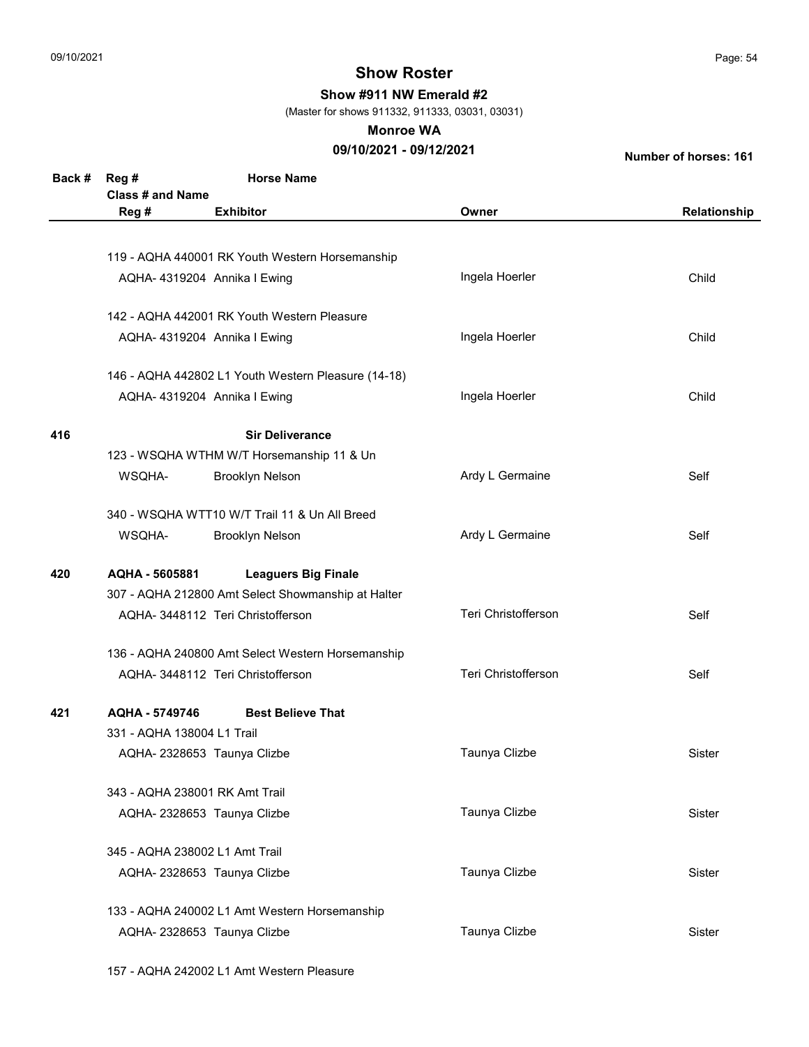# Show Roster

**Show #911 NW Emerald #2**

(Master for shows 911332, 911333, 03031, 03031)

**Monroe WA**

**09/10/2021 - 09/12/2021**

**Number of horses: 161**

| Back # | Reg # / Class # and Name / Reg # | Horse Name / Exhibitor | Owner | Relationship |
|---|---|---|---|---|
| | 119 - AQHA 440001 RK Youth Western Horsemanship | | | |
| | AQHA- 4319204 | Annika I Ewing | Ingela Hoerler | Child |
| | 142 - AQHA 442001 RK Youth Western Pleasure | | | |
| | AQHA- 4319204 | Annika I Ewing | Ingela Hoerler | Child |
| | 146 - AQHA 442802 L1 Youth Western Pleasure (14-18) | | | |
| | AQHA- 4319204 | Annika I Ewing | Ingela Hoerler | Child |
| **416** | | **Sir Deliverance** | | |
| | 123 - WSQHA WTHM W/T Horsemanship 11 & Un | | | |
| | WSQHA- | Brooklyn Nelson | Ardy L Germaine | Self |
| | 340 - WSQHA WTT10 W/T Trail 11 & Un All Breed | | | |
| | WSQHA- | Brooklyn Nelson | Ardy L Germaine | Self |
| **420** | **AQHA - 5605881** | **Leaguers Big Finale** | | |
| | 307 - AQHA 212800 Amt Select Showmanship at Halter | | | |
| | AQHA- 3448112 | Teri Christofferson | Teri Christofferson | Self |
| | 136 - AQHA 240800 Amt Select Western Horsemanship | | | |
| | AQHA- 3448112 | Teri Christofferson | Teri Christofferson | Self |
| **421** | **AQHA - 5749746** | **Best Believe That** | | |
| | 331 - AQHA 138004 L1 Trail | | | |
| | AQHA- 2328653 | Taunya Clizbe | Taunya Clizbe | Sister |
| | 343 - AQHA 238001 RK Amt Trail | | | |
| | AQHA- 2328653 | Taunya Clizbe | Taunya Clizbe | Sister |
| | 345 - AQHA 238002 L1 Amt Trail | | | |
| | AQHA- 2328653 | Taunya Clizbe | Taunya Clizbe | Sister |
| | 133 - AQHA 240002 L1 Amt Western Horsemanship | | | |
| | AQHA- 2328653 | Taunya Clizbe | Taunya Clizbe | Sister |
| | 157 - AQHA 242002 L1 Amt Western Pleasure | | | |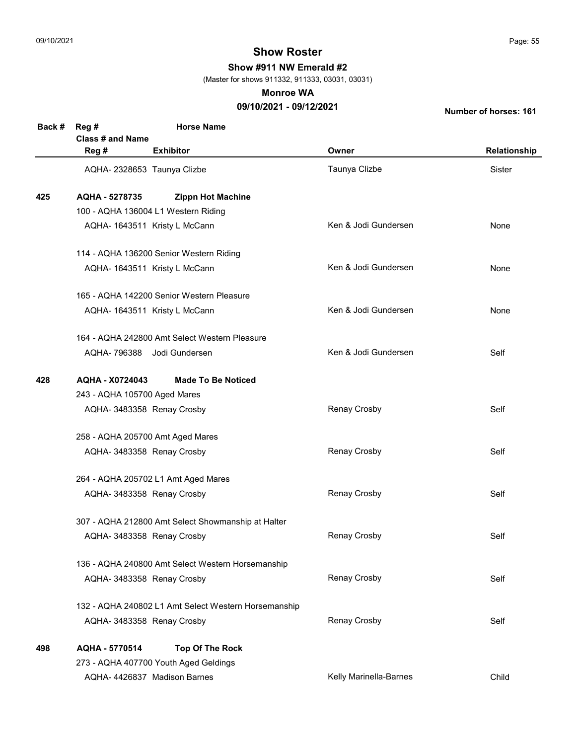# Show Roster

**Show #911 NW Emerald #2**

(Master for shows 911332, 911333, 03031, 03031)

**Monroe WA**

**09/10/2021 - 09/12/2021**

**Number of horses: 161**

| Back # | Reg # / Class # and Name / Reg # | Horse Name / Exhibitor | Owner | Relationship |
|---|---|---|---|---|
| | AQHA- 2328653 | Taunya Clizbe | Taunya Clizbe | Sister |
| **425** | **AQHA - 5278735** | **Zippn Hot Machine** | | |
| | 100 - AQHA 136004 L1 Western Riding | | | |
| | AQHA- 1643511 | Kristy L McCann | Ken & Jodi Gundersen | None |
| | 114 - AQHA 136200 Senior Western Riding | | | |
| | AQHA- 1643511 | Kristy L McCann | Ken & Jodi Gundersen | None |
| | 165 - AQHA 142200 Senior Western Pleasure | | | |
| | AQHA- 1643511 | Kristy L McCann | Ken & Jodi Gundersen | None |
| | 164 - AQHA 242800 Amt Select Western Pleasure | | | |
| | AQHA- 796388 | Jodi Gundersen | Ken & Jodi Gundersen | Self |
| **428** | **AQHA - X0724043** | **Made To Be Noticed** | | |
| | 243 - AQHA 105700 Aged Mares | | | |
| | AQHA- 3483358 | Renay Crosby | Renay Crosby | Self |
| | 258 - AQHA 205700 Amt Aged Mares | | | |
| | AQHA- 3483358 | Renay Crosby | Renay Crosby | Self |
| | 264 - AQHA 205702 L1 Amt Aged Mares | | | |
| | AQHA- 3483358 | Renay Crosby | Renay Crosby | Self |
| | 307 - AQHA 212800 Amt Select Showmanship at Halter | | | |
| | AQHA- 3483358 | Renay Crosby | Renay Crosby | Self |
| | 136 - AQHA 240800 Amt Select Western Horsemanship | | | |
| | AQHA- 3483358 | Renay Crosby | Renay Crosby | Self |
| | 132 - AQHA 240802 L1 Amt Select Western Horsemanship | | | |
| | AQHA- 3483358 | Renay Crosby | Renay Crosby | Self |
| **498** | **AQHA - 5770514** | **Top Of The Rock** | | |
| | 273 - AQHA 407700 Youth Aged Geldings | | | |
| | AQHA- 4426837 | Madison Barnes | Kelly Marinella-Barnes | Child |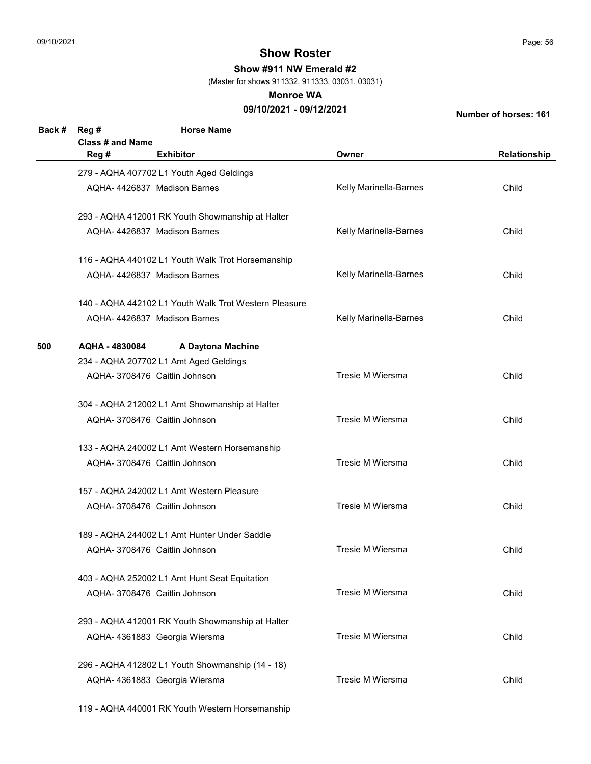# Show Roster

**Show #911 NW Emerald #2**

(Master for shows 911332, 911333, 03031, 03031)

**Monroe WA**

**09/10/2021 - 09/12/2021**

**Number of horses: 161**

| Back # | Reg # / Class # and Name / Reg # | Horse Name / Exhibitor | Owner | Relationship |
|---|---|---|---|---|
| | 279 - AQHA 407702 L1 Youth Aged Geldings | | | |
| | AQHA- 4426837 | Madison Barnes | Kelly Marinella-Barnes | Child |
| | 293 - AQHA 412001 RK Youth Showmanship at Halter | | | |
| | AQHA- 4426837 | Madison Barnes | Kelly Marinella-Barnes | Child |
| | 116 - AQHA 440102 L1 Youth Walk Trot Horsemanship | | | |
| | AQHA- 4426837 | Madison Barnes | Kelly Marinella-Barnes | Child |
| | 140 - AQHA 442102 L1 Youth Walk Trot Western Pleasure | | | |
| | AQHA- 4426837 | Madison Barnes | Kelly Marinella-Barnes | Child |
| **500** | **AQHA - 4830084** | **A Daytona Machine** | | |
| | 234 - AQHA 207702 L1 Amt Aged Geldings | | | |
| | AQHA- 3708476 | Caitlin Johnson | Tresie M Wiersma | Child |
| | 304 - AQHA 212002 L1 Amt Showmanship at Halter | | | |
| | AQHA- 3708476 | Caitlin Johnson | Tresie M Wiersma | Child |
| | 133 - AQHA 240002 L1 Amt Western Horsemanship | | | |
| | AQHA- 3708476 | Caitlin Johnson | Tresie M Wiersma | Child |
| | 157 - AQHA 242002 L1 Amt Western Pleasure | | | |
| | AQHA- 3708476 | Caitlin Johnson | Tresie M Wiersma | Child |
| | 189 - AQHA 244002 L1 Amt Hunter Under Saddle | | | |
| | AQHA- 3708476 | Caitlin Johnson | Tresie M Wiersma | Child |
| | 403 - AQHA 252002 L1 Amt Hunt Seat Equitation | | | |
| | AQHA- 3708476 | Caitlin Johnson | Tresie M Wiersma | Child |
| | 293 - AQHA 412001 RK Youth Showmanship at Halter | | | |
| | AQHA- 4361883 | Georgia Wiersma | Tresie M Wiersma | Child |
| | 296 - AQHA 412802 L1 Youth Showmanship (14 - 18) | | | |
| | AQHA- 4361883 | Georgia Wiersma | Tresie M Wiersma | Child |
| | 119 - AQHA 440001 RK Youth Western Horsemanship | | | |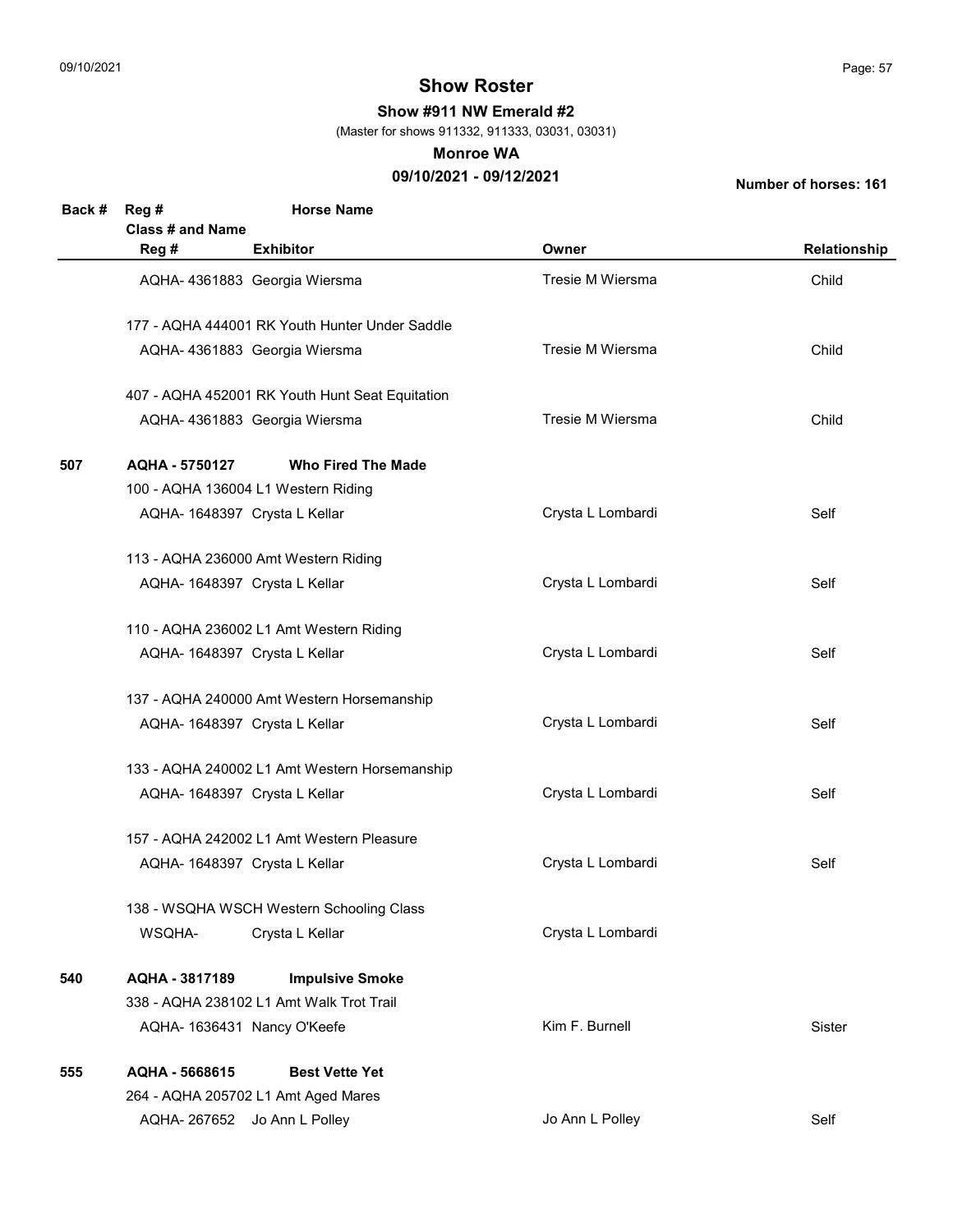# Show Roster

**Show #911 NW Emerald #2**

(Master for shows 911332, 911333, 03031, 03031)

**Monroe WA**

**09/10/2021 - 09/12/2021**

**Number of horses: 161**

| Back # | Reg # / Class # and Name / Reg # | Horse Name / Exhibitor | Owner | Relationship |
|---|---|---|---|---|
| | AQHA- 4361883 | Georgia Wiersma | Tresie M Wiersma | Child |
| | 177 - AQHA 444001 RK Youth Hunter Under Saddle | | | |
| | AQHA- 4361883 | Georgia Wiersma | Tresie M Wiersma | Child |
| | 407 - AQHA 452001 RK Youth Hunt Seat Equitation | | | |
| | AQHA- 4361883 | Georgia Wiersma | Tresie M Wiersma | Child |
| **507** | **AQHA - 5750127** | **Who Fired The Made** | | |
| | 100 - AQHA 136004 L1 Western Riding | | | |
| | AQHA- 1648397 | Crysta L Kellar | Crysta L Lombardi | Self |
| | 113 - AQHA 236000 Amt Western Riding | | | |
| | AQHA- 1648397 | Crysta L Kellar | Crysta L Lombardi | Self |
| | 110 - AQHA 236002 L1 Amt Western Riding | | | |
| | AQHA- 1648397 | Crysta L Kellar | Crysta L Lombardi | Self |
| | 137 - AQHA 240000 Amt Western Horsemanship | | | |
| | AQHA- 1648397 | Crysta L Kellar | Crysta L Lombardi | Self |
| | 133 - AQHA 240002 L1 Amt Western Horsemanship | | | |
| | AQHA- 1648397 | Crysta L Kellar | Crysta L Lombardi | Self |
| | 157 - AQHA 242002 L1 Amt Western Pleasure | | | |
| | AQHA- 1648397 | Crysta L Kellar | Crysta L Lombardi | Self |
| | 138 - WSQHA WSCH Western Schooling Class | | | |
| | WSQHA- | Crysta L Kellar | Crysta L Lombardi | |
| **540** | **AQHA - 3817189** | **Impulsive Smoke** | | |
| | 338 - AQHA 238102 L1 Amt Walk Trot Trail | | | |
| | AQHA- 1636431 | Nancy O'Keefe | Kim F. Burnell | Sister |
| **555** | **AQHA - 5668615** | **Best Vette Yet** | | |
| | 264 - AQHA 205702 L1 Amt Aged Mares | | | |
| | AQHA- 267652 | Jo Ann L Polley | Jo Ann L Polley | Self |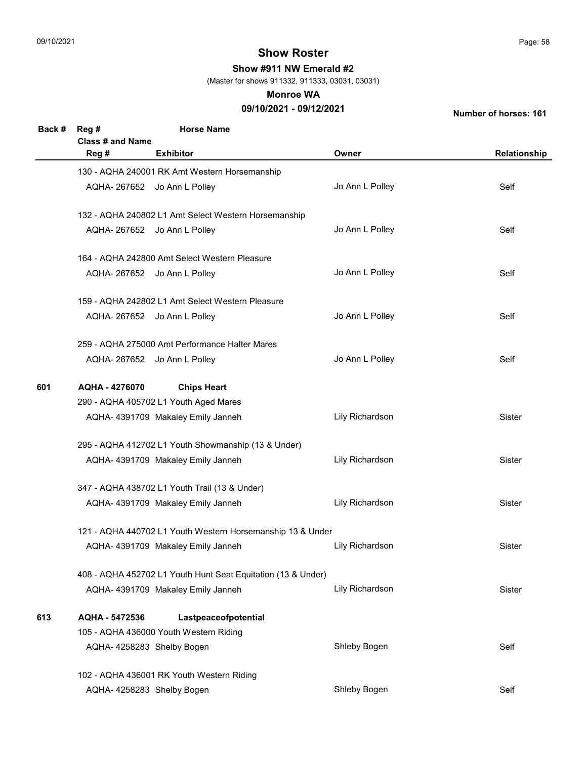# Show Roster

**Show #911 NW Emerald #2**

(Master for shows 911332, 911333, 03031, 03031)

**Monroe WA**

**09/10/2021 - 09/12/2021**

**Number of horses: 161**

| Back # | Reg # / Class # and Name / Reg # | Horse Name / Exhibitor | Owner | Relationship |
|---|---|---|---|---|
| | 130 - AQHA 240001 RK Amt Western Horsemanship | | | |
| | AQHA- 267652 | Jo Ann L Polley | Jo Ann L Polley | Self |
| | 132 - AQHA 240802 L1 Amt Select Western Horsemanship | | | |
| | AQHA- 267652 | Jo Ann L Polley | Jo Ann L Polley | Self |
| | 164 - AQHA 242800 Amt Select Western Pleasure | | | |
| | AQHA- 267652 | Jo Ann L Polley | Jo Ann L Polley | Self |
| | 159 - AQHA 242802 L1 Amt Select Western Pleasure | | | |
| | AQHA- 267652 | Jo Ann L Polley | Jo Ann L Polley | Self |
| | 259 - AQHA 275000 Amt Performance Halter Mares | | | |
| | AQHA- 267652 | Jo Ann L Polley | Jo Ann L Polley | Self |
| **601** | **AQHA - 4276070** | **Chips Heart** | | |
| | 290 - AQHA 405702 L1 Youth Aged Mares | | | |
| | AQHA- 4391709 | Makaley Emily Janneh | Lily Richardson | Sister |
| | 295 - AQHA 412702 L1 Youth Showmanship (13 & Under) | | | |
| | AQHA- 4391709 | Makaley Emily Janneh | Lily Richardson | Sister |
| | 347 - AQHA 438702 L1 Youth Trail (13 & Under) | | | |
| | AQHA- 4391709 | Makaley Emily Janneh | Lily Richardson | Sister |
| | 121 - AQHA 440702 L1 Youth Western Horsemanship 13 & Under | | | |
| | AQHA- 4391709 | Makaley Emily Janneh | Lily Richardson | Sister |
| | 408 - AQHA 452702 L1 Youth Hunt Seat Equitation (13 & Under) | | | |
| | AQHA- 4391709 | Makaley Emily Janneh | Lily Richardson | Sister |
| **613** | **AQHA - 5472536** | **Lastpeaceofpotential** | | |
| | 105 - AQHA 436000 Youth Western Riding | | | |
| | AQHA- 4258283 | Shelby Bogen | Shleby Bogen | Self |
| | 102 - AQHA 436001 RK Youth Western Riding | | | |
| | AQHA- 4258283 | Shelby Bogen | Shleby Bogen | Self |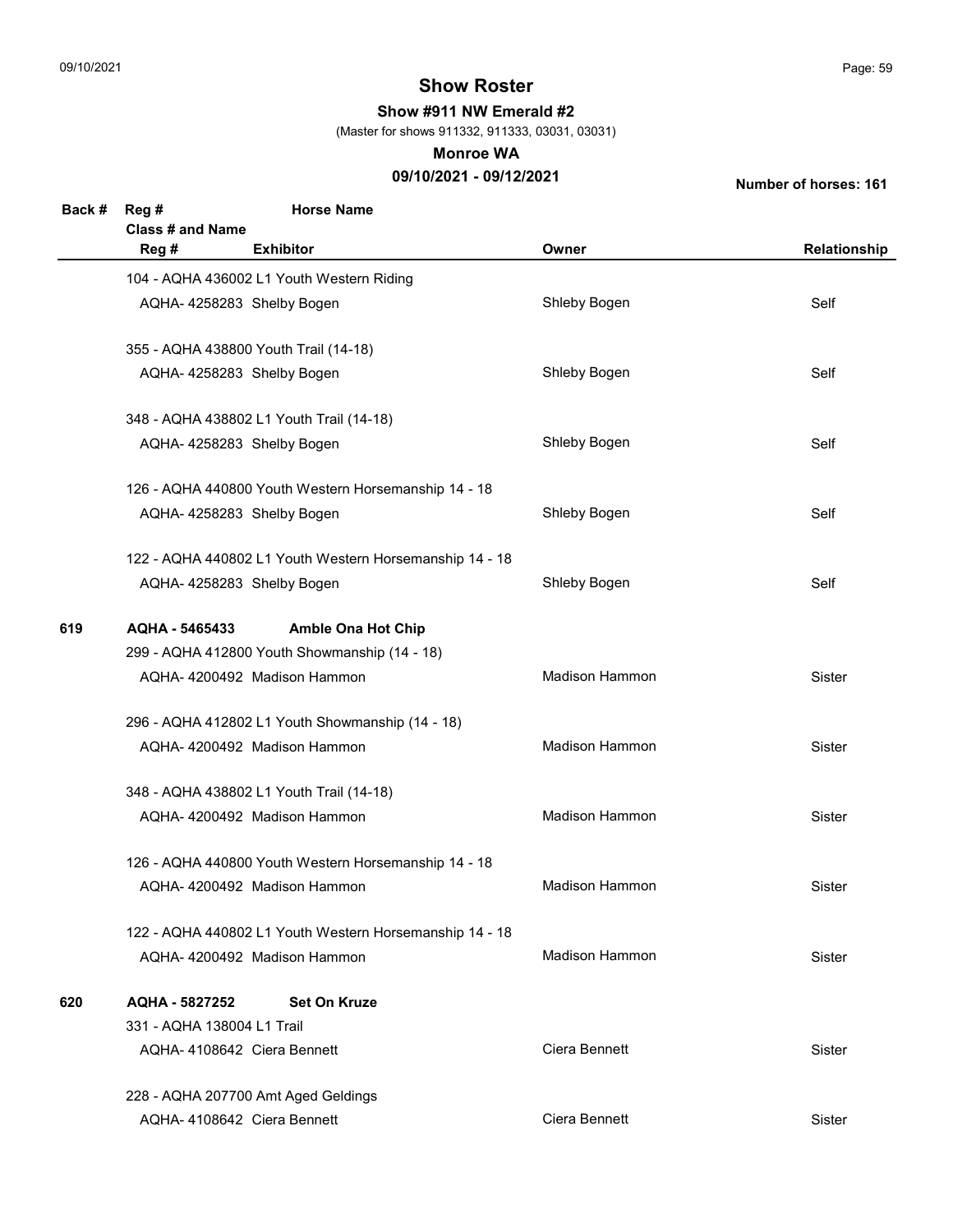# Show Roster

**Show #911 NW Emerald #2**

(Master for shows 911332, 911333, 03031, 03031)

**Monroe WA**

**09/10/2021 - 09/12/2021**

**Number of horses: 161**

| Back # | Reg # / Class # and Name / Reg # | Horse Name / Exhibitor | Owner | Relationship |
|---|---|---|---|---|
| | 104 - AQHA 436002 L1 Youth Western Riding | | | |
| | AQHA- 4258283 | Shelby Bogen | Shleby Bogen | Self |
| | 355 - AQHA 438800 Youth Trail (14-18) | | | |
| | AQHA- 4258283 | Shelby Bogen | Shleby Bogen | Self |
| | 348 - AQHA 438802 L1 Youth Trail (14-18) | | | |
| | AQHA- 4258283 | Shelby Bogen | Shleby Bogen | Self |
| | 126 - AQHA 440800 Youth Western Horsemanship 14 - 18 | | | |
| | AQHA- 4258283 | Shelby Bogen | Shleby Bogen | Self |
| | 122 - AQHA 440802 L1 Youth Western Horsemanship 14 - 18 | | | |
| | AQHA- 4258283 | Shelby Bogen | Shleby Bogen | Self |
| **619** | **AQHA - 5465433** | **Amble Ona Hot Chip** | | |
| | 299 - AQHA 412800 Youth Showmanship (14 - 18) | | | |
| | AQHA- 4200492 | Madison Hammon | Madison Hammon | Sister |
| | 296 - AQHA 412802 L1 Youth Showmanship (14 - 18) | | | |
| | AQHA- 4200492 | Madison Hammon | Madison Hammon | Sister |
| | 348 - AQHA 438802 L1 Youth Trail (14-18) | | | |
| | AQHA- 4200492 | Madison Hammon | Madison Hammon | Sister |
| | 126 - AQHA 440800 Youth Western Horsemanship 14 - 18 | | | |
| | AQHA- 4200492 | Madison Hammon | Madison Hammon | Sister |
| | 122 - AQHA 440802 L1 Youth Western Horsemanship 14 - 18 | | | |
| | AQHA- 4200492 | Madison Hammon | Madison Hammon | Sister |
| **620** | **AQHA - 5827252** | **Set On Kruze** | | |
| | 331 - AQHA 138004 L1 Trail | | | |
| | AQHA- 4108642 | Ciera Bennett | Ciera Bennett | Sister |
| | 228 - AQHA 207700 Amt Aged Geldings | | | |
| | AQHA- 4108642 | Ciera Bennett | Ciera Bennett | Sister |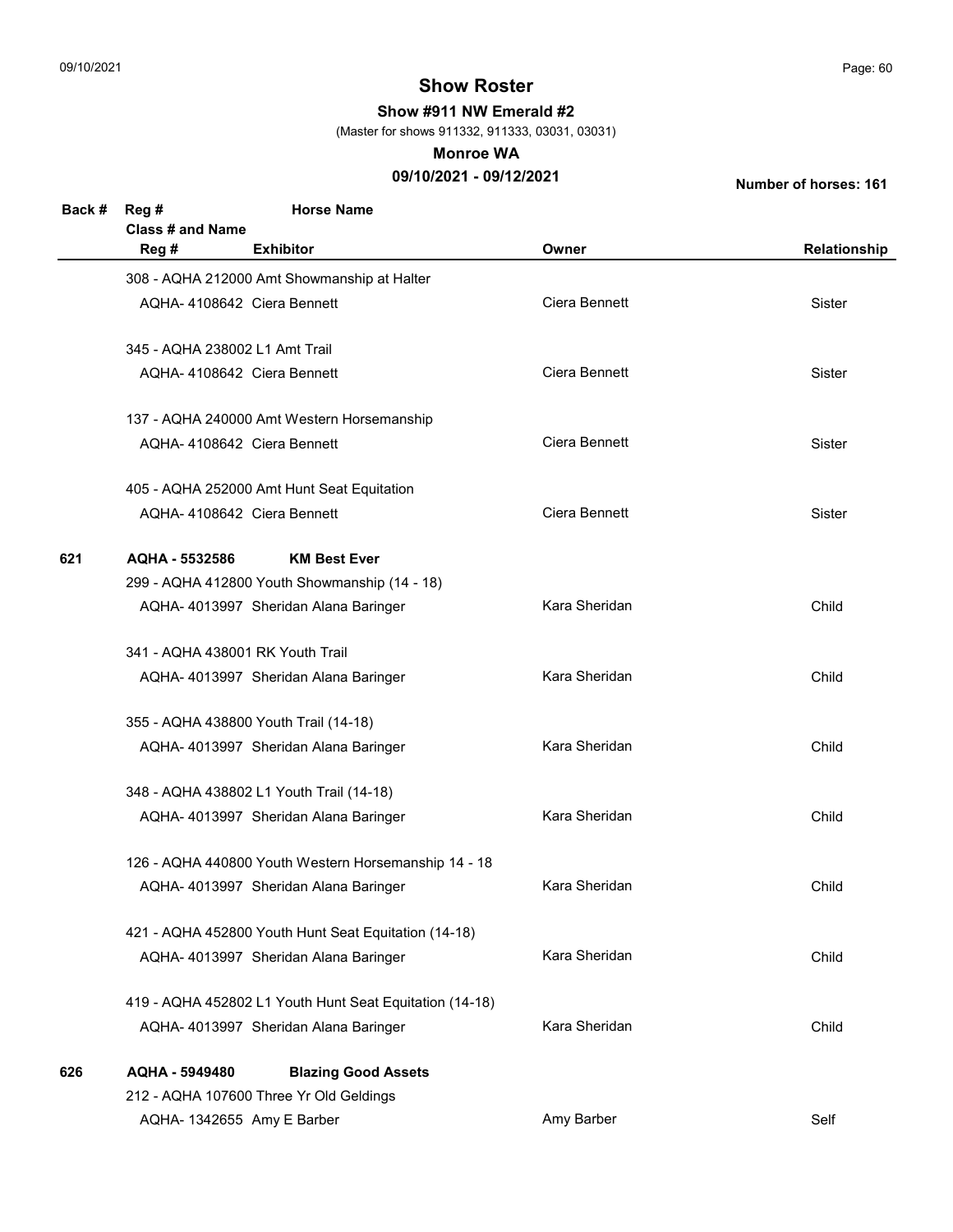# Show Roster

**Show #911 NW Emerald #2**

(Master for shows 911332, 911333, 03031, 03031)

**Monroe WA**

**09/10/2021 - 09/12/2021**

**Number of horses: 161**

| Back # | Reg # / Class # and Name / Reg # | Horse Name / Exhibitor | Owner | Relationship |
|---|---|---|---|---|
| | 308 - AQHA 212000 Amt Showmanship at Halter | | | |
| | AQHA- 4108642 | Ciera Bennett | Ciera Bennett | Sister |
| | 345 - AQHA 238002 L1 Amt Trail | | | |
| | AQHA- 4108642 | Ciera Bennett | Ciera Bennett | Sister |
| | 137 - AQHA 240000 Amt Western Horsemanship | | | |
| | AQHA- 4108642 | Ciera Bennett | Ciera Bennett | Sister |
| | 405 - AQHA 252000 Amt Hunt Seat Equitation | | | |
| | AQHA- 4108642 | Ciera Bennett | Ciera Bennett | Sister |
| **621** | **AQHA - 5532586** | **KM Best Ever** | | |
| | 299 - AQHA 412800 Youth Showmanship (14 - 18) | | | |
| | AQHA- 4013997 | Sheridan Alana Baringer | Kara Sheridan | Child |
| | 341 - AQHA 438001 RK Youth Trail | | | |
| | AQHA- 4013997 | Sheridan Alana Baringer | Kara Sheridan | Child |
| | 355 - AQHA 438800 Youth Trail (14-18) | | | |
| | AQHA- 4013997 | Sheridan Alana Baringer | Kara Sheridan | Child |
| | 348 - AQHA 438802 L1 Youth Trail (14-18) | | | |
| | AQHA- 4013997 | Sheridan Alana Baringer | Kara Sheridan | Child |
| | 126 - AQHA 440800 Youth Western Horsemanship 14 - 18 | | | |
| | AQHA- 4013997 | Sheridan Alana Baringer | Kara Sheridan | Child |
| | 421 - AQHA 452800 Youth Hunt Seat Equitation (14-18) | | | |
| | AQHA- 4013997 | Sheridan Alana Baringer | Kara Sheridan | Child |
| | 419 - AQHA 452802 L1 Youth Hunt Seat Equitation (14-18) | | | |
| | AQHA- 4013997 | Sheridan Alana Baringer | Kara Sheridan | Child |
| **626** | **AQHA - 5949480** | **Blazing Good Assets** | | |
| | 212 - AQHA 107600 Three Yr Old Geldings | | | |
| | AQHA- 1342655 | Amy E Barber | Amy Barber | Self |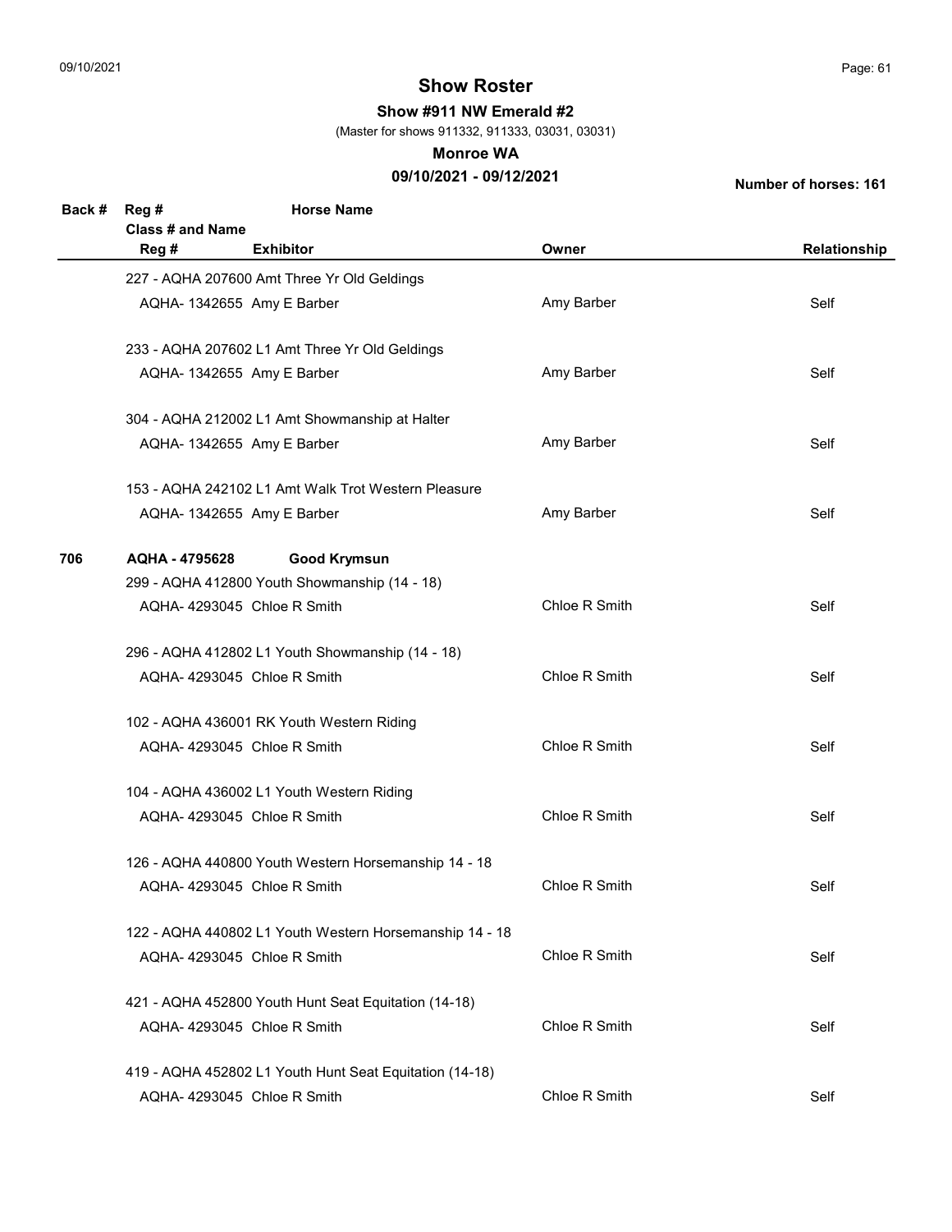## Show Roster

**Show #911 NW Emerald #2**

(Master for shows 911332, 911333, 03031, 03031)

**Monroe WA**

**09/10/2021 - 09/12/2021**

**Number of horses: 161**

| Back # | Reg # / Class # and Name / Reg # | Horse Name / Exhibitor | Owner | Relationship |
|---|---|---|---|---|
| | 227 - AQHA 207600 Amt Three Yr Old Geldings | | | |
| | AQHA- 1342655 | Amy E Barber | Amy Barber | Self |
| | 233 - AQHA 207602 L1 Amt Three Yr Old Geldings | | | |
| | AQHA- 1342655 | Amy E Barber | Amy Barber | Self |
| | 304 - AQHA 212002 L1 Amt Showmanship at Halter | | | |
| | AQHA- 1342655 | Amy E Barber | Amy Barber | Self |
| | 153 - AQHA 242102 L1 Amt Walk Trot Western Pleasure | | | |
| | AQHA- 1342655 | Amy E Barber | Amy Barber | Self |
| **706** | **AQHA - 4795628** | **Good Krymsun** | | |
| | 299 - AQHA 412800 Youth Showmanship (14 - 18) | | | |
| | AQHA- 4293045 | Chloe R Smith | Chloe R Smith | Self |
| | 296 - AQHA 412802 L1 Youth Showmanship (14 - 18) | | | |
| | AQHA- 4293045 | Chloe R Smith | Chloe R Smith | Self |
| | 102 - AQHA 436001 RK Youth Western Riding | | | |
| | AQHA- 4293045 | Chloe R Smith | Chloe R Smith | Self |
| | 104 - AQHA 436002 L1 Youth Western Riding | | | |
| | AQHA- 4293045 | Chloe R Smith | Chloe R Smith | Self |
| | 126 - AQHA 440800 Youth Western Horsemanship 14 - 18 | | | |
| | AQHA- 4293045 | Chloe R Smith | Chloe R Smith | Self |
| | 122 - AQHA 440802 L1 Youth Western Horsemanship 14 - 18 | | | |
| | AQHA- 4293045 | Chloe R Smith | Chloe R Smith | Self |
| | 421 - AQHA 452800 Youth Hunt Seat Equitation (14-18) | | | |
| | AQHA- 4293045 | Chloe R Smith | Chloe R Smith | Self |
| | 419 - AQHA 452802 L1 Youth Hunt Seat Equitation (14-18) | | | |
| | AQHA- 4293045 | Chloe R Smith | Chloe R Smith | Self |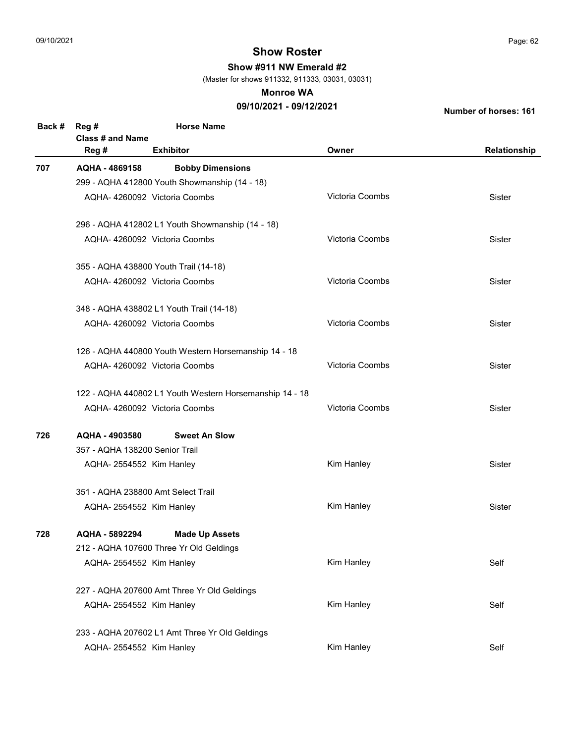# Show Roster

**Show #911 NW Emerald #2**

(Master for shows 911332, 911333, 03031, 03031)

**Monroe WA**

**09/10/2021 - 09/12/2021**

**Number of horses: 161**

| Back # | Reg # / Class # and Name / Reg # | Horse Name / Exhibitor | Owner | Relationship |
|---|---|---|---|---|
| **707** | **AQHA - 4869158** | **Bobby Dimensions** | | |
| | 299 - AQHA 412800 Youth Showmanship (14 - 18) | | | |
| | AQHA- 4260092 | Victoria Coombs | Victoria Coombs | Sister |
| | 296 - AQHA 412802 L1 Youth Showmanship (14 - 18) | | | |
| | AQHA- 4260092 | Victoria Coombs | Victoria Coombs | Sister |
| | 355 - AQHA 438800 Youth Trail (14-18) | | | |
| | AQHA- 4260092 | Victoria Coombs | Victoria Coombs | Sister |
| | 348 - AQHA 438802 L1 Youth Trail (14-18) | | | |
| | AQHA- 4260092 | Victoria Coombs | Victoria Coombs | Sister |
| | 126 - AQHA 440800 Youth Western Horsemanship 14 - 18 | | | |
| | AQHA- 4260092 | Victoria Coombs | Victoria Coombs | Sister |
| | 122 - AQHA 440802 L1 Youth Western Horsemanship 14 - 18 | | | |
| | AQHA- 4260092 | Victoria Coombs | Victoria Coombs | Sister |
| **726** | **AQHA - 4903580** | **Sweet An Slow** | | |
| | 357 - AQHA 138200 Senior Trail | | | |
| | AQHA- 2554552 | Kim Hanley | Kim Hanley | Sister |
| | 351 - AQHA 238800 Amt Select Trail | | | |
| | AQHA- 2554552 | Kim Hanley | Kim Hanley | Sister |
| **728** | **AQHA - 5892294** | **Made Up Assets** | | |
| | 212 - AQHA 107600 Three Yr Old Geldings | | | |
| | AQHA- 2554552 | Kim Hanley | Kim Hanley | Self |
| | 227 - AQHA 207600 Amt Three Yr Old Geldings | | | |
| | AQHA- 2554552 | Kim Hanley | Kim Hanley | Self |
| | 233 - AQHA 207602 L1 Amt Three Yr Old Geldings | | | |
| | AQHA- 2554552 | Kim Hanley | Kim Hanley | Self |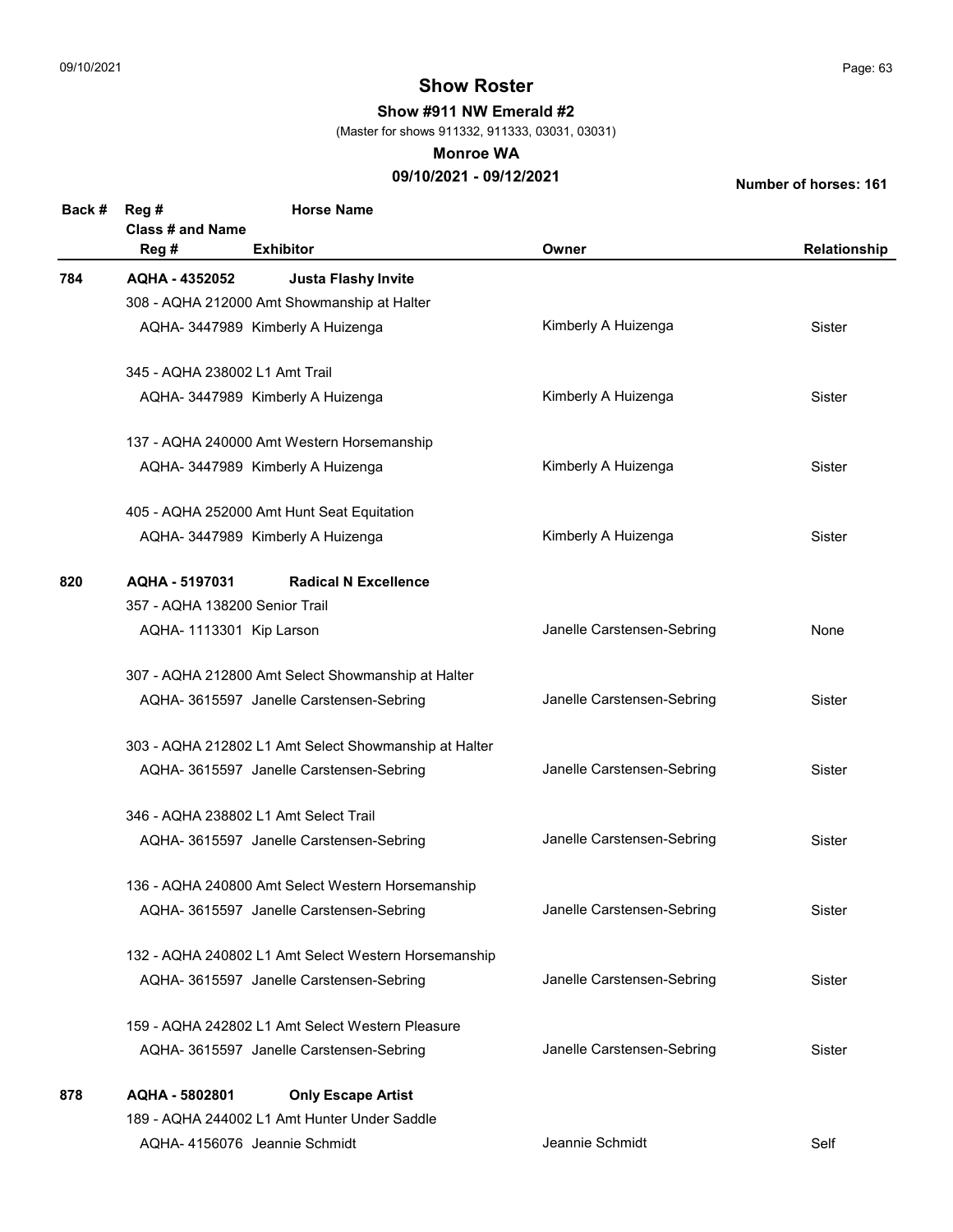# Show Roster

**Show #911 NW Emerald #2**

(Master for shows 911332, 911333, 03031, 03031)

**Monroe WA**

**09/10/2021 - 09/12/2021**

**Number of horses: 161**

| Back # | Reg # / Class # and Name / Reg # | Horse Name / Exhibitor | Owner | Relationship |
|---|---|---|---|---|
| **784** | **AQHA - 4352052** | **Justa Flashy Invite** | | |
| | 308 - AQHA 212000 Amt Showmanship at Halter | | | |
| | AQHA- 3447989 | Kimberly A Huizenga | Kimberly A Huizenga | Sister |
| | 345 - AQHA 238002 L1 Amt Trail | | | |
| | AQHA- 3447989 | Kimberly A Huizenga | Kimberly A Huizenga | Sister |
| | 137 - AQHA 240000 Amt Western Horsemanship | | | |
| | AQHA- 3447989 | Kimberly A Huizenga | Kimberly A Huizenga | Sister |
| | 405 - AQHA 252000 Amt Hunt Seat Equitation | | | |
| | AQHA- 3447989 | Kimberly A Huizenga | Kimberly A Huizenga | Sister |
| **820** | **AQHA - 5197031** | **Radical N Excellence** | | |
| | 357 - AQHA 138200 Senior Trail | | | |
| | AQHA- 1113301 | Kip Larson | Janelle Carstensen-Sebring | None |
| | 307 - AQHA 212800 Amt Select Showmanship at Halter | | | |
| | AQHA- 3615597 | Janelle Carstensen-Sebring | Janelle Carstensen-Sebring | Sister |
| | 303 - AQHA 212802 L1 Amt Select Showmanship at Halter | | | |
| | AQHA- 3615597 | Janelle Carstensen-Sebring | Janelle Carstensen-Sebring | Sister |
| | 346 - AQHA 238802 L1 Amt Select Trail | | | |
| | AQHA- 3615597 | Janelle Carstensen-Sebring | Janelle Carstensen-Sebring | Sister |
| | 136 - AQHA 240800 Amt Select Western Horsemanship | | | |
| | AQHA- 3615597 | Janelle Carstensen-Sebring | Janelle Carstensen-Sebring | Sister |
| | 132 - AQHA 240802 L1 Amt Select Western Horsemanship | | | |
| | AQHA- 3615597 | Janelle Carstensen-Sebring | Janelle Carstensen-Sebring | Sister |
| | 159 - AQHA 242802 L1 Amt Select Western Pleasure | | | |
| | AQHA- 3615597 | Janelle Carstensen-Sebring | Janelle Carstensen-Sebring | Sister |
| **878** | **AQHA - 5802801** | **Only Escape Artist** | | |
| | 189 - AQHA 244002 L1 Amt Hunter Under Saddle | | | |
| | AQHA- 4156076 | Jeannie Schmidt | Jeannie Schmidt | Self |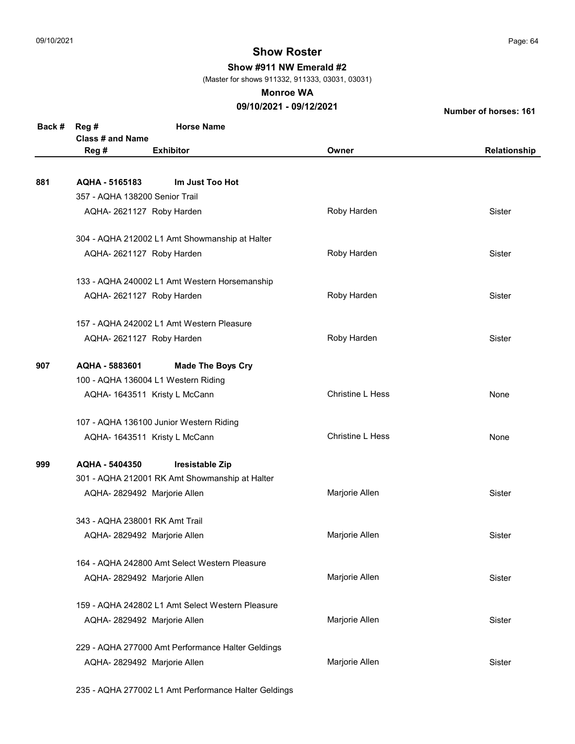# Show Roster

**Show #911 NW Emerald #2**

(Master for shows 911332, 911333, 03031, 03031)

**Monroe WA**

**09/10/2021 - 09/12/2021**

**Number of horses: 161**

| Back # | Reg # / Class # and Name / Reg # | Horse Name / Exhibitor | Owner | Relationship |
|---|---|---|---|---|
| **881** | **AQHA - 5165183** | **Im Just Too Hot** | | |
| | 357 - AQHA 138200 Senior Trail | | | |
| | AQHA- 2621127 | Roby Harden | Roby Harden | Sister |
| | 304 - AQHA 212002 L1 Amt Showmanship at Halter | | | |
| | AQHA- 2621127 | Roby Harden | Roby Harden | Sister |
| | 133 - AQHA 240002 L1 Amt Western Horsemanship | | | |
| | AQHA- 2621127 | Roby Harden | Roby Harden | Sister |
| | 157 - AQHA 242002 L1 Amt Western Pleasure | | | |
| | AQHA- 2621127 | Roby Harden | Roby Harden | Sister |
| **907** | **AQHA - 5883601** | **Made The Boys Cry** | | |
| | 100 - AQHA 136004 L1 Western Riding | | | |
| | AQHA- 1643511 | Kristy L McCann | Christine L Hess | None |
| | 107 - AQHA 136100 Junior Western Riding | | | |
| | AQHA- 1643511 | Kristy L McCann | Christine L Hess | None |
| **999** | **AQHA - 5404350** | **Iresistable Zip** | | |
| | 301 - AQHA 212001 RK Amt Showmanship at Halter | | | |
| | AQHA- 2829492 | Marjorie Allen | Marjorie Allen | Sister |
| | 343 - AQHA 238001 RK Amt Trail | | | |
| | AQHA- 2829492 | Marjorie Allen | Marjorie Allen | Sister |
| | 164 - AQHA 242800 Amt Select Western Pleasure | | | |
| | AQHA- 2829492 | Marjorie Allen | Marjorie Allen | Sister |
| | 159 - AQHA 242802 L1 Amt Select Western Pleasure | | | |
| | AQHA- 2829492 | Marjorie Allen | Marjorie Allen | Sister |
| | 229 - AQHA 277000 Amt Performance Halter Geldings | | | |
| | AQHA- 2829492 | Marjorie Allen | Marjorie Allen | Sister |
| | 235 - AQHA 277002 L1 Amt Performance Halter Geldings | | | |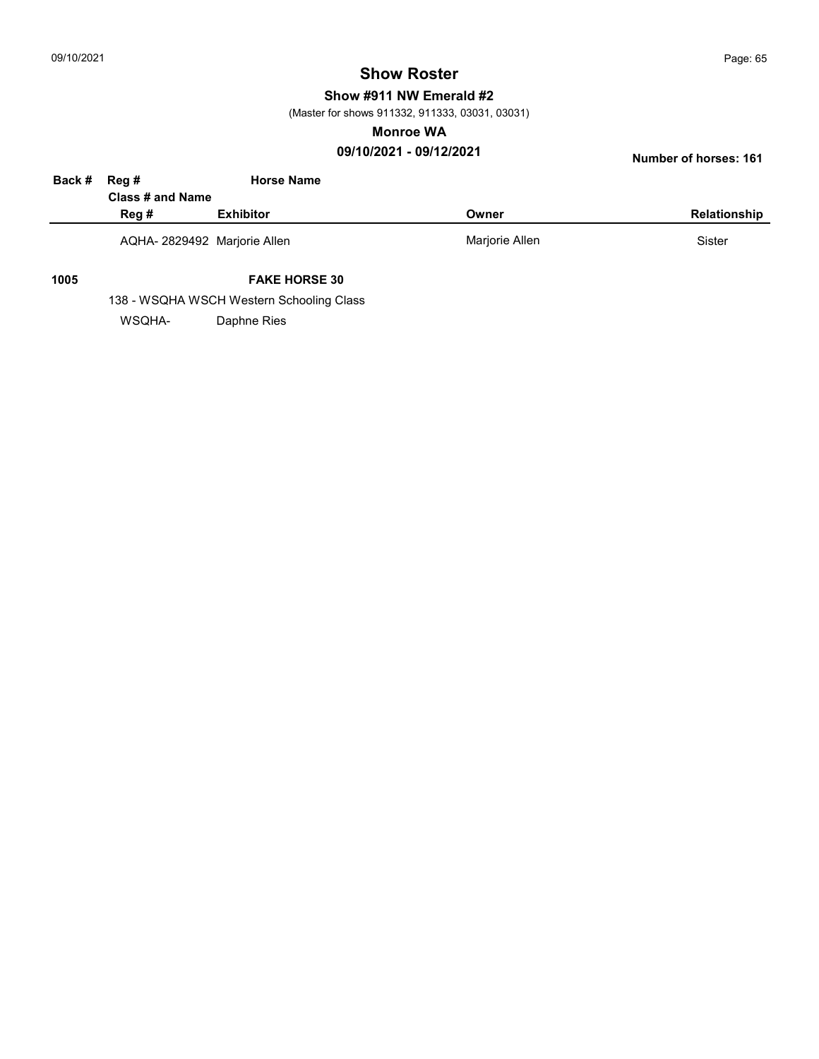# Show Roster

**Show #911 NW Emerald #2**

(Master for shows 911332, 911333, 03031, 03031)

**Monroe WA**

**09/10/2021 - 09/12/2021**

**Number of horses: 161**

| Back # | Reg # / Class # and Name / Reg # | Horse Name / Exhibitor | Owner | Relationship |
|---|---|---|---|---|
| | AQHA- 2829492 | Marjorie Allen | Marjorie Allen | Sister |
| **1005** | | **FAKE HORSE 30** | | |
| | 138 - WSQHA WSCH Western Schooling Class | | | |
| | WSQHA- | Daphne Ries | | |